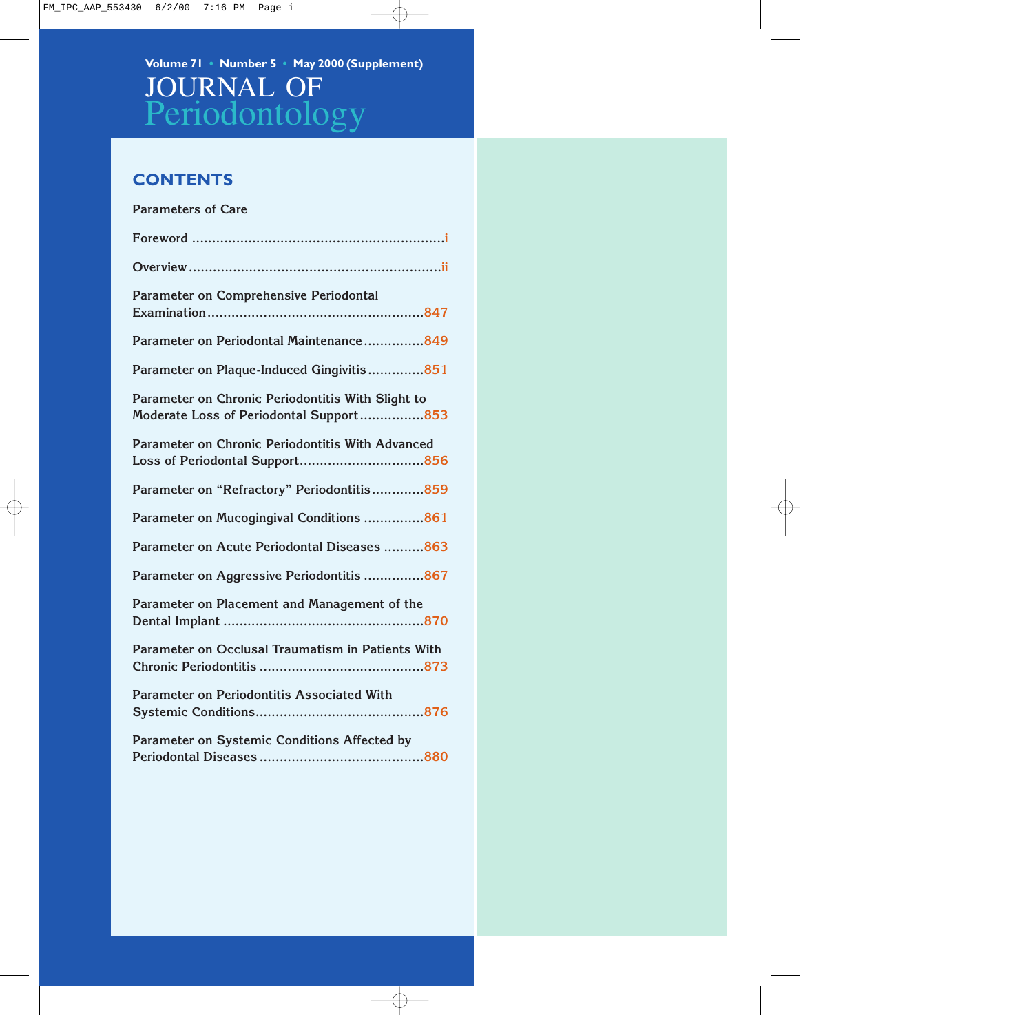Volume 71 • Number 5 • May 2000 (Supplement)

# JOURNAL OF Periodontology

## CONTENTS

Parameters of Care

Foreword ................................................................i

Overview ................................................................ii

Parameter on Comprehensive Periodontal Examination ....................................................847

Parameter on Periodontal Maintenance ...............849

Parameter on Plaque-Induced Gingivitis .............851

Parameter on Chronic Periodontitis With Slight to Moderate Loss of Periodontal Support ................853

Parameter on Chronic Periodontitis With Advanced Loss of Periodontal Support...............................856

Parameter on “Refractory” Periodontitis .............859

Parameter on Mucogingival Conditions ...............861

Parameter on Acute Periodontal Diseases ..........863

Parameter on Aggressive Periodontitis ...............867

Parameter on Placement and Management of the Dental Implant .................................................870

Parameter on Occlusal Traumatism in Patients With Chronic Periodontitis ........................................873

Parameter on Periodontitis Associated With Systemic Conditions.........................................876

Parameter on Systemic Conditions Affected by Periodontal Diseases ........................................880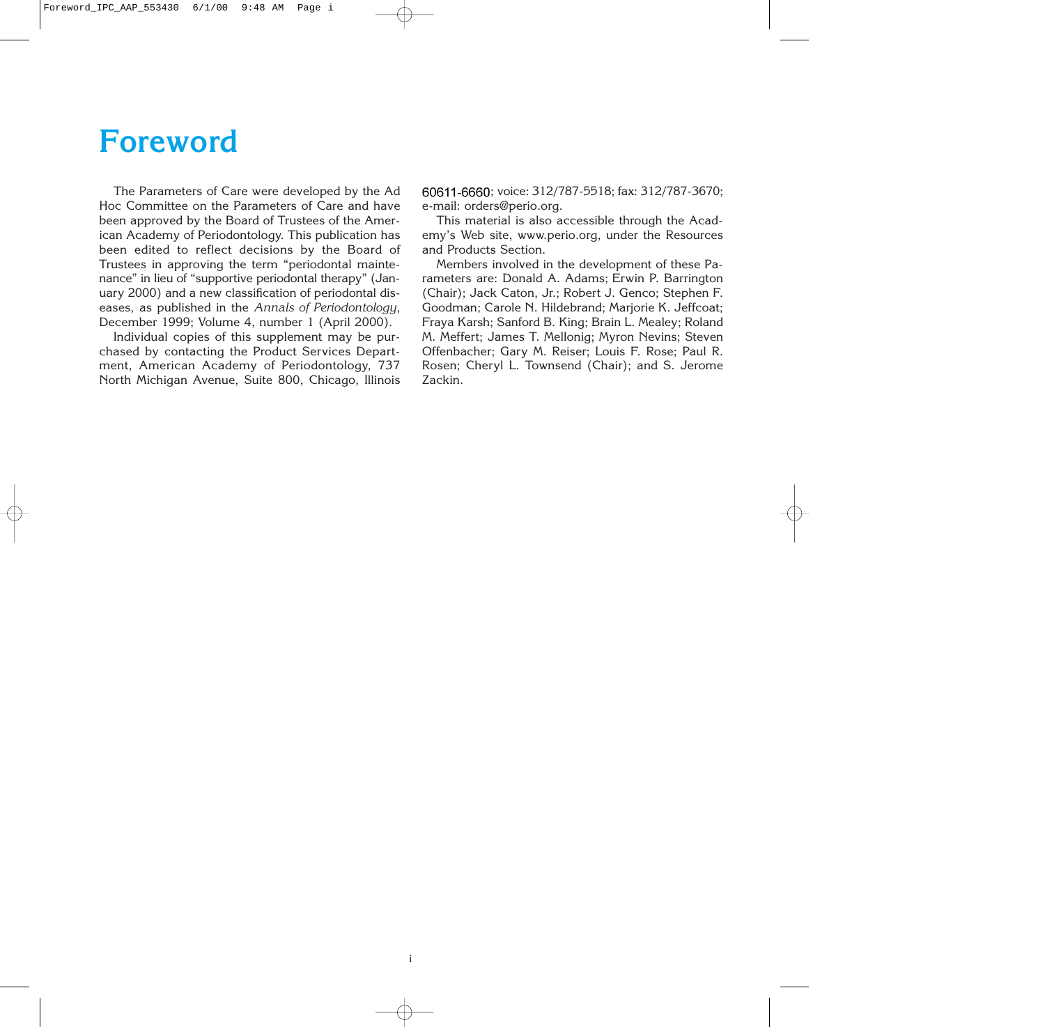# Foreword

The Parameters of Care were developed by the Ad Hoc Committee on the Parameters of Care and have been approved by the Board of Trustees of the American Academy of Periodontology. This publication has been edited to reflect decisions by the Board of Trustees in approving the term "periodontal maintenance" in lieu of "supportive periodontal therapy" (January 2000) and a new classification of periodontal diseases, as published in the *Annals of Periodontology*, December 1999; Volume 4, number 1 (April 2000).

Individual copies of this supplement may be purchased by contacting the Product Services Department, American Academy of Periodontology, 737 North Michigan Avenue, Suite 800, Chicago, Illinois 60611-6660; voice: 312/787-5518; fax: 312/787-3670; e-mail: orders@perio.org.

This material is also accessible through the Academy's Web site, www.perio.org, under the Resources and Products Section.

Members involved in the development of these Parameters are: Donald A. Adams; Erwin P. Barrington (Chair); Jack Caton, Jr.; Robert J. Genco; Stephen F. Goodman; Carole N. Hildebrand; Marjorie K. Jeffcoat; Fraya Karsh; Sanford B. King; Brain L. Mealey; Roland M. Meffert; James T. Mellonig; Myron Nevins; Steven Offenbacher; Gary M. Reiser; Louis F. Rose; Paul R. Rosen; Cheryl L. Townsend (Chair); and S. Jerome Zackin.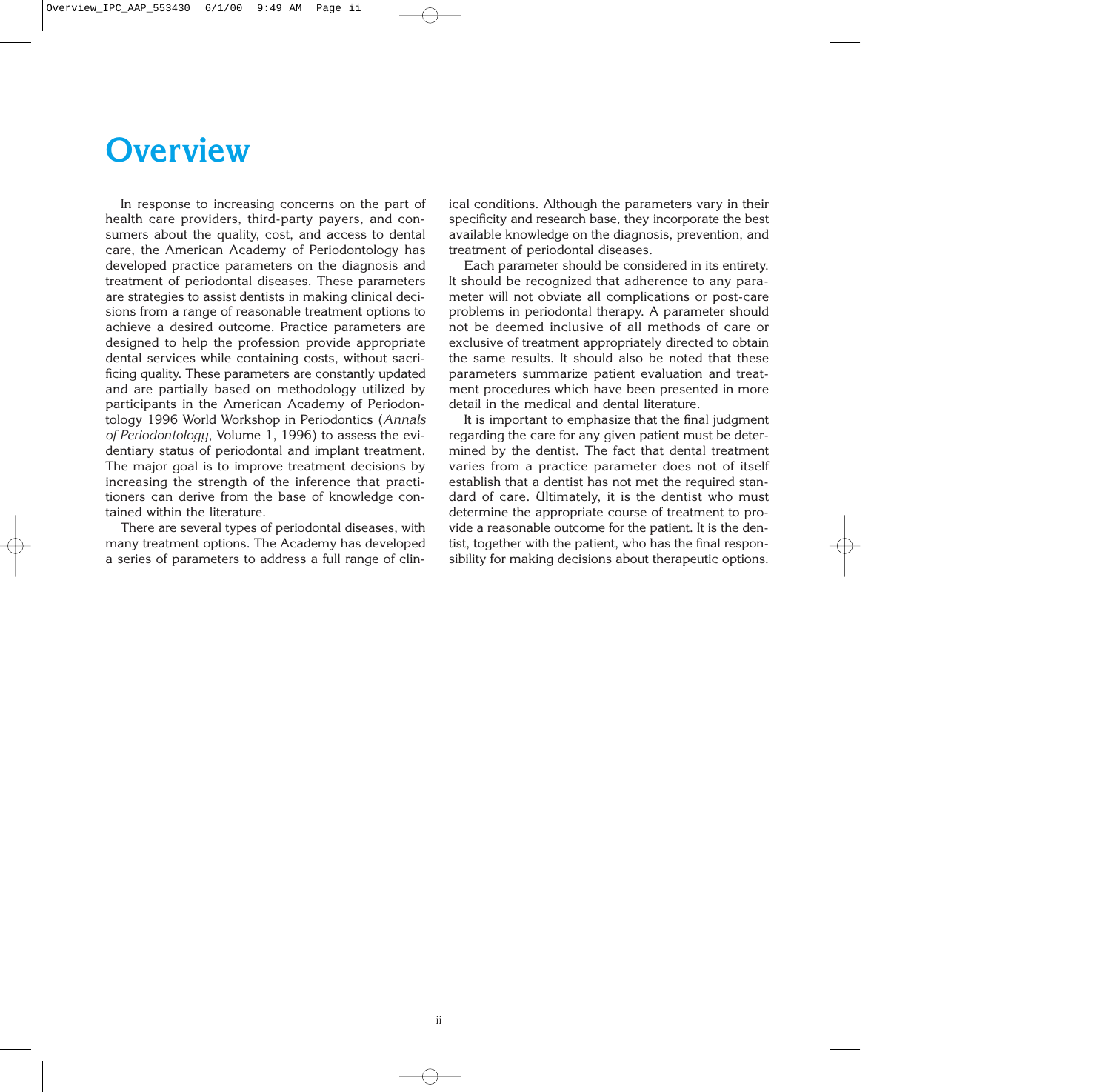# Overview

In response to increasing concerns on the part of health care providers, third-party payers, and consumers about the quality, cost, and access to dental care, the American Academy of Periodontology has developed practice parameters on the diagnosis and treatment of periodontal diseases. These parameters are strategies to assist dentists in making clinical decisions from a range of reasonable treatment options to achieve a desired outcome. Practice parameters are designed to help the profession provide appropriate dental services while containing costs, without sacrificing quality. These parameters are constantly updated and are partially based on methodology utilized by participants in the American Academy of Periodontology 1996 World Workshop in Periodontics (*Annals of Periodontology*, Volume 1, 1996) to assess the evidentiary status of periodontal and implant treatment. The major goal is to improve treatment decisions by increasing the strength of the inference that practitioners can derive from the base of knowledge contained within the literature.

There are several types of periodontal diseases, with many treatment options. The Academy has developed a series of parameters to address a full range of clinical conditions. Although the parameters vary in their specificity and research base, they incorporate the best available knowledge on the diagnosis, prevention, and treatment of periodontal diseases.

Each parameter should be considered in its entirety. It should be recognized that adherence to any parameter will not obviate all complications or post-care problems in periodontal therapy. A parameter should not be deemed inclusive of all methods of care or exclusive of treatment appropriately directed to obtain the same results. It should also be noted that these parameters summarize patient evaluation and treatment procedures which have been presented in more detail in the medical and dental literature.

It is important to emphasize that the final judgment regarding the care for any given patient must be determined by the dentist. The fact that dental treatment varies from a practice parameter does not of itself establish that a dentist has not met the required standard of care. Ultimately, it is the dentist who must determine the appropriate course of treatment to provide a reasonable outcome for the patient. It is the dentist, together with the patient, who has the final responsibility for making decisions about therapeutic options.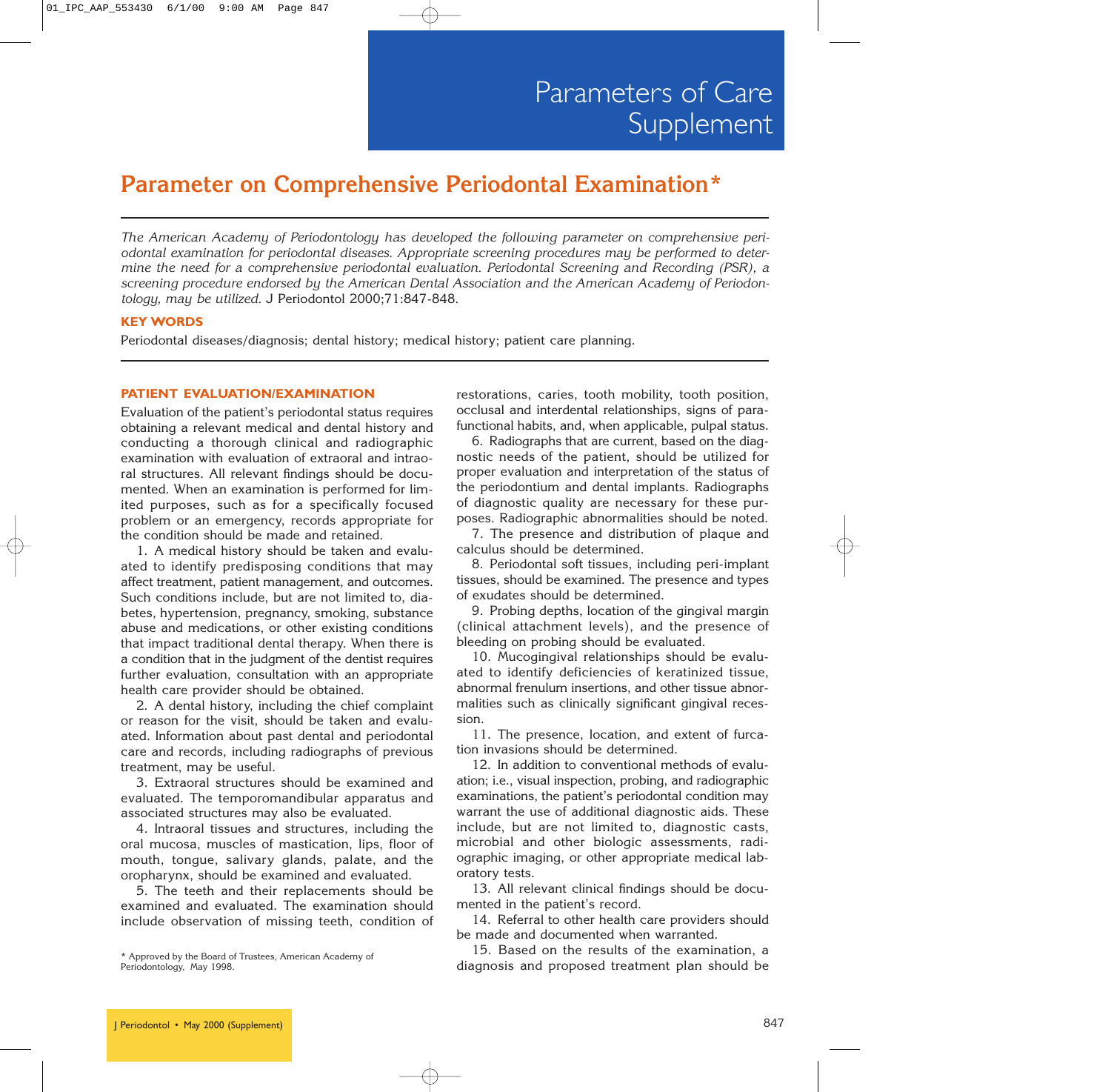Parameters of Care Supplement

# Parameter on Comprehensive Periodontal Examination*

*The American Academy of Periodontology has developed the following parameter on comprehensive periodontal examination for periodontal diseases. Appropriate screening procedures may be performed to determine the need for a comprehensive periodontal evaluation. Periodontal Screening and Recording (PSR), a screening procedure endorsed by the American Dental Association and the American Academy of Periodontology, may be utilized.* J Periodontol 2000;71:847-848.

**KEY WORDS**

Periodontal diseases/diagnosis; dental history; medical history; patient care planning.

## PATIENT EVALUATION/EXAMINATION

Evaluation of the patient's periodontal status requires obtaining a relevant medical and dental history and conducting a thorough clinical and radiographic examination with evaluation of extraoral and intraoral structures. All relevant findings should be documented. When an examination is performed for limited purposes, such as for a specifically focused problem or an emergency, records appropriate for the condition should be made and retained.

1. A medical history should be taken and evaluated to identify predisposing conditions that may affect treatment, patient management, and outcomes. Such conditions include, but are not limited to, diabetes, hypertension, pregnancy, smoking, substance abuse and medications, or other existing conditions that impact traditional dental therapy. When there is a condition that in the judgment of the dentist requires further evaluation, consultation with an appropriate health care provider should be obtained.

2. A dental history, including the chief complaint or reason for the visit, should be taken and evaluated. Information about past dental and periodontal care and records, including radiographs of previous treatment, may be useful.

3. Extraoral structures should be examined and evaluated. The temporomandibular apparatus and associated structures may also be evaluated.

4. Intraoral tissues and structures, including the oral mucosa, muscles of mastication, lips, floor of mouth, tongue, salivary glands, palate, and the oropharynx, should be examined and evaluated.

5. The teeth and their replacements should be examined and evaluated. The examination should include observation of missing teeth, condition of restorations, caries, tooth mobility, tooth position, occlusal and interdental relationships, signs of parafunctional habits, and, when applicable, pulpal status.

6. Radiographs that are current, based on the diagnostic needs of the patient, should be utilized for proper evaluation and interpretation of the status of the periodontium and dental implants. Radiographs of diagnostic quality are necessary for these purposes. Radiographic abnormalities should be noted.

7. The presence and distribution of plaque and calculus should be determined.

8. Periodontal soft tissues, including peri-implant tissues, should be examined. The presence and types of exudates should be determined.

9. Probing depths, location of the gingival margin (clinical attachment levels), and the presence of bleeding on probing should be evaluated.

10. Mucogingival relationships should be evaluated to identify deficiencies of keratinized tissue, abnormal frenulum insertions, and other tissue abnormalities such as clinically significant gingival recession.

11. The presence, location, and extent of furcation invasions should be determined.

12. In addition to conventional methods of evaluation; i.e., visual inspection, probing, and radiographic examinations, the patient's periodontal condition may warrant the use of additional diagnostic aids. These include, but are not limited to, diagnostic casts, microbial and other biologic assessments, radiographic imaging, or other appropriate medical laboratory tests.

13. All relevant clinical findings should be documented in the patient's record.

14. Referral to other health care providers should be made and documented when warranted.

15. Based on the results of the examination, a diagnosis and proposed treatment plan should be

\* Approved by the Board of Trustees, American Academy of Periodontology, May 1998.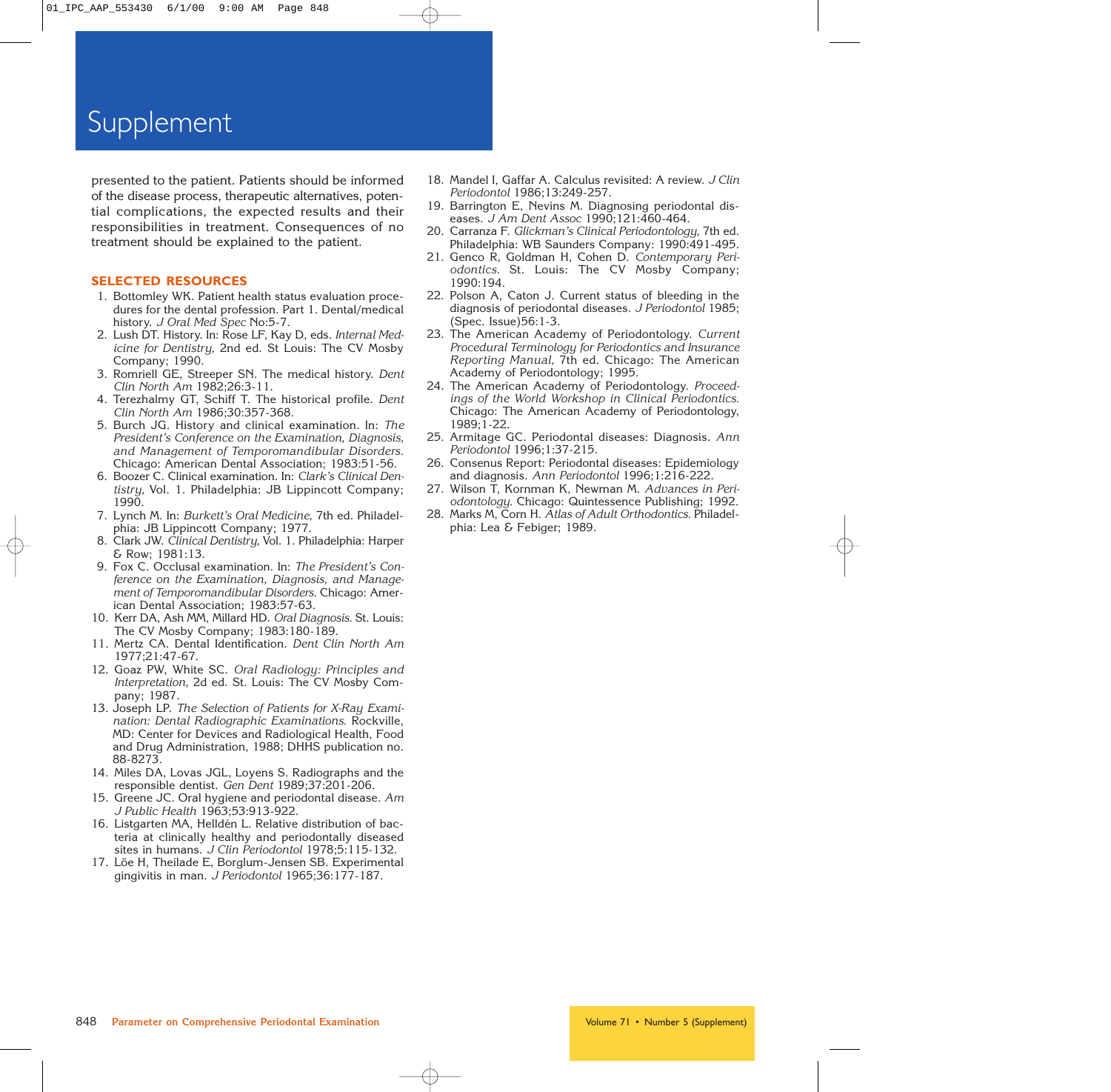presented to the patient. Patients should be informed of the disease process, therapeutic alternatives, potential complications, the expected results and their responsibilities in treatment. Consequences of no treatment should be explained to the patient.

## SELECTED RESOURCES

1. Bottomley WK. Patient health status evaluation procedures for the dental profession. Part 1. Dental/medical history. *J Oral Med Spec* No:5-7.
2. Lush DT. History. In: Rose LF, Kay D, eds. *Internal Medicine for Dentistry,* 2nd ed. St Louis: The CV Mosby Company; 1990.
3. Romriell GE, Streeper SN. The medical history. *Dent Clin North Am* 1982;26:3-11.
4. Terezhalmy GT, Schiff T. The historical profile. *Dent Clin North Am* 1986;30:357-368.
5. Burch JG. History and clinical examination. In: *The President's Conference on the Examination, Diagnosis, and Management of Temporomandibular Disorders.* Chicago: American Dental Association; 1983:51-56.
6. Boozer C. Clinical examination. In: *Clark's Clinical Dentistry,* Vol. 1. Philadelphia: JB Lippincott Company; 1990.
7. Lynch M. In: *Burkett's Oral Medicine,* 7th ed. Philadelphia: JB Lippincott Company; 1977.
8. Clark JW. *Clinical Dentistry,* Vol. 1. Philadelphia: Harper & Row; 1981:13.
9. Fox C. Occlusal examination. In: *The President's Conference on the Examination, Diagnosis, and Management of Temporomandibular Disorders.* Chicago: American Dental Association; 1983:57-63.
10. Kerr DA, Ash MM, Millard HD. *Oral Diagnosis.* St. Louis: The CV Mosby Company; 1983:180-189.
11. Mertz CA. Dental Identification. *Dent Clin North Am* 1977;21:47-67.
12. Goaz PW, White SC. *Oral Radiology: Principles and Interpretation,* 2d ed. St. Louis: The CV Mosby Company; 1987.
13. Joseph LP. *The Selection of Patients for X-Ray Examination: Dental Radiographic Examinations.* Rockville, MD: Center for Devices and Radiological Health, Food and Drug Administration, 1988; DHHS publication no. 88-8273.
14. Miles DA, Lovas JGL, Loyens S. Radiographs and the responsible dentist. *Gen Dent* 1989;37:201-206.
15. Greene JC. Oral hygiene and periodontal disease. *Am J Public Health* 1963;53:913-922.
16. Listgarten MA, Helldén L. Relative distribution of bacteria at clinically healthy and periodontally diseased sites in humans. *J Clin Periodontol* 1978;5:115-132.
17. Löe H, Theilade E, Borglum-Jensen SB. Experimental gingivitis in man. *J Periodontol* 1965;36:177-187.
18. Mandel I, Gaffar A. Calculus revisited: A review. *J Clin Periodontol* 1986;13:249-257.
19. Barrington E, Nevins M. Diagnosing periodontal diseases. *J Am Dent Assoc* 1990;121:460-464.
20. Carranza F. *Glickman's Clinical Periodontology,* 7th ed. Philadelphia: WB Saunders Company: 1990:491-495.
21. Genco R, Goldman H, Cohen D. *Contemporary Periodontics.* St. Louis: The CV Mosby Company; 1990:194.
22. Polson A, Caton J. Current status of bleeding in the diagnosis of periodontal diseases. *J Periodontol* 1985;(Spec. Issue)56:1-3.
23. The American Academy of Periodontology. *Current Procedural Terminology for Periodontics and Insurance Reporting Manual,* 7th ed. Chicago: The American Academy of Periodontology; 1995.
24. The American Academy of Periodontology. *Proceedings of the World Workshop in Clinical Periodontics.* Chicago: The American Academy of Periodontology, 1989;1-22.
25. Armitage GC. Periodontal diseases: Diagnosis. *Ann Periodontol* 1996;1:37-215.
26. Consenus Report: Periodontal diseases: Epidemiology and diagnosis. *Ann Periodontol* 1996;1:216-222.
27. Wilson T, Kornman K, Newman M. *Advances in Periodontology.* Chicago: Quintessence Publishing; 1992.
28. Marks M, Corn H. *Atlas of Adult Orthodontics.* Philadelphia: Lea & Febiger; 1989.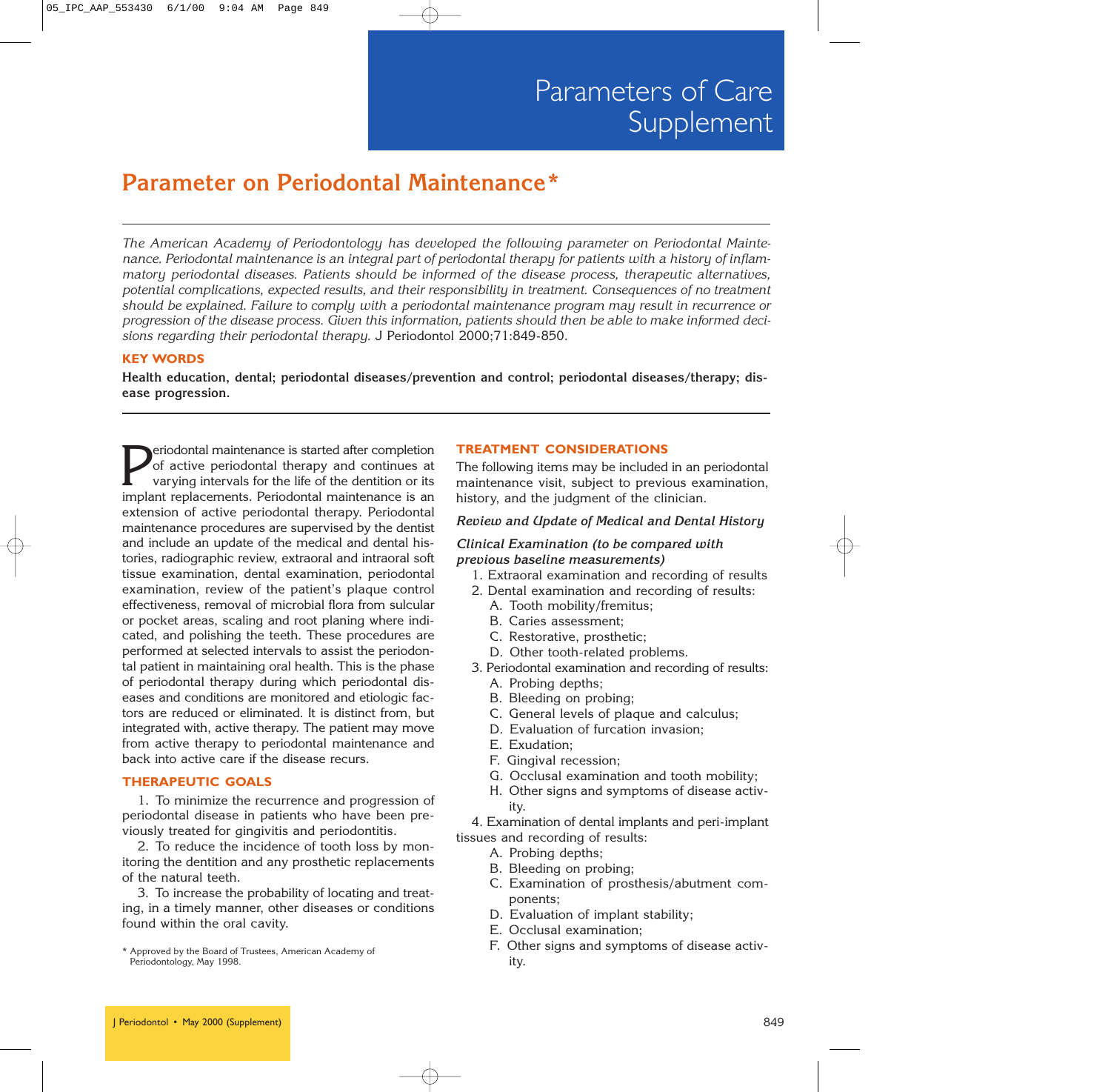Parameters of Care Supplement

# Parameter on Periodontal Maintenance*

*The American Academy of Periodontology has developed the following parameter on Periodontal Maintenance. Periodontal maintenance is an integral part of periodontal therapy for patients with a history of inflammatory periodontal diseases. Patients should be informed of the disease process, therapeutic alternatives, potential complications, expected results, and their responsibility in treatment. Consequences of no treatment should be explained. Failure to comply with a periodontal maintenance program may result in recurrence or progression of the disease process. Given this information, patients should then be able to make informed decisions regarding their periodontal therapy.* J Periodontol 2000;71:849-850.

**KEY WORDS**

**Health education, dental; periodontal diseases/prevention and control; periodontal diseases/therapy; disease progression.**

Periodontal maintenance is started after completion of active periodontal therapy and continues at varying intervals for the life of the dentition or its implant replacements. Periodontal maintenance is an extension of active periodontal therapy. Periodontal maintenance procedures are supervised by the dentist and include an update of the medical and dental histories, radiographic review, extraoral and intraoral soft tissue examination, dental examination, periodontal examination, review of the patient's plaque control effectiveness, removal of microbial flora from sulcular or pocket areas, scaling and root planing where indicated, and polishing the teeth. These procedures are performed at selected intervals to assist the periodontal patient in maintaining oral health. This is the phase of periodontal therapy during which periodontal diseases and conditions are monitored and etiologic factors are reduced or eliminated. It is distinct from, but integrated with, active therapy. The patient may move from active therapy to periodontal maintenance and back into active care if the disease recurs.

## THERAPEUTIC GOALS

1. To minimize the recurrence and progression of periodontal disease in patients who have been previously treated for gingivitis and periodontitis.

2. To reduce the incidence of tooth loss by monitoring the dentition and any prosthetic replacements of the natural teeth.

3. To increase the probability of locating and treating, in a timely manner, other diseases or conditions found within the oral cavity.

* Approved by the Board of Trustees, American Academy of Periodontology, May 1998.

## TREATMENT CONSIDERATIONS

The following items may be included in an periodontal maintenance visit, subject to previous examination, history, and the judgment of the clinician.

### *Review and Update of Medical and Dental History*

### *Clinical Examination (to be compared with previous baseline measurements)*

1. Extraoral examination and recording of results
2. Dental examination and recording of results:
   - A. Tooth mobility/fremitus;
   - B. Caries assessment;
   - C. Restorative, prosthetic;
   - D. Other tooth-related problems.
3. Periodontal examination and recording of results:
   - A. Probing depths;
   - B. Bleeding on probing;
   - C. General levels of plaque and calculus;
   - D. Evaluation of furcation invasion;
   - E. Exudation;
   - F. Gingival recession;
   - G. Occlusal examination and tooth mobility;
   - H. Other signs and symptoms of disease activity.
4. Examination of dental implants and peri-implant tissues and recording of results:
   - A. Probing depths;
   - B. Bleeding on probing;
   - C. Examination of prosthesis/abutment components;
   - D. Evaluation of implant stability;
   - E. Occlusal examination;
   - F. Other signs and symptoms of disease activity.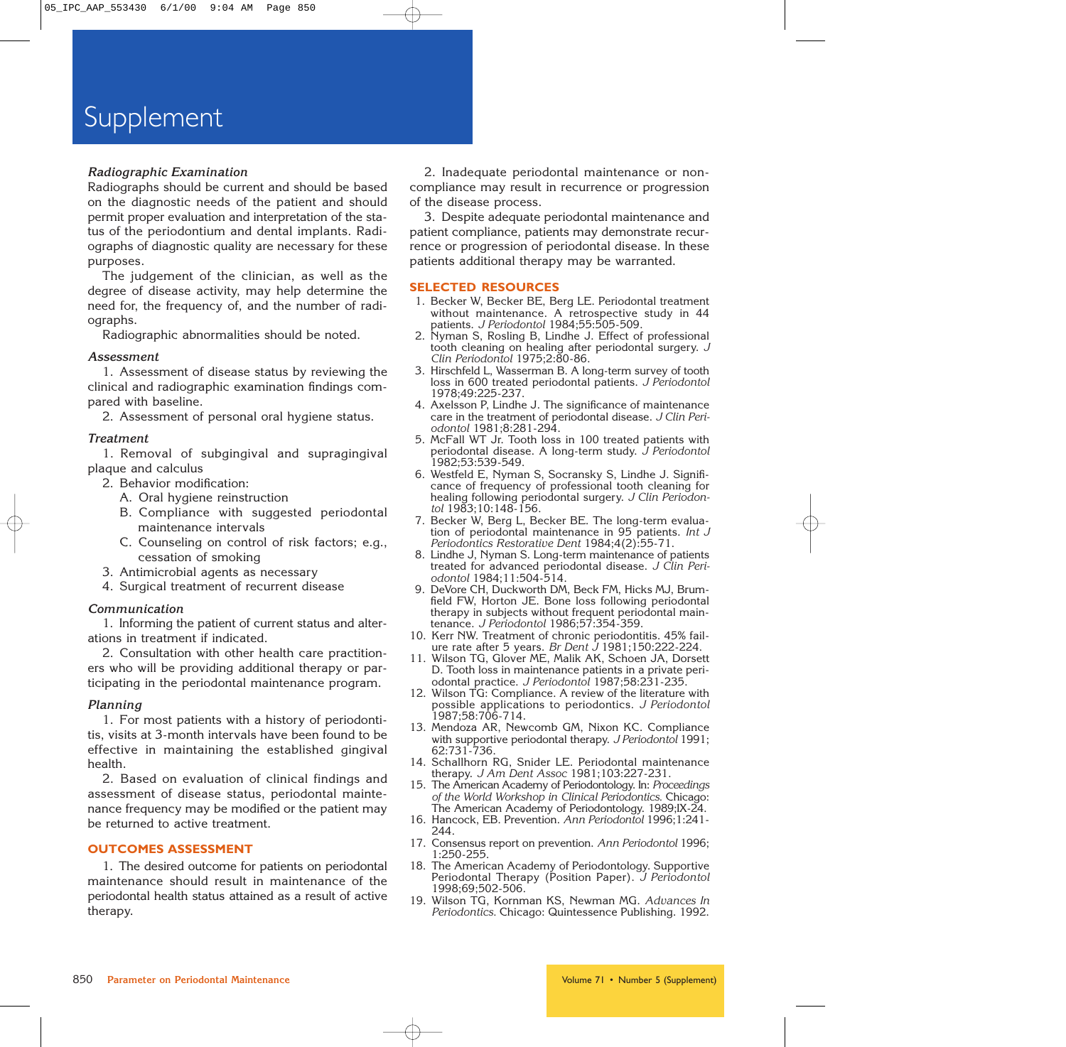# Supplement

*Radiographic Examination*

Radiographs should be current and should be based on the diagnostic needs of the patient and should permit proper evaluation and interpretation of the status of the periodontium and dental implants. Radiographs of diagnostic quality are necessary for these purposes.

The judgement of the clinician, as well as the degree of disease activity, may help determine the need for, the frequency of, and the number of radiographs.

Radiographic abnormalities should be noted.

*Assessment*

1. Assessment of disease status by reviewing the clinical and radiographic examination findings compared with baseline.
2. Assessment of personal oral hygiene status.

*Treatment*

1. Removal of subgingival and supragingival plaque and calculus
2. Behavior modification:
   A. Oral hygiene reinstruction
   B. Compliance with suggested periodontal maintenance intervals
   C. Counseling on control of risk factors; e.g., cessation of smoking
3. Antimicrobial agents as necessary
4. Surgical treatment of recurrent disease

*Communication*

1. Informing the patient of current status and alterations in treatment if indicated.
2. Consultation with other health care practitioners who will be providing additional therapy or participating in the periodontal maintenance program.

*Planning*

1. For most patients with a history of periodontitis, visits at 3-month intervals have been found to be effective in maintaining the established gingival health.
2. Based on evaluation of clinical findings and assessment of disease status, periodontal maintenance frequency may be modified or the patient may be returned to active treatment.

## OUTCOMES ASSESSMENT

1. The desired outcome for patients on periodontal maintenance should result in maintenance of the periodontal health status attained as a result of active therapy.
2. Inadequate periodontal maintenance or noncompliance may result in recurrence or progression of the disease process.
3. Despite adequate periodontal maintenance and patient compliance, patients may demonstrate recurrence or progression of periodontal disease. In these patients additional therapy may be warranted.

## SELECTED RESOURCES

1. Becker W, Becker BE, Berg LE. Periodontal treatment without maintenance. A retrospective study in 44 patients. *J Periodontol* 1984;55:505-509.
2. Nyman S, Rosling B, Lindhe J. Effect of professional tooth cleaning on healing after periodontal surgery. *J Clin Periodontol* 1975;2:80-86.
3. Hirschfeld L, Wasserman B. A long-term survey of tooth loss in 600 treated periodontal patients. *J Periodontol* 1978;49:225-237.
4. Axelsson P, Lindhe J. The significance of maintenance care in the treatment of periodontal disease. *J Clin Periodontol* 1981;8:281-294.
5. McFall WT Jr. Tooth loss in 100 treated patients with periodontal disease. A long-term study. *J Periodontol* 1982;53:539-549.
6. Westfeld E, Nyman S, Socransky S, Lindhe J. Significance of frequency of professional tooth cleaning for healing following periodontal surgery. *J Clin Periodontol* 1983;10:148-156.
7. Becker W, Berg L, Becker BE. The long-term evaluation of periodontal maintenance in 95 patients. *Int J Periodontics Restorative Dent* 1984;4(2):55-71.
8. Lindhe J, Nyman S. Long-term maintenance of patients treated for advanced periodontal disease. *J Clin Periodontol* 1984;11:504-514.
9. DeVore CH, Duckworth DM, Beck FM, Hicks MJ, Brumfield FW, Horton JE. Bone loss following periodontal therapy in subjects without frequent periodontal maintenance. *J Periodontol* 1986;57:354-359.
10. Kerr NW. Treatment of chronic periodontitis. 45% failure rate after 5 years. *Br Dent J* 1981;150:222-224.
11. Wilson TG, Glover ME, Malik AK, Schoen JA, Dorsett D. Tooth loss in maintenance patients in a private periodontal practice. *J Periodontol* 1987;58:231-235.
12. Wilson TG: Compliance. A review of the literature with possible applications to periodontics. *J Periodontol* 1987;58:706-714.
13. Mendoza AR, Newcomb GM, Nixon KC. Compliance with supportive periodontal therapy. *J Periodontol* 1991; 62:731-736.
14. Schallhorn RG, Snider LE. Periodontal maintenance therapy. *J Am Dent Assoc* 1981;103:227-231.
15. The American Academy of Periodontology. In: *Proceedings of the World Workshop in Clinical Periodontics.* Chicago: The American Academy of Periodontology. 1989;IX-24.
16. Hancock, EB. Prevention. *Ann Periodontol* 1996;1:241-244.
17. Consensus report on prevention. *Ann Periodontol* 1996; 1:250-255.
18. The American Academy of Periodontology. Supportive Periodontal Therapy (Position Paper). *J Periodontol* 1998;69;502-506.
19. Wilson TG, Kornman KS, Newman MG. *Advances In Periodontics.* Chicago: Quintessence Publishing. 1992.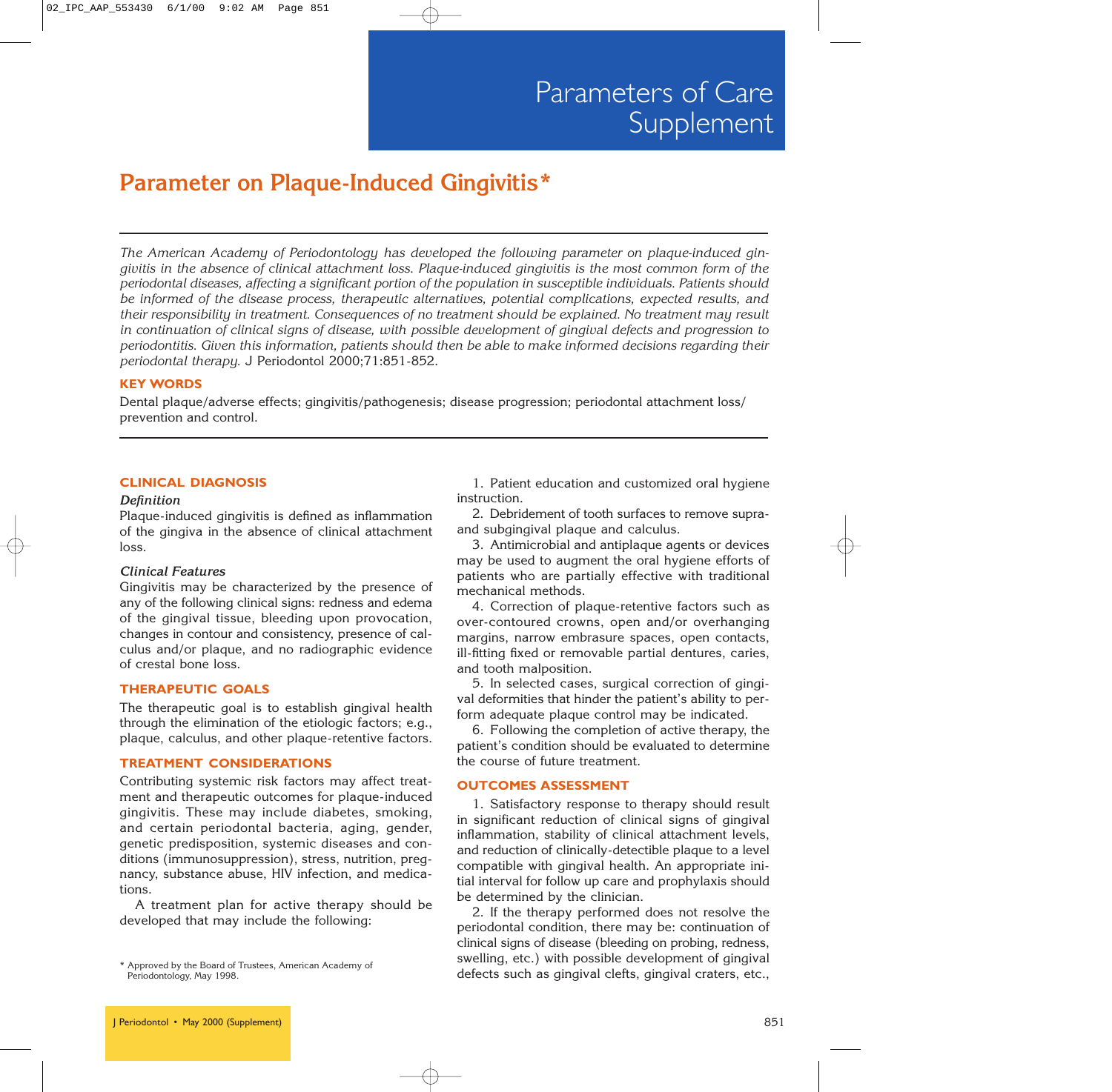Parameters of Care Supplement

# Parameter on Plaque-Induced Gingivitis*

*The American Academy of Periodontology has developed the following parameter on plaque-induced gingivitis in the absence of clinical attachment loss. Plaque-induced gingivitis is the most common form of the periodontal diseases, affecting a significant portion of the population in susceptible individuals. Patients should be informed of the disease process, therapeutic alternatives, potential complications, expected results, and their responsibility in treatment. Consequences of no treatment should be explained. No treatment may result in continuation of clinical signs of disease, with possible development of gingival defects and progression to periodontitis. Given this information, patients should then be able to make informed decisions regarding their periodontal therapy.* J Periodontol 2000;71:851-852.

**KEY WORDS**

Dental plaque/adverse effects; gingivitis/pathogenesis; disease progression; periodontal attachment loss/prevention and control.

## CLINICAL DIAGNOSIS

### *Definition*

Plaque-induced gingivitis is defined as inflammation of the gingiva in the absence of clinical attachment loss.

### *Clinical Features*

Gingivitis may be characterized by the presence of any of the following clinical signs: redness and edema of the gingival tissue, bleeding upon provocation, changes in contour and consistency, presence of calculus and/or plaque, and no radiographic evidence of crestal bone loss.

## THERAPEUTIC GOALS

The therapeutic goal is to establish gingival health through the elimination of the etiologic factors; e.g., plaque, calculus, and other plaque-retentive factors.

## TREATMENT CONSIDERATIONS

Contributing systemic risk factors may affect treatment and therapeutic outcomes for plaque-induced gingivitis. These may include diabetes, smoking, and certain periodontal bacteria, aging, gender, genetic predisposition, systemic diseases and conditions (immunosuppression), stress, nutrition, pregnancy, substance abuse, HIV infection, and medications.

A treatment plan for active therapy should be developed that may include the following:

1. Patient education and customized oral hygiene instruction.
2. Debridement of tooth surfaces to remove supra- and subgingival plaque and calculus.
3. Antimicrobial and antiplaque agents or devices may be used to augment the oral hygiene efforts of patients who are partially effective with traditional mechanical methods.
4. Correction of plaque-retentive factors such as over-contoured crowns, open and/or overhanging margins, narrow embrasure spaces, open contacts, ill-fitting fixed or removable partial dentures, caries, and tooth malposition.
5. In selected cases, surgical correction of gingival deformities that hinder the patient's ability to perform adequate plaque control may be indicated.
6. Following the completion of active therapy, the patient's condition should be evaluated to determine the course of future treatment.

## OUTCOMES ASSESSMENT

1. Satisfactory response to therapy should result in significant reduction of clinical signs of gingival inflammation, stability of clinical attachment levels, and reduction of clinically-detectible plaque to a level compatible with gingival health. An appropriate initial interval for follow up care and prophylaxis should be determined by the clinician.
2. If the therapy performed does not resolve the periodontal condition, there may be: continuation of clinical signs of disease (bleeding on probing, redness, swelling, etc.) with possible development of gingival defects such as gingival clefts, gingival craters, etc.,

\* Approved by the Board of Trustees, American Academy of Periodontology, May 1998.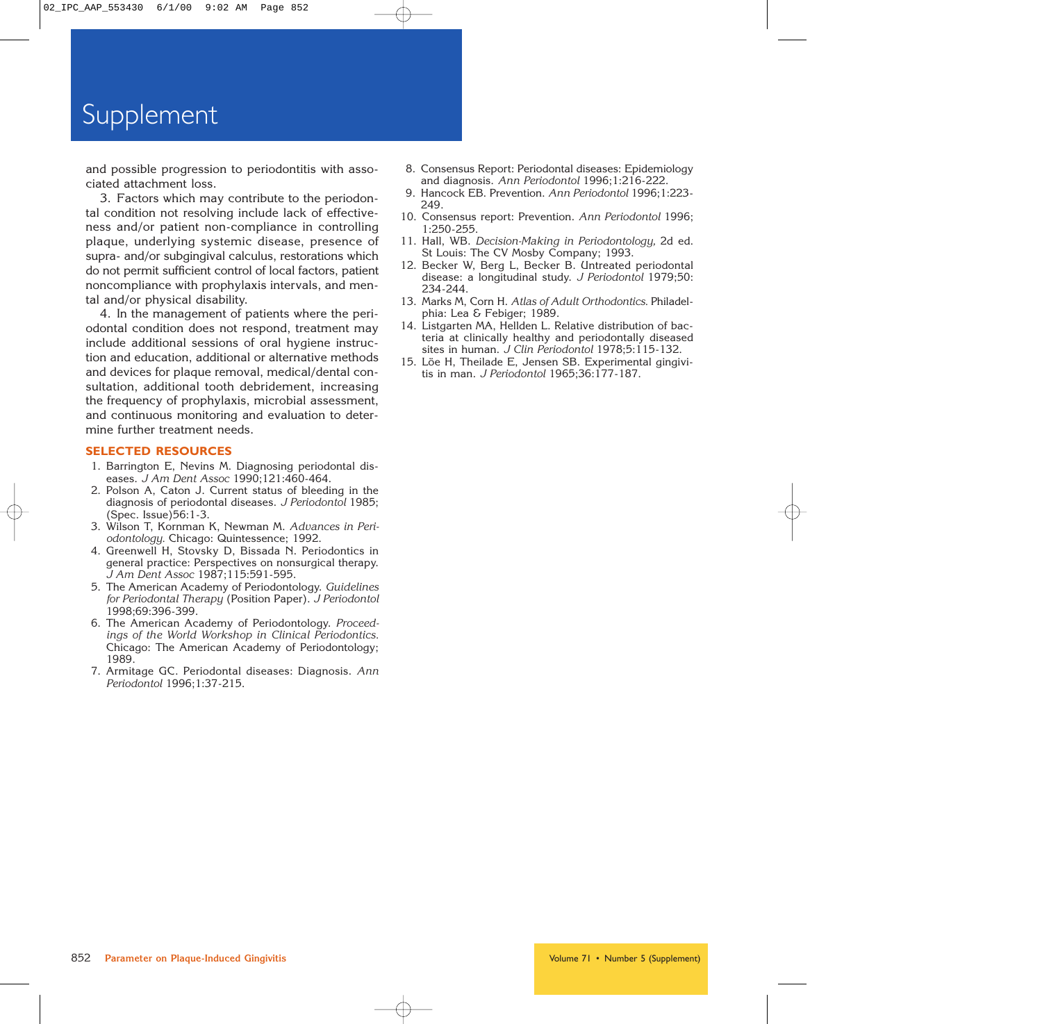and possible progression to periodontitis with associated attachment loss.

3. Factors which may contribute to the periodontal condition not resolving include lack of effectiveness and/or patient non-compliance in controlling plaque, underlying systemic disease, presence of supra- and/or subgingival calculus, restorations which do not permit sufficient control of local factors, patient noncompliance with prophylaxis intervals, and mental and/or physical disability.

4. In the management of patients where the periodontal condition does not respond, treatment may include additional sessions of oral hygiene instruction and education, additional or alternative methods and devices for plaque removal, medical/dental consultation, additional tooth debridement, increasing the frequency of prophylaxis, microbial assessment, and continuous monitoring and evaluation to determine further treatment needs.

## SELECTED RESOURCES

1. Barrington E, Nevins M. Diagnosing periodontal diseases. *J Am Dent Assoc* 1990;121:460-464.
2. Polson A, Caton J. Current status of bleeding in the diagnosis of periodontal diseases. *J Periodontol* 1985;(Spec. Issue)56:1-3.
3. Wilson T, Kornman K, Newman M. *Advances in Periodontology*. Chicago: Quintessence; 1992.
4. Greenwell H, Stovsky D, Bissada N. Periodontics in general practice: Perspectives on nonsurgical therapy. *J Am Dent Assoc* 1987;115:591-595.
5. The American Academy of Periodontology. *Guidelines for Periodontal Therapy* (Position Paper). *J Periodontol* 1998;69:396-399.
6. The American Academy of Periodontology. *Proceedings of the World Workshop in Clinical Periodontics*. Chicago: The American Academy of Periodontology; 1989.
7. Armitage GC. Periodontal diseases: Diagnosis. *Ann Periodontol* 1996;1:37-215.
8. Consensus Report: Periodontal diseases: Epidemiology and diagnosis. *Ann Periodontol* 1996;1:216-222.
9. Hancock EB. Prevention. *Ann Periodontol* 1996;1:223-249.
10. Consensus report: Prevention. *Ann Periodontol* 1996;1:250-255.
11. Hall, WB. *Decision-Making in Periodontology,* 2d ed. St Louis: The CV Mosby Company; 1993.
12. Becker W, Berg L, Becker B. Untreated periodontal disease: a longitudinal study. *J Periodontol* 1979;50:234-244.
13. Marks M, Corn H. *Atlas of Adult Orthodontics*. Philadelphia: Lea & Febiger; 1989.
14. Listgarten MA, Hellden L. Relative distribution of bacteria at clinically healthy and periodontally diseased sites in human. *J Clin Periodontol* 1978;5:115-132.
15. Löe H, Theilade E, Jensen SB. Experimental gingivitis in man. *J Periodontol* 1965;36:177-187.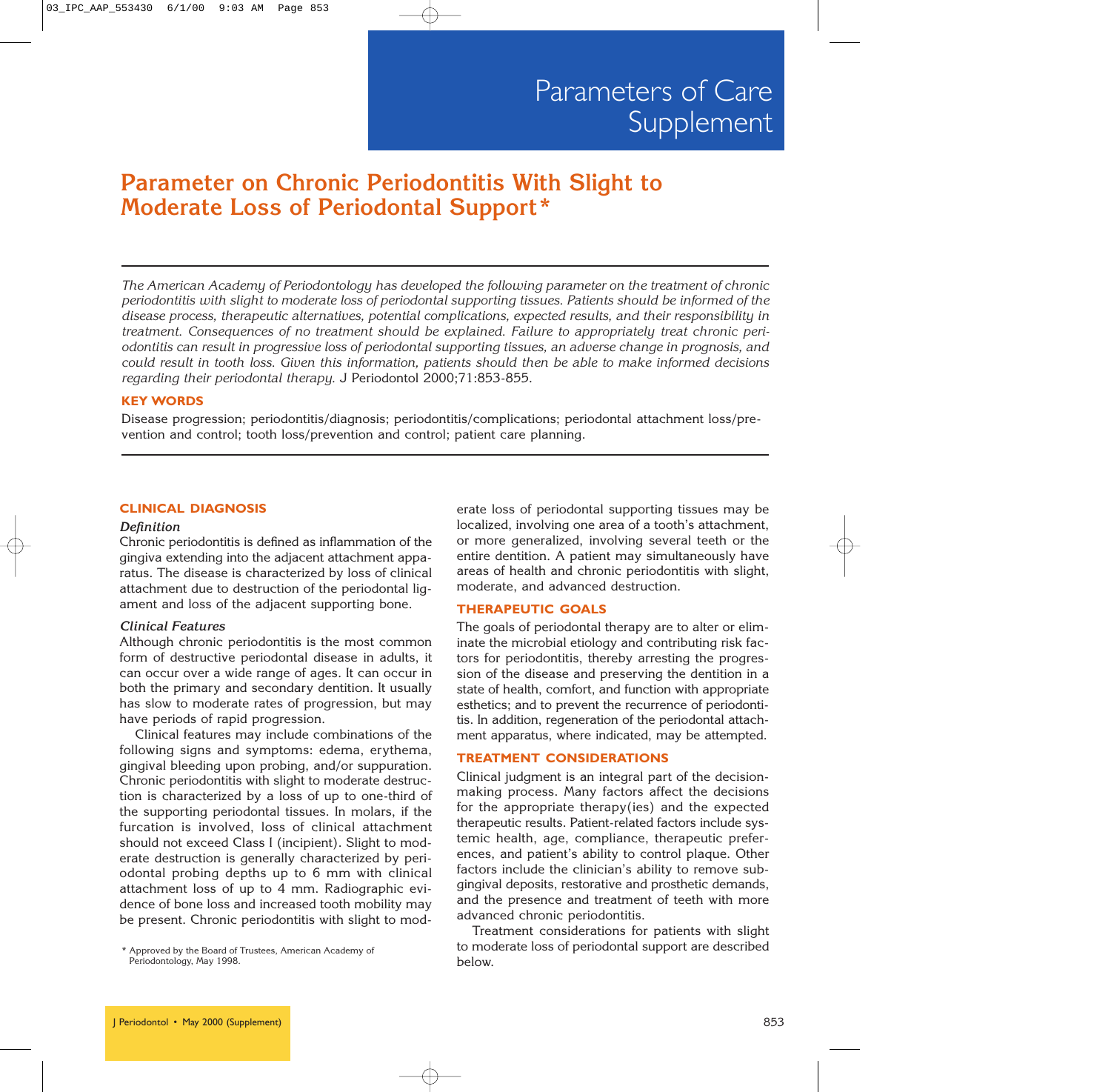Parameters of Care Supplement

# Parameter on Chronic Periodontitis With Slight to Moderate Loss of Periodontal Support*

*The American Academy of Periodontology has developed the following parameter on the treatment of chronic periodontitis with slight to moderate loss of periodontal supporting tissues. Patients should be informed of the disease process, therapeutic alternatives, potential complications, expected results, and their responsibility in treatment. Consequences of no treatment should be explained. Failure to appropriately treat chronic periodontitis can result in progressive loss of periodontal supporting tissues, an adverse change in prognosis, and could result in tooth loss. Given this information, patients should then be able to make informed decisions regarding their periodontal therapy.* J Periodontol 2000;71:853-855.

**KEY WORDS**

Disease progression; periodontitis/diagnosis; periodontitis/complications; periodontal attachment loss/prevention and control; tooth loss/prevention and control; patient care planning.

## CLINICAL DIAGNOSIS

### *Definition*

Chronic periodontitis is defined as inflammation of the gingiva extending into the adjacent attachment apparatus. The disease is characterized by loss of clinical attachment due to destruction of the periodontal ligament and loss of the adjacent supporting bone.

### *Clinical Features*

Although chronic periodontitis is the most common form of destructive periodontal disease in adults, it can occur over a wide range of ages. It can occur in both the primary and secondary dentition. It usually has slow to moderate rates of progression, but may have periods of rapid progression.

Clinical features may include combinations of the following signs and symptoms: edema, erythema, gingival bleeding upon probing, and/or suppuration. Chronic periodontitis with slight to moderate destruction is characterized by a loss of up to one-third of the supporting periodontal tissues. In molars, if the furcation is involved, loss of clinical attachment should not exceed Class I (incipient). Slight to moderate destruction is generally characterized by periodontal probing depths up to 6 mm with clinical attachment loss of up to 4 mm. Radiographic evidence of bone loss and increased tooth mobility may be present. Chronic periodontitis with slight to moderate loss of periodontal supporting tissues may be localized, involving one area of a tooth's attachment, or more generalized, involving several teeth or the entire dentition. A patient may simultaneously have areas of health and chronic periodontitis with slight, moderate, and advanced destruction.

## THERAPEUTIC GOALS

The goals of periodontal therapy are to alter or eliminate the microbial etiology and contributing risk factors for periodontitis, thereby arresting the progression of the disease and preserving the dentition in a state of health, comfort, and function with appropriate esthetics; and to prevent the recurrence of periodontitis. In addition, regeneration of the periodontal attachment apparatus, where indicated, may be attempted.

## TREATMENT CONSIDERATIONS

Clinical judgment is an integral part of the decision-making process. Many factors affect the decisions for the appropriate therapy(ies) and the expected therapeutic results. Patient-related factors include systemic health, age, compliance, therapeutic preferences, and patient's ability to control plaque. Other factors include the clinician's ability to remove subgingival deposits, restorative and prosthetic demands, and the presence and treatment of teeth with more advanced chronic periodontitis.

Treatment considerations for patients with slight to moderate loss of periodontal support are described below.

\* Approved by the Board of Trustees, American Academy of Periodontology, May 1998.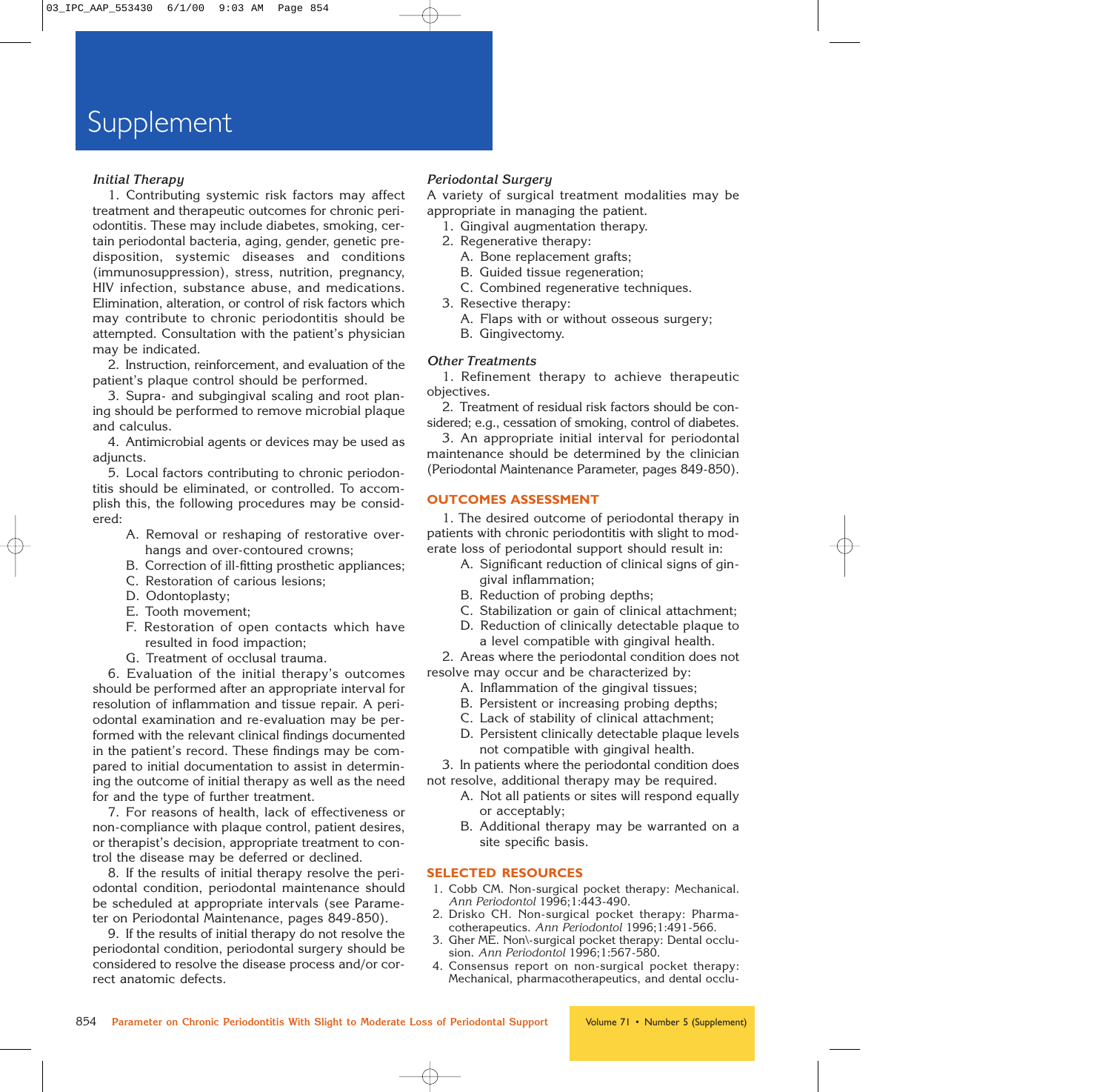### *Initial Therapy*

1. Contributing systemic risk factors may affect treatment and therapeutic outcomes for chronic periodontitis. These may include diabetes, smoking, certain periodontal bacteria, aging, gender, genetic predisposition, systemic diseases and conditions (immunosuppression), stress, nutrition, pregnancy, HIV infection, substance abuse, and medications. Elimination, alteration, or control of risk factors which may contribute to chronic periodontitis should be attempted. Consultation with the patient's physician may be indicated.

2. Instruction, reinforcement, and evaluation of the patient's plaque control should be performed.

3. Supra- and subgingival scaling and root planing should be performed to remove microbial plaque and calculus.

4. Antimicrobial agents or devices may be used as adjuncts.

5. Local factors contributing to chronic periodontitis should be eliminated, or controlled. To accomplish this, the following procedures may be considered:
   - A. Removal or reshaping of restorative overhangs and over-contoured crowns;
   - B. Correction of ill-fitting prosthetic appliances;
   - C. Restoration of carious lesions;
   - D. Odontoplasty;
   - E. Tooth movement;
   - F. Restoration of open contacts which have resulted in food impaction;
   - G. Treatment of occlusal trauma.

6. Evaluation of the initial therapy's outcomes should be performed after an appropriate interval for resolution of inflammation and tissue repair. A periodontal examination and re-evaluation may be performed with the relevant clinical findings documented in the patient's record. These findings may be compared to initial documentation to assist in determining the outcome of initial therapy as well as the need for and the type of further treatment.

7. For reasons of health, lack of effectiveness or non-compliance with plaque control, patient desires, or therapist's decision, appropriate treatment to control the disease may be deferred or declined.

8. If the results of initial therapy resolve the periodontal condition, periodontal maintenance should be scheduled at appropriate intervals (see Parameter on Periodontal Maintenance, pages 849-850).

9. If the results of initial therapy do not resolve the periodontal condition, periodontal surgery should be considered to resolve the disease process and/or correct anatomic defects.

### *Periodontal Surgery*

A variety of surgical treatment modalities may be appropriate in managing the patient.

1. Gingival augmentation therapy.
2. Regenerative therapy:
   - A. Bone replacement grafts;
   - B. Guided tissue regeneration;
   - C. Combined regenerative techniques.
3. Resective therapy:
   - A. Flaps with or without osseous surgery;
   - B. Gingivectomy.

### *Other Treatments*

1. Refinement therapy to achieve therapeutic objectives.

2. Treatment of residual risk factors should be considered; e.g., cessation of smoking, control of diabetes.

3. An appropriate initial interval for periodontal maintenance should be determined by the clinician (Periodontal Maintenance Parameter, pages 849-850).

## OUTCOMES ASSESSMENT

1. The desired outcome of periodontal therapy in patients with chronic periodontitis with slight to moderate loss of periodontal support should result in:
   - A. Significant reduction of clinical signs of gingival inflammation;
   - B. Reduction of probing depths;
   - C. Stabilization or gain of clinical attachment;
   - D. Reduction of clinically detectable plaque to a level compatible with gingival health.

2. Areas where the periodontal condition does not resolve may occur and be characterized by:
   - A. Inflammation of the gingival tissues;
   - B. Persistent or increasing probing depths;
   - C. Lack of stability of clinical attachment;
   - D. Persistent clinically detectable plaque levels not compatible with gingival health.

3. In patients where the periodontal condition does not resolve, additional therapy may be required.
   - A. Not all patients or sites will respond equally or acceptably;
   - B. Additional therapy may be warranted on a site specific basis.

## SELECTED RESOURCES

1. Cobb CM. Non-surgical pocket therapy: Mechanical. *Ann Periodontol* 1996;1:443-490.
2. Drisko CH. Non-surgical pocket therapy: Pharmacotherapeutics. *Ann Periodontol* 1996;1:491-566.
3. Gher ME. Non\-surgical pocket therapy: Dental occlusion. *Ann Periodontol* 1996;1:567-580.
4. Consensus report on non-surgical pocket therapy: Mechanical, pharmacotherapeutics, and dental occlu-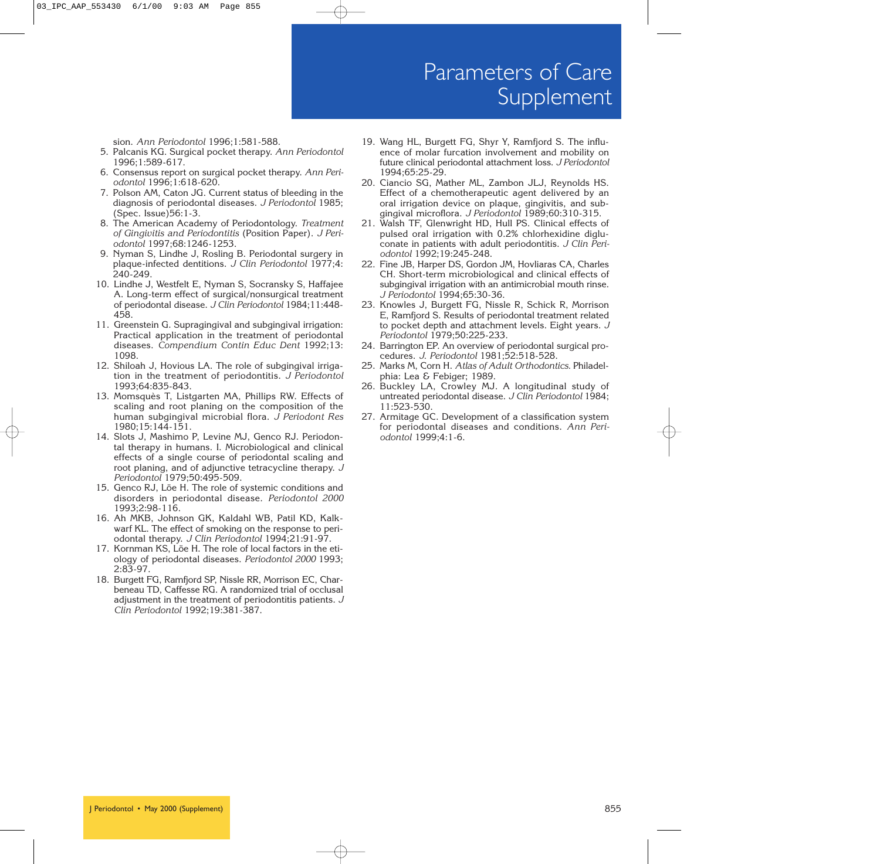sion. *Ann Periodontol* 1996;1:581-588.

5. Palcanis KG. Surgical pocket therapy. *Ann Periodontol* 1996;1:589-617.
6. Consensus report on surgical pocket therapy. *Ann Periodontol* 1996;1:618-620.
7. Polson AM, Caton JG. Current status of bleeding in the diagnosis of periodontal diseases. *J Periodontol* 1985;(Spec. Issue)56:1-3.
8. The American Academy of Periodontology. *Treatment of Gingivitis and Periodontitis* (Position Paper). *J Periodontol* 1997;68:1246-1253.
9. Nyman S, Lindhe J, Rosling B. Periodontal surgery in plaque-infected dentitions. *J Clin Periodontol* 1977;4:240-249.
10. Lindhe J, Westfelt E, Nyman S, Socransky S, Haffajee A. Long-term effect of surgical/nonsurgical treatment of periodontal disease. *J Clin Periodontol* 1984;11:448-458.
11. Greenstein G. Supragingival and subgingival irrigation: Practical application in the treatment of periodontal diseases. *Compendium Contin Educ Dent* 1992;13:1098.
12. Shiloah J, Hovious LA. The role of subgingival irrigation in the treatment of periodontitis. *J Periodontol* 1993;64:835-843.
13. Momsquès T, Listgarten MA, Phillips RW. Effects of scaling and root planing on the composition of the human subgingival microbial flora. *J Periodont Res* 1980;15:144-151.
14. Slots J, Mashimo P, Levine MJ, Genco RJ. Periodontal therapy in humans. I. Microbiological and clinical effects of a single course of periodontal scaling and root planing, and of adjunctive tetracycline therapy. *J Periodontol* 1979;50:495-509.
15. Genco RJ, Löe H. The role of systemic conditions and disorders in periodontal disease. *Periodontol 2000* 1993;2:98-116.
16. Ah MKB, Johnson GK, Kaldahl WB, Patil KD, Kalkwarf KL. The effect of smoking on the response to periodontal therapy. *J Clin Periodontol* 1994;21:91-97.
17. Kornman KS, Löe H. The role of local factors in the etiology of periodontal diseases. *Periodontol 2000* 1993;2:83-97.
18. Burgett FG, Ramfjord SP, Nissle RR, Morrison EC, Charbeneau TD, Caffesse RG. A randomized trial of occlusal adjustment in the treatment of periodontitis patients. *J Clin Periodontol* 1992;19:381-387.
19. Wang HL, Burgett FG, Shyr Y, Ramfjord S. The influence of molar furcation involvement and mobility on future clinical periodontal attachment loss. *J Periodontol* 1994;65:25-29.
20. Ciancio SG, Mather ML, Zambon JLJ, Reynolds HS. Effect of a chemotherapeutic agent delivered by an oral irrigation device on plaque, gingivitis, and subgingival microflora. *J Periodontol* 1989;60:310-315.
21. Walsh TF, Glenwright HD, Hull PS. Clinical effects of pulsed oral irrigation with 0.2% chlorhexidine digluconate in patients with adult periodontitis. *J Clin Periodontol* 1992;19:245-248.
22. Fine JB, Harper DS, Gordon JM, Hovliaras CA, Charles CH. Short-term microbiological and clinical effects of subgingival irrigation with an antimicrobial mouth rinse. *J Periodontol* 1994;65:30-36.
23. Knowles J, Burgett FG, Nissle R, Schick R, Morrison E, Ramfjord S. Results of periodontal treatment related to pocket depth and attachment levels. Eight years. *J Periodontol* 1979;50:225-233.
24. Barrington EP. An overview of periodontal surgical procedures. *J. Periodontol* 1981;52:518-528.
25. Marks M, Corn H. *Atlas of Adult Orthodontics.* Philadelphia: Lea & Febiger; 1989.
26. Buckley LA, Crowley MJ. A longitudinal study of untreated periodontal disease. *J Clin Periodontol* 1984;11:523-530.
27. Armitage GC. Development of a classification system for periodontal diseases and conditions. *Ann Periodontol* 1999;4:1-6.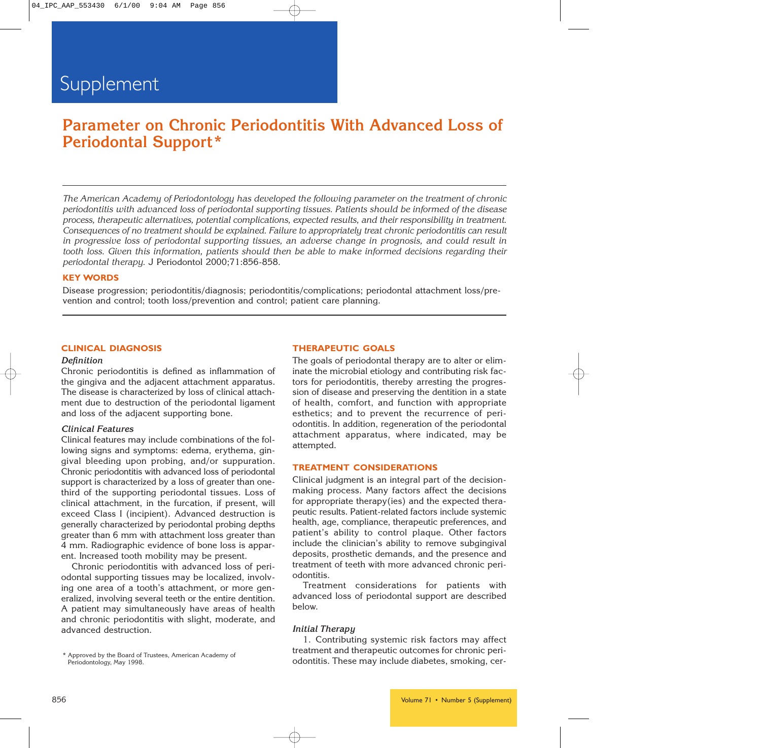Supplement

# Parameter on Chronic Periodontitis With Advanced Loss of Periodontal Support*

*The American Academy of Periodontology has developed the following parameter on the treatment of chronic periodontitis with advanced loss of periodontal supporting tissues. Patients should be informed of the disease process, therapeutic alternatives, potential complications, expected results, and their responsibility in treatment. Consequences of no treatment should be explained. Failure to appropriately treat chronic periodontitis can result in progressive loss of periodontal supporting tissues, an adverse change in prognosis, and could result in tooth loss. Given this information, patients should then be able to make informed decisions regarding their periodontal therapy.* J Periodontol 2000;71:856-858.

**KEY WORDS**

Disease progression; periodontitis/diagnosis; periodontitis/complications; periodontal attachment loss/prevention and control; tooth loss/prevention and control; patient care planning.

## CLINICAL DIAGNOSIS

### Definition

Chronic periodontitis is defined as inflammation of the gingiva and the adjacent attachment apparatus. The disease is characterized by loss of clinical attachment due to destruction of the periodontal ligament and loss of the adjacent supporting bone.

### Clinical Features

Clinical features may include combinations of the following signs and symptoms: edema, erythema, gingival bleeding upon probing, and/or suppuration. Chronic periodontitis with advanced loss of periodontal support is characterized by a loss of greater than one-third of the supporting periodontal tissues. Loss of clinical attachment, in the furcation, if present, will exceed Class I (incipient). Advanced destruction is generally characterized by periodontal probing depths greater than 6 mm with attachment loss greater than 4 mm. Radiographic evidence of bone loss is apparent. Increased tooth mobility may be present.

Chronic periodontitis with advanced loss of periodontal supporting tissues may be localized, involving one area of a tooth's attachment, or more generalized, involving several teeth or the entire dentition. A patient may simultaneously have areas of health and chronic periodontitis with slight, moderate, and advanced destruction.

* Approved by the Board of Trustees, American Academy of Periodontology, May 1998.

## THERAPEUTIC GOALS

The goals of periodontal therapy are to alter or eliminate the microbial etiology and contributing risk factors for periodontitis, thereby arresting the progression of disease and preserving the dentition in a state of health, comfort, and function with appropriate esthetics; and to prevent the recurrence of periodontitis. In addition, regeneration of the periodontal attachment apparatus, where indicated, may be attempted.

## TREATMENT CONSIDERATIONS

Clinical judgment is an integral part of the decision-making process. Many factors affect the decisions for appropriate therapy(ies) and the expected therapeutic results. Patient-related factors include systemic health, age, compliance, therapeutic preferences, and patient's ability to control plaque. Other factors include the clinician's ability to remove subgingival deposits, prosthetic demands, and the presence and treatment of teeth with more advanced chronic periodontitis.

Treatment considerations for patients with advanced loss of periodontal support are described below.

### Initial Therapy

1. Contributing systemic risk factors may affect treatment and therapeutic outcomes for chronic periodontitis. These may include diabetes, smoking, cer-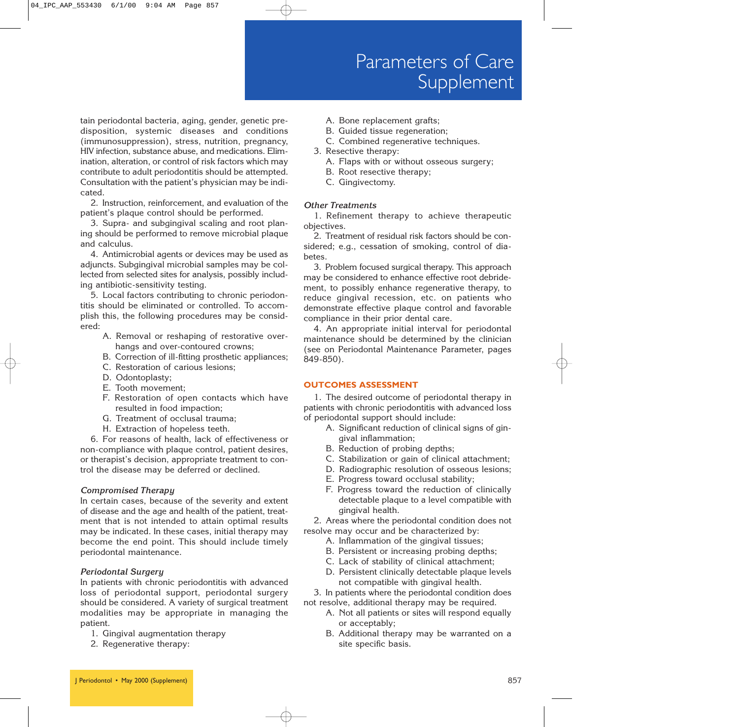tain periodontal bacteria, aging, gender, genetic predisposition, systemic diseases and conditions (immunosuppression), stress, nutrition, pregnancy, HIV infection, substance abuse, and medications. Elimination, alteration, or control of risk factors which may contribute to adult periodontitis should be attempted. Consultation with the patient's physician may be indicated.

2. Instruction, reinforcement, and evaluation of the patient's plaque control should be performed.

3. Supra- and subgingival scaling and root planing should be performed to remove microbial plaque and calculus.

4. Antimicrobial agents or devices may be used as adjuncts. Subgingival microbial samples may be collected from selected sites for analysis, possibly including antibiotic-sensitivity testing.

5. Local factors contributing to chronic periodontitis should be eliminated or controlled. To accomplish this, the following procedures may be considered:

   A. Removal or reshaping of restorative overhangs and over-contoured crowns;
   B. Correction of ill-fitting prosthetic appliances;
   C. Restoration of carious lesions;
   D. Odontoplasty;
   E. Tooth movement;
   F. Restoration of open contacts which have resulted in food impaction;
   G. Treatment of occlusal trauma;
   H. Extraction of hopeless teeth.

6. For reasons of health, lack of effectiveness or non-compliance with plaque control, patient desires, or therapist's decision, appropriate treatment to control the disease may be deferred or declined.

### *Compromised Therapy*

In certain cases, because of the severity and extent of disease and the age and health of the patient, treatment that is not intended to attain optimal results may be indicated. In these cases, initial therapy may become the end point. This should include timely periodontal maintenance.

### *Periodontal Surgery*

In patients with chronic periodontitis with advanced loss of periodontal support, periodontal surgery should be considered. A variety of surgical treatment modalities may be appropriate in managing the patient.

1. Gingival augmentation therapy
2. Regenerative therapy:
   A. Bone replacement grafts;
   B. Guided tissue regeneration;
   C. Combined regenerative techniques.
3. Resective therapy:
   A. Flaps with or without osseous surgery;
   B. Root resective therapy;
   C. Gingivectomy.

### *Other Treatments*

1. Refinement therapy to achieve therapeutic objectives.

2. Treatment of residual risk factors should be considered; e.g., cessation of smoking, control of diabetes.

3. Problem focused surgical therapy. This approach may be considered to enhance effective root debridement, to possibly enhance regenerative therapy, to reduce gingival recession, etc. on patients who demonstrate effective plaque control and favorable compliance in their prior dental care.

4. An appropriate initial interval for periodontal maintenance should be determined by the clinician (see on Periodontal Maintenance Parameter, pages 849-850).

## OUTCOMES ASSESSMENT

1. The desired outcome of periodontal therapy in patients with chronic periodontitis with advanced loss of periodontal support should include:

   A. Significant reduction of clinical signs of gingival inflammation;
   B. Reduction of probing depths;
   C. Stabilization or gain of clinical attachment;
   D. Radiographic resolution of osseous lesions;
   E. Progress toward occlusal stability;
   F. Progress toward the reduction of clinically detectable plaque to a level compatible with gingival health.

2. Areas where the periodontal condition does not resolve may occur and be characterized by:

   A. Inflammation of the gingival tissues;
   B. Persistent or increasing probing depths;
   C. Lack of stability of clinical attachment;
   D. Persistent clinically detectable plaque levels not compatible with gingival health.

3. In patients where the periodontal condition does not resolve, additional therapy may be required.

   A. Not all patients or sites will respond equally or acceptably;
   B. Additional therapy may be warranted on a site specific basis.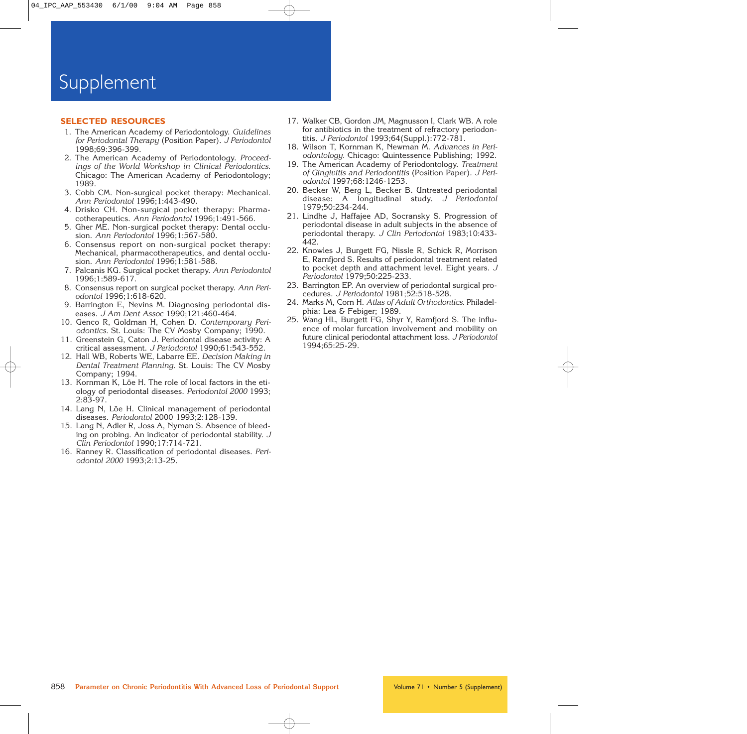# Supplement

## SELECTED RESOURCES

1. The American Academy of Periodontology. *Guidelines for Periodontal Therapy* (Position Paper). *J Periodontol* 1998;69:396-399.
2. The American Academy of Periodontology. *Proceedings of the World Workshop in Clinical Periodontics.* Chicago: The American Academy of Periodontology; 1989.
3. Cobb CM. Non-surgical pocket therapy: Mechanical. *Ann Periodontol* 1996;1:443-490.
4. Drisko CH. Non-surgical pocket therapy: Pharmacotherapeutics. *Ann Periodontol* 1996;1:491-566.
5. Gher ME. Non-surgical pocket therapy: Dental occlusion. *Ann Periodontol* 1996;1:567-580.
6. Consensus report on non-surgical pocket therapy: Mechanical, pharmacotherapeutics, and dental occlusion. *Ann Periodontol* 1996;1:581-588.
7. Palcanis KG. Surgical pocket therapy. *Ann Periodontol* 1996;1:589-617.
8. Consensus report on surgical pocket therapy. *Ann Periodontol* 1996;1:618-620.
9. Barrington E, Nevins M. Diagnosing periodontal diseases. *J Am Dent Assoc* 1990;121:460-464.
10. Genco R, Goldman H, Cohen D. *Contemporary Periodontics.* St. Louis: The CV Mosby Company; 1990.
11. Greenstein G, Caton J. Periodontal disease activity: A critical assessment. *J Periodontol* 1990;61:543-552.
12. Hall WB, Roberts WE, Labarre EE. *Decision Making in Dental Treatment Planning.* St. Louis: The CV Mosby Company; 1994.
13. Kornman K, Löe H. The role of local factors in the etiology of periodontal diseases. *Periodontol 2000* 1993;2:83-97.
14. Lang N, Löe H. Clinical management of periodontal diseases. *Periodontol* 2000 1993;2:128-139.
15. Lang N, Adler R, Joss A, Nyman S. Absence of bleeding on probing. An indicator of periodontal stability. *J Clin Periodontol* 1990;17:714-721.
16. Ranney R. Classification of periodontal diseases. *Periodontol 2000* 1993;2:13-25.
17. Walker CB, Gordon JM, Magnusson I, Clark WB. A role for antibiotics in the treatment of refractory periodontitis. *J Periodontol* 1993;64(Suppl.):772-781.
18. Wilson T, Kornman K, Newman M. *Advances in Periodontology.* Chicago: Quintessence Publishing; 1992.
19. The American Academy of Periodontology. *Treatment of Gingivitis and Periodontitis* (Position Paper). *J Periodontol* 1997;68:1246-1253.
20. Becker W, Berg L, Becker B. Untreated periodontal disease: A longitudinal study. *J Periodontol* 1979;50:234-244.
21. Lindhe J, Haffajee AD, Socransky S. Progression of periodontal disease in adult subjects in the absence of periodontal therapy. *J Clin Periodontol* 1983;10:433-442.
22. Knowles J, Burgett FG, Nissle R, Schick R, Morrison E, Ramfjord S. Results of periodontal treatment related to pocket depth and attachment level. Eight years. *J Periodontol* 1979;50:225-233.
23. Barrington EP. An overview of periodontal surgical procedures. *J Periodontol* 1981;52:518-528.
24. Marks M, Corn H. *Atlas of Adult Orthodontics.* Philadelphia: Lea & Febiger; 1989.
25. Wang HL, Burgett FG, Shyr Y, Ramfjord S. The influence of molar furcation involvement and mobility on future clinical periodontal attachment loss. *J Periodontol* 1994;65:25-29.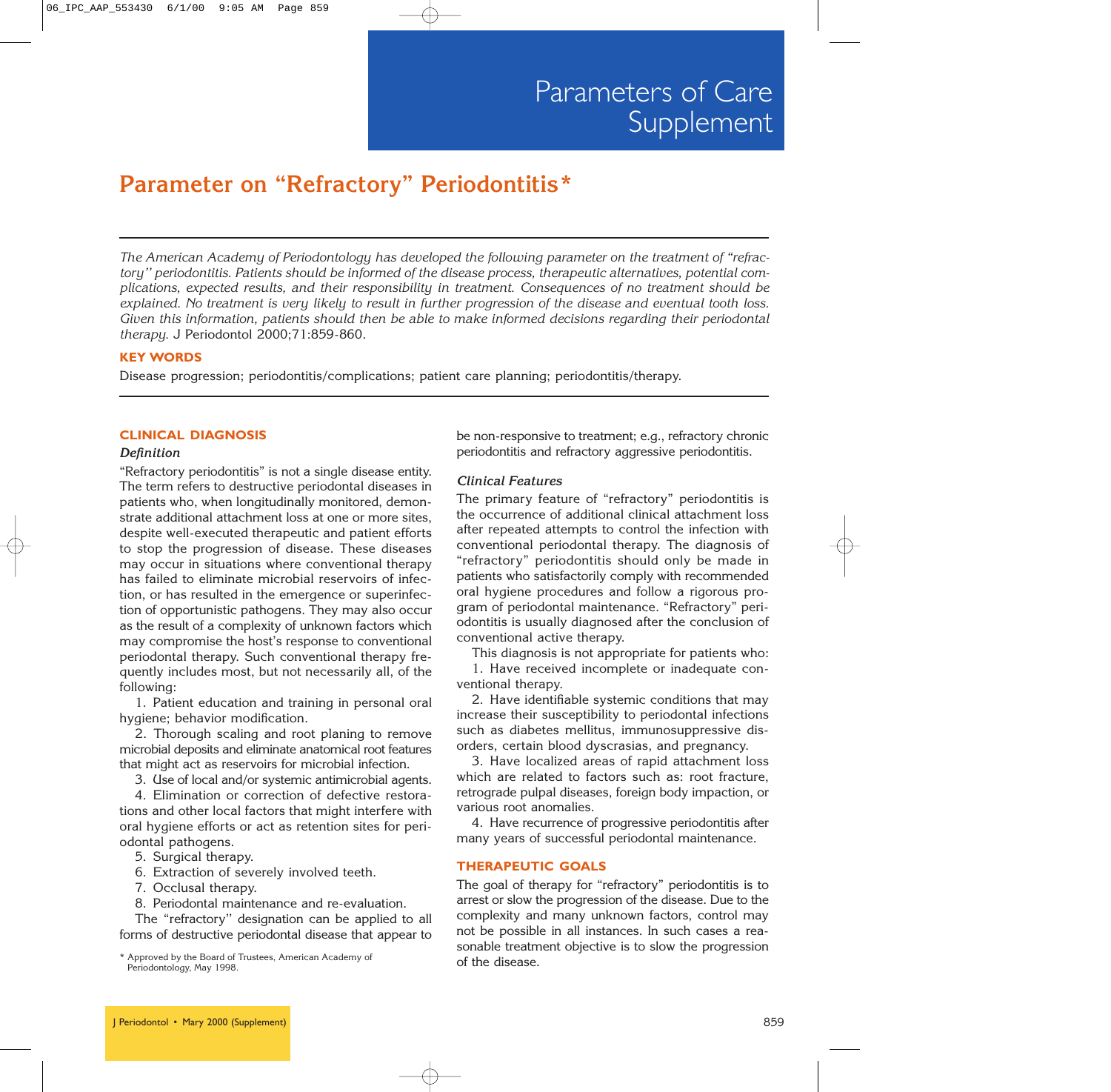Parameters of Care Supplement

# Parameter on "Refractory" Periodontitis*

*The American Academy of Periodontology has developed the following parameter on the treatment of "refractory" periodontitis. Patients should be informed of the disease process, therapeutic alternatives, potential complications, expected results, and their responsibility in treatment. Consequences of no treatment should be explained. No treatment is very likely to result in further progression of the disease and eventual tooth loss. Given this information, patients should then be able to make informed decisions regarding their periodontal therapy.* J Periodontol 2000;71:859-860.

**KEY WORDS**

Disease progression; periodontitis/complications; patient care planning; periodontitis/therapy.

## CLINICAL DIAGNOSIS

### *Definition*

"Refractory periodontitis" is not a single disease entity. The term refers to destructive periodontal diseases in patients who, when longitudinally monitored, demonstrate additional attachment loss at one or more sites, despite well-executed therapeutic and patient efforts to stop the progression of disease. These diseases may occur in situations where conventional therapy has failed to eliminate microbial reservoirs of infection, or has resulted in the emergence or superinfection of opportunistic pathogens. They may also occur as the result of a complexity of unknown factors which may compromise the host's response to conventional periodontal therapy. Such conventional therapy frequently includes most, but not necessarily all, of the following:

1. Patient education and training in personal oral hygiene; behavior modification.
2. Thorough scaling and root planing to remove microbial deposits and eliminate anatomical root features that might act as reservoirs for microbial infection.
3. Use of local and/or systemic antimicrobial agents.
4. Elimination or correction of defective restorations and other local factors that might interfere with oral hygiene efforts or act as retention sites for periodontal pathogens.
5. Surgical therapy.
6. Extraction of severely involved teeth.
7. Occlusal therapy.
8. Periodontal maintenance and re-evaluation.

The "refractory" designation can be applied to all forms of destructive periodontal disease that appear to be non-responsive to treatment; e.g., refractory chronic periodontitis and refractory aggressive periodontitis.

### *Clinical Features*

The primary feature of "refractory" periodontitis is the occurrence of additional clinical attachment loss after repeated attempts to control the infection with conventional periodontal therapy. The diagnosis of "refractory" periodontitis should only be made in patients who satisfactorily comply with recommended oral hygiene procedures and follow a rigorous program of periodontal maintenance. "Refractory" periodontitis is usually diagnosed after the conclusion of conventional active therapy.

This diagnosis is not appropriate for patients who:

1. Have received incomplete or inadequate conventional therapy.
2. Have identifiable systemic conditions that may increase their susceptibility to periodontal infections such as diabetes mellitus, immunosuppressive disorders, certain blood dyscrasias, and pregnancy.
3. Have localized areas of rapid attachment loss which are related to factors such as: root fracture, retrograde pulpal diseases, foreign body impaction, or various root anomalies.
4. Have recurrence of progressive periodontitis after many years of successful periodontal maintenance.

## THERAPEUTIC GOALS

The goal of therapy for "refractory" periodontitis is to arrest or slow the progression of the disease. Due to the complexity and many unknown factors, control may not be possible in all instances. In such cases a reasonable treatment objective is to slow the progression of the disease.

\* Approved by the Board of Trustees, American Academy of Periodontology, May 1998.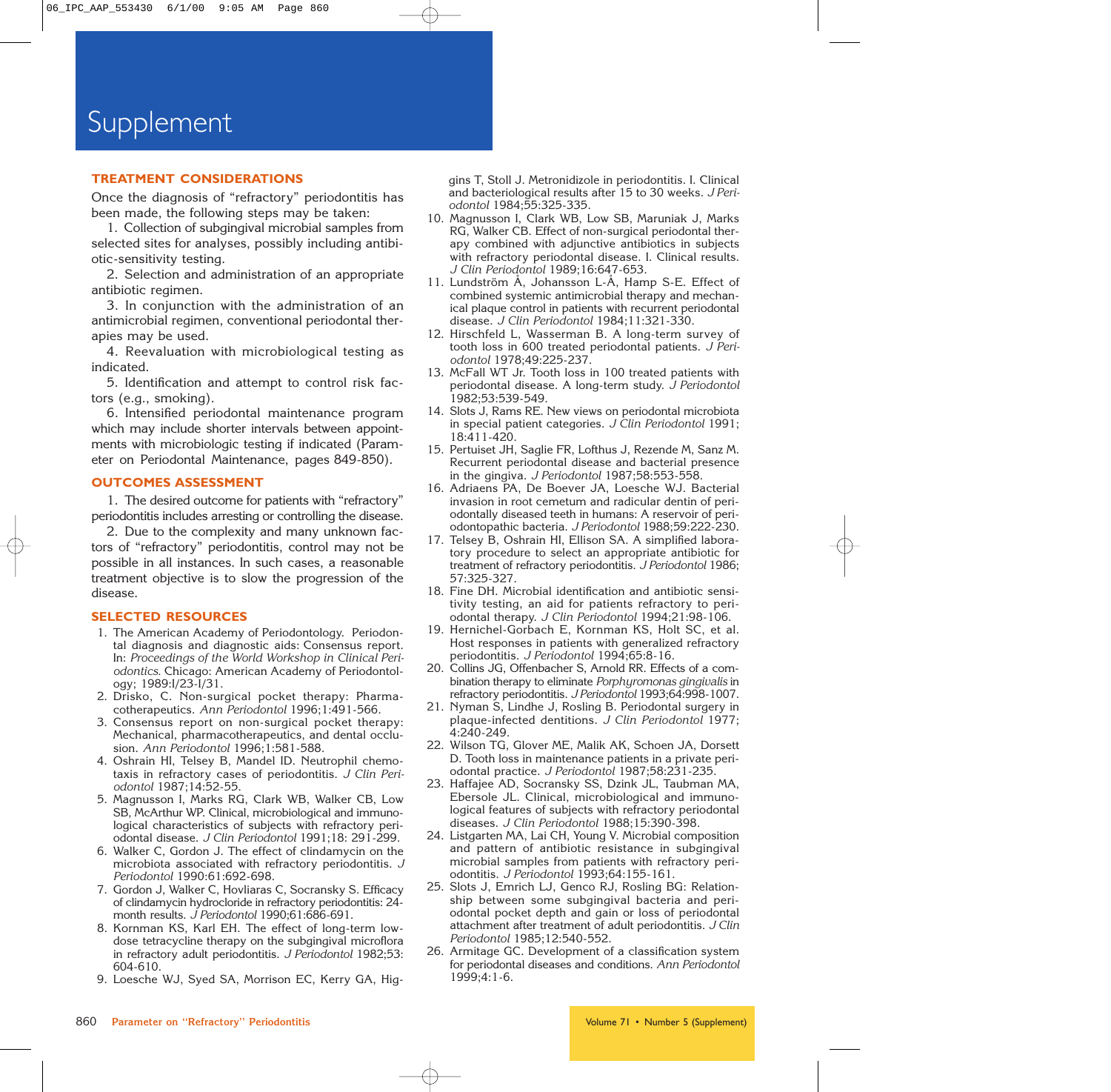# Supplement

## TREATMENT CONSIDERATIONS

Once the diagnosis of "refractory" periodontitis has been made, the following steps may be taken:

1. Collection of subgingival microbial samples from selected sites for analyses, possibly including antibiotic-sensitivity testing.
2. Selection and administration of an appropriate antibiotic regimen.
3. In conjunction with the administration of an antimicrobial regimen, conventional periodontal therapies may be used.
4. Reevaluation with microbiological testing as indicated.
5. Identification and attempt to control risk factors (e.g., smoking).
6. Intensified periodontal maintenance program which may include shorter intervals between appointments with microbiologic testing if indicated (Parameter on Periodontal Maintenance, pages 849-850).

## OUTCOMES ASSESSMENT

1. The desired outcome for patients with "refractory" periodontitis includes arresting or controlling the disease.
2. Due to the complexity and many unknown factors of "refractory" periodontitis, control may not be possible in all instances. In such cases, a reasonable treatment objective is to slow the progression of the disease.

## SELECTED RESOURCES

1. The American Academy of Periodontology. Periodontal diagnosis and diagnostic aids: Consensus report. In: *Proceedings of the World Workshop in Clinical Periodontics*. Chicago: American Academy of Periodontology; 1989:I/23-I/31.
2. Drisko, C. Non-surgical pocket therapy: Pharmacotherapeutics. *Ann Periodontol* 1996;1:491-566.
3. Consensus report on non-surgical pocket therapy: Mechanical, pharmacotherapeutics, and dental occlusion. *Ann Periodontol* 1996;1:581-588.
4. Oshrain HI, Telsey B, Mandel ID. Neutrophil chemotaxis in refractory cases of periodontitis. *J Clin Periodontol* 1987;14:52-55.
5. Magnusson I, Marks RG, Clark WB, Walker CB, Low SB, McArthur WP. Clinical, microbiological and immunological characteristics of subjects with refractory periodontal disease. *J Clin Periodontol* 1991;18: 291-299.
6. Walker C, Gordon J. The effect of clindamycin on the microbiota associated with refractory periodontitis. *J Periodontol* 1990:61:692-698.
7. Gordon J, Walker C, Hovliaras C, Socransky S. Efficacy of clindamycin hydrocloride in refractory periodontitis: 24-month results. *J Periodontol* 1990;61:686-691.
8. Kornman KS, Karl EH. The effect of long-term low-dose tetracycline therapy on the subgingival microflora in refractory adult periodontitis. *J Periodontol* 1982;53: 604-610.
9. Loesche WJ, Syed SA, Morrison EC, Kerry GA, Higgins T, Stoll J. Metronidizole in periodontitis. I. Clinical and bacteriological results after 15 to 30 weeks. *J Periodontol* 1984;55:325-335.
10. Magnusson I, Clark WB, Low SB, Maruniak J, Marks RG, Walker CB. Effect of non-surgical periodontal therapy combined with adjunctive antibiotics in subjects with refractory periodontal disease. I. Clinical results. *J Clin Periodontol* 1989;16:647-653.
11. Lundström Å, Johansson L-Å, Hamp S-E. Effect of combined systemic antimicrobial therapy and mechanical plaque control in patients with recurrent periodontal disease. *J Clin Periodontol* 1984;11:321-330.
12. Hirschfeld L, Wasserman B. A long-term survey of tooth loss in 600 treated periodontal patients. *J Periodontol* 1978;49:225-237.
13. McFall WT Jr. Tooth loss in 100 treated patients with periodontal disease. A long-term study. *J Periodontol* 1982;53:539-549.
14. Slots J, Rams RE. New views on periodontal microbiota in special patient categories. *J Clin Periodontol* 1991; 18:411-420.
15. Pertuiset JH, Saglie FR, Lofthus J, Rezende M, Sanz M. Recurrent periodontal disease and bacterial presence in the gingiva. *J Periodontol* 1987;58:553-558.
16. Adriaens PA, De Boever JA, Loesche WJ. Bacterial invasion in root cemetum and radicular dentin of periodontally diseased teeth in humans: A reservoir of periodontopathic bacteria. *J Periodontol* 1988;59:222-230.
17. Telsey B, Oshrain HI, Ellison SA. A simplified laboratory procedure to select an appropriate antibiotic for treatment of refractory periodontitis. *J Periodontol* 1986; 57:325-327.
18. Fine DH. Microbial identification and antibiotic sensitivity testing, an aid for patients refractory to periodontal therapy. *J Clin Periodontol* 1994;21:98-106.
19. Hernichel-Gorbach E, Kornman KS, Holt SC, et al. Host responses in patients with generalized refractory periodontitis. *J Periodontol* 1994;65:8-16.
20. Collins JG, Offenbacher S, Arnold RR. Effects of a combination therapy to eliminate *Porphyromonas gingivalis* in refractory periodontitis. *J Periodontol* 1993;64:998-1007.
21. Nyman S, Lindhe J, Rosling B. Periodontal surgery in plaque-infected dentitions. *J Clin Periodontol* 1977; 4:240-249.
22. Wilson TG, Glover ME, Malik AK, Schoen JA, Dorsett D. Tooth loss in maintenance patients in a private periodontal practice. *J Periodontol* 1987;58:231-235.
23. Haffajee AD, Socransky SS, Dzink JL, Taubman MA, Ebersole JL. Clinical, microbiological and immunological features of subjects with refractory periodontal diseases. *J Clin Periodontol* 1988;15:390-398.
24. Listgarten MA, Lai CH, Young V. Microbial composition and pattern of antibiotic resistance in subgingival microbial samples from patients with refractory periodontitis. *J Periodontol* 1993;64:155-161.
25. Slots J, Emrich LJ, Genco RJ, Rosling BG: Relationship between some subgingival bacteria and periodontal pocket depth and gain or loss of periodontal attachment after treatment of adult periodontitis. *J Clin Periodontol* 1985;12:540-552.
26. Armitage GC. Development of a classification system for periodontal diseases and conditions. *Ann Periodontol* 1999;4:1-6.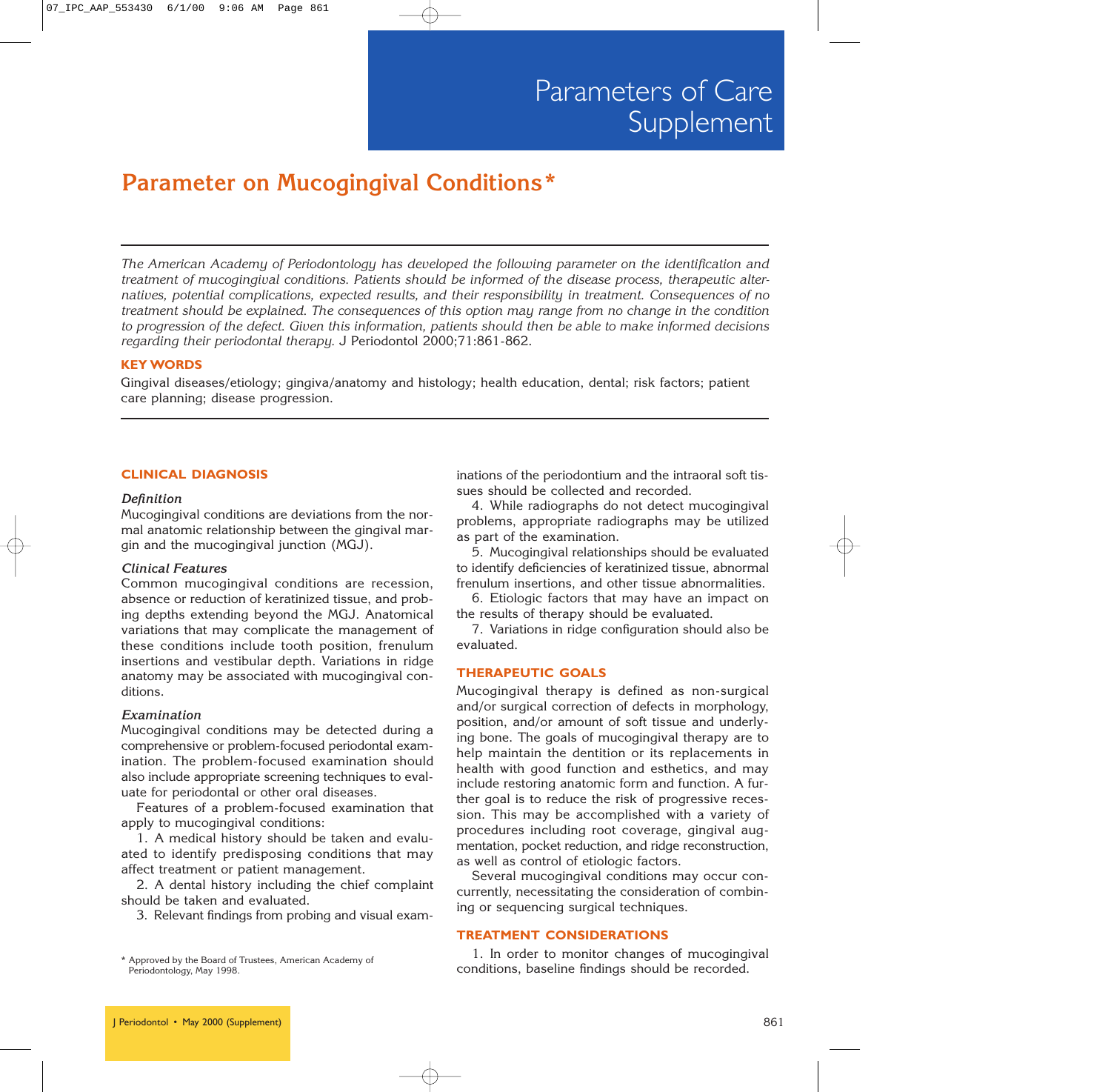Parameters of Care Supplement

# Parameter on Mucogingival Conditions*

*The American Academy of Periodontology has developed the following parameter on the identification and treatment of mucogingival conditions. Patients should be informed of the disease process, therapeutic alternatives, potential complications, expected results, and their responsibility in treatment. Consequences of no treatment should be explained. The consequences of this option may range from no change in the condition to progression of the defect. Given this information, patients should then be able to make informed decisions regarding their periodontal therapy.* J Periodontol 2000;71:861-862.

**KEY WORDS**

Gingival diseases/etiology; gingiva/anatomy and histology; health education, dental; risk factors; patient care planning; disease progression.

## CLINICAL DIAGNOSIS

### *Definition*

Mucogingival conditions are deviations from the normal anatomic relationship between the gingival margin and the mucogingival junction (MGJ).

### *Clinical Features*

Common mucogingival conditions are recession, absence or reduction of keratinized tissue, and probing depths extending beyond the MGJ. Anatomical variations that may complicate the management of these conditions include tooth position, frenulum insertions and vestibular depth. Variations in ridge anatomy may be associated with mucogingival conditions.

### *Examination*

Mucogingival conditions may be detected during a comprehensive or problem-focused periodontal examination. The problem-focused examination should also include appropriate screening techniques to evaluate for periodontal or other oral diseases.

Features of a problem-focused examination that apply to mucogingival conditions:

1. A medical history should be taken and evaluated to identify predisposing conditions that may affect treatment or patient management.
2. A dental history including the chief complaint should be taken and evaluated.
3. Relevant findings from probing and visual examinations of the periodontium and the intraoral soft tissues should be collected and recorded.
4. While radiographs do not detect mucogingival problems, appropriate radiographs may be utilized as part of the examination.
5. Mucogingival relationships should be evaluated to identify deficiencies of keratinized tissue, abnormal frenulum insertions, and other tissue abnormalities.
6. Etiologic factors that may have an impact on the results of therapy should be evaluated.
7. Variations in ridge configuration should also be evaluated.

## THERAPEUTIC GOALS

Mucogingival therapy is defined as non-surgical and/or surgical correction of defects in morphology, position, and/or amount of soft tissue and underlying bone. The goals of mucogingival therapy are to help maintain the dentition or its replacements in health with good function and esthetics, and may include restoring anatomic form and function. A further goal is to reduce the risk of progressive recession. This may be accomplished with a variety of procedures including root coverage, gingival augmentation, pocket reduction, and ridge reconstruction, as well as control of etiologic factors.

Several mucogingival conditions may occur concurrently, necessitating the consideration of combining or sequencing surgical techniques.

## TREATMENT CONSIDERATIONS

1. In order to monitor changes of mucogingival conditions, baseline findings should be recorded.

\* Approved by the Board of Trustees, American Academy of Periodontology, May 1998.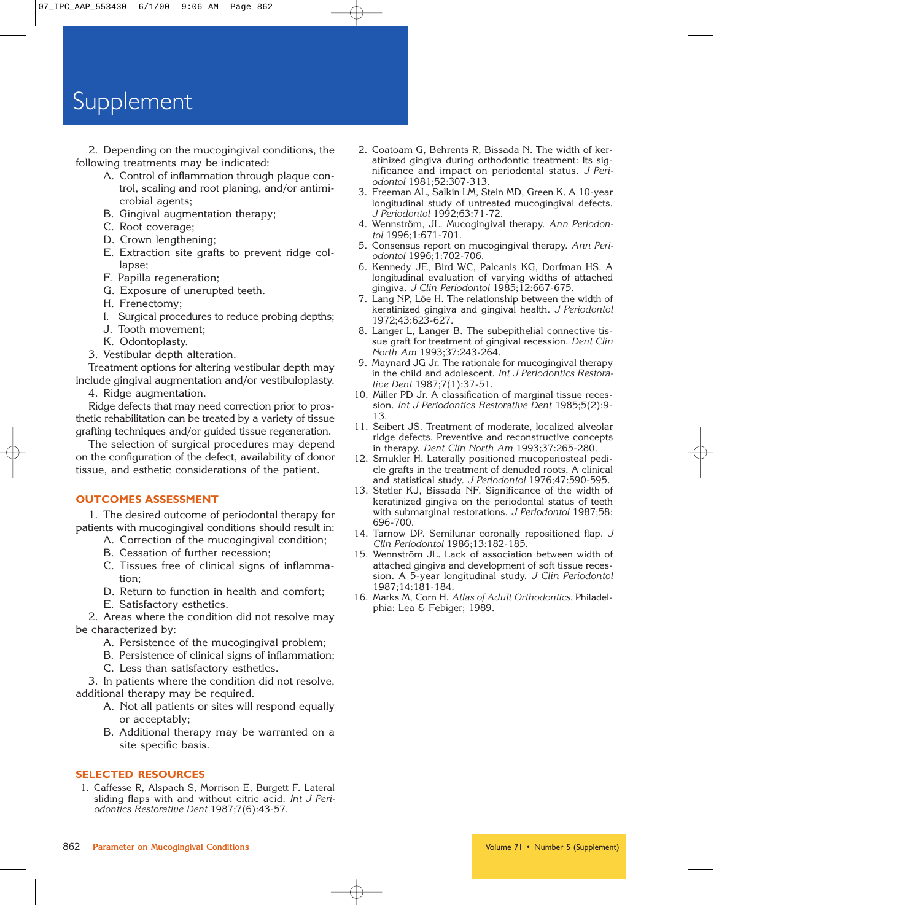2. Depending on the mucogingival conditions, the following treatments may be indicated:

A. Control of inflammation through plaque control, scaling and root planing, and/or antimicrobial agents;
B. Gingival augmentation therapy;
C. Root coverage;
D. Crown lengthening;
E. Extraction site grafts to prevent ridge collapse;
F. Papilla regeneration;
G. Exposure of unerupted teeth.
H. Frenectomy;
I. Surgical procedures to reduce probing depths;
J. Tooth movement;
K. Odontoplasty.

3. Vestibular depth alteration.

Treatment options for altering vestibular depth may include gingival augmentation and/or vestibuloplasty.

4. Ridge augmentation.

Ridge defects that may need correction prior to prosthetic rehabilitation can be treated by a variety of tissue grafting techniques and/or guided tissue regeneration.

The selection of surgical procedures may depend on the configuration of the defect, availability of donor tissue, and esthetic considerations of the patient.

## OUTCOMES ASSESSMENT

1. The desired outcome of periodontal therapy for patients with mucogingival conditions should result in:

A. Correction of the mucogingival condition;
B. Cessation of further recession;
C. Tissues free of clinical signs of inflammation;
D. Return to function in health and comfort;
E. Satisfactory esthetics.

2. Areas where the condition did not resolve may be characterized by:

A. Persistence of the mucogingival problem;
B. Persistence of clinical signs of inflammation;
C. Less than satisfactory esthetics.

3. In patients where the condition did not resolve, additional therapy may be required.

A. Not all patients or sites will respond equally or acceptably;
B. Additional therapy may be warranted on a site specific basis.

## SELECTED RESOURCES

1. Caffesse R, Alspach S, Morrison E, Burgett F. Lateral sliding flaps with and without citric acid. *Int J Periodontics Restorative Dent* 1987;7(6):43-57.
2. Coatoam G, Behrents R, Bissada N. The width of keratinized gingiva during orthodontic treatment: Its significance and impact on periodontal status. *J Periodontol* 1981;52:307-313.
3. Freeman AL, Salkin LM, Stein MD, Green K. A 10-year longitudinal study of untreated mucogingival defects. *J Periodontol* 1992;63:71-72.
4. Wennström, JL. Mucogingival therapy. *Ann Periodontol* 1996;1:671-701.
5. Consensus report on mucogingival therapy. *Ann Periodontol* 1996;1:702-706.
6. Kennedy JE, Bird WC, Palcanis KG, Dorfman HS. A longitudinal evaluation of varying widths of attached gingiva. *J Clin Periodontol* 1985;12:667-675.
7. Lang NP, Löe H. The relationship between the width of keratinized gingiva and gingival health. *J Periodontol* 1972;43:623-627.
8. Langer L, Langer B. The subepithelial connective tissue graft for treatment of gingival recession. *Dent Clin North Am* 1993;37:243-264.
9. Maynard JG Jr. The rationale for mucogingival therapy in the child and adolescent. *Int J Periodontics Restorative Dent* 1987;7(1):37-51.
10. Miller PD Jr. A classification of marginal tissue recession. *Int J Periodontics Restorative Dent* 1985;5(2):9-13.
11. Seibert JS. Treatment of moderate, localized alveolar ridge defects. Preventive and reconstructive concepts in therapy. *Dent Clin North Am* 1993;37:265-280.
12. Smukler H. Laterally positioned mucoperiosteal pedicle grafts in the treatment of denuded roots. A clinical and statistical study. *J Periodontol* 1976;47:590-595.
13. Stetler KJ, Bissada NF. Significance of the width of keratinized gingiva on the periodontal status of teeth with submarginal restorations. *J Periodontol* 1987;58:696-700.
14. Tarnow DP. Semilunar coronally repositioned flap. *J Clin Periodontol* 1986;13:182-185.
15. Wennström JL. Lack of association between width of attached gingiva and development of soft tissue recession. A 5-year longitudinal study. *J Clin Periodontol* 1987;14:181-184.
16. Marks M, Corn H. *Atlas of Adult Orthodontics.* Philadelphia: Lea & Febiger; 1989.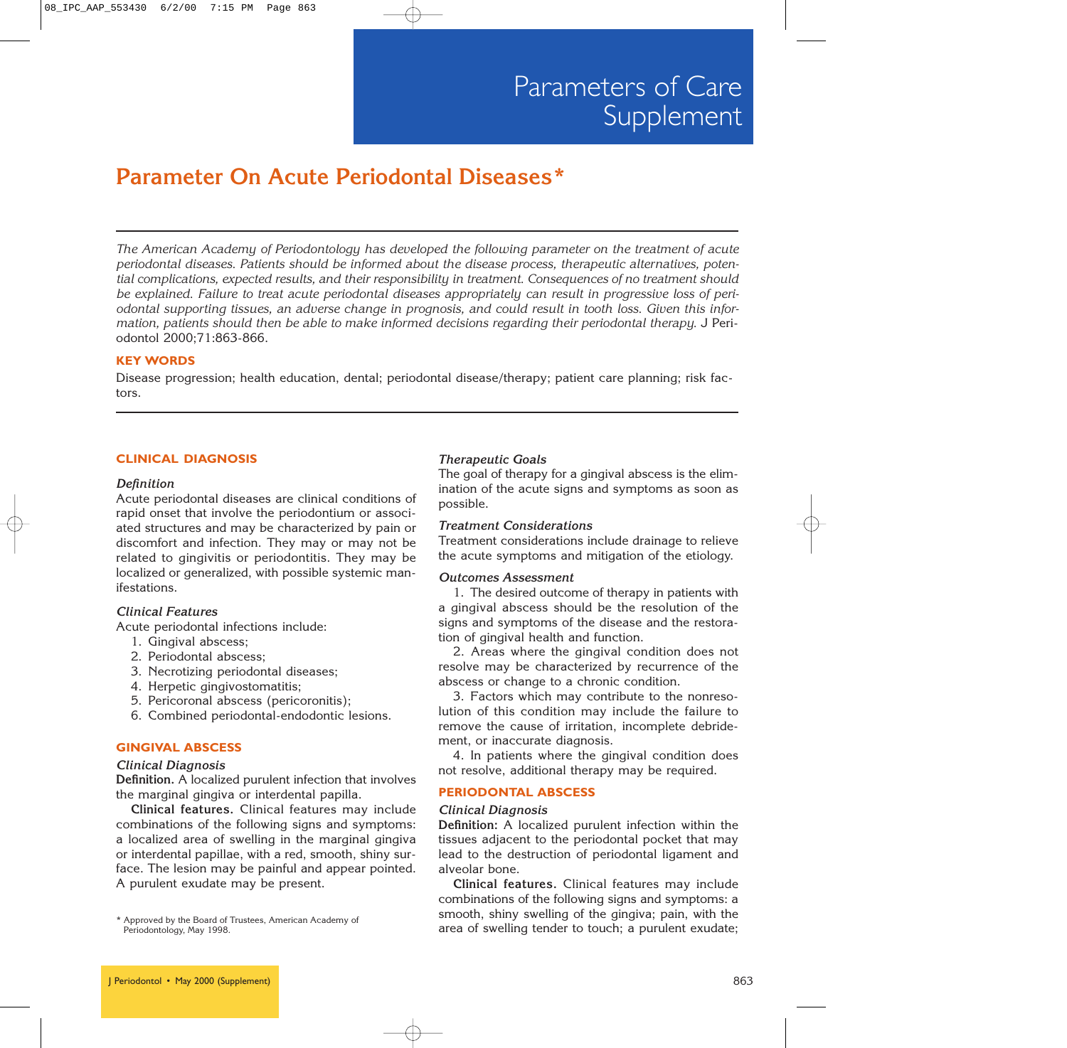# Parameter On Acute Periodontal Diseases*

*The American Academy of Periodontology has developed the following parameter on the treatment of acute periodontal diseases. Patients should be informed about the disease process, therapeutic alternatives, potential complications, expected results, and their responsibility in treatment. Consequences of no treatment should be explained. Failure to treat acute periodontal diseases appropriately can result in progressive loss of periodontal supporting tissues, an adverse change in prognosis, and could result in tooth loss. Given this information, patients should then be able to make informed decisions regarding their periodontal therapy.* J Periodontol 2000;71:863-866.

**KEY WORDS**

Disease progression; health education, dental; periodontal disease/therapy; patient care planning; risk factors.

## CLINICAL DIAGNOSIS

### *Definition*

Acute periodontal diseases are clinical conditions of rapid onset that involve the periodontium or associated structures and may be characterized by pain or discomfort and infection. They may or may not be related to gingivitis or periodontitis. They may be localized or generalized, with possible systemic manifestations.

### *Clinical Features*

Acute periodontal infections include:

1. Gingival abscess;
2. Periodontal abscess;
3. Necrotizing periodontal diseases;
4. Herpetic gingivostomatitis;
5. Pericoronal abscess (pericoronitis);
6. Combined periodontal-endodontic lesions.

## GINGIVAL ABSCESS

### *Clinical Diagnosis*

**Definition.** A localized purulent infection that involves the marginal gingiva or interdental papilla.

**Clinical features.** Clinical features may include combinations of the following signs and symptoms: a localized area of swelling in the marginal gingiva or interdental papillae, with a red, smooth, shiny surface. The lesion may be painful and appear pointed. A purulent exudate may be present.

### *Therapeutic Goals*

The goal of therapy for a gingival abscess is the elimination of the acute signs and symptoms as soon as possible.

### *Treatment Considerations*

Treatment considerations include drainage to relieve the acute symptoms and mitigation of the etiology.

### *Outcomes Assessment*

1. The desired outcome of therapy in patients with a gingival abscess should be the resolution of the signs and symptoms of the disease and the restoration of gingival health and function.
2. Areas where the gingival condition does not resolve may be characterized by recurrence of the abscess or change to a chronic condition.
3. Factors which may contribute to the nonresolution of this condition may include the failure to remove the cause of irritation, incomplete debridement, or inaccurate diagnosis.
4. In patients where the gingival condition does not resolve, additional therapy may be required.

## PERIODONTAL ABSCESS

### *Clinical Diagnosis*

**Definition:** A localized purulent infection within the tissues adjacent to the periodontal pocket that may lead to the destruction of periodontal ligament and alveolar bone.

**Clinical features.** Clinical features may include combinations of the following signs and symptoms: a smooth, shiny swelling of the gingiva; pain, with the area of swelling tender to touch; a purulent exudate;

\* Approved by the Board of Trustees, American Academy of Periodontology, May 1998.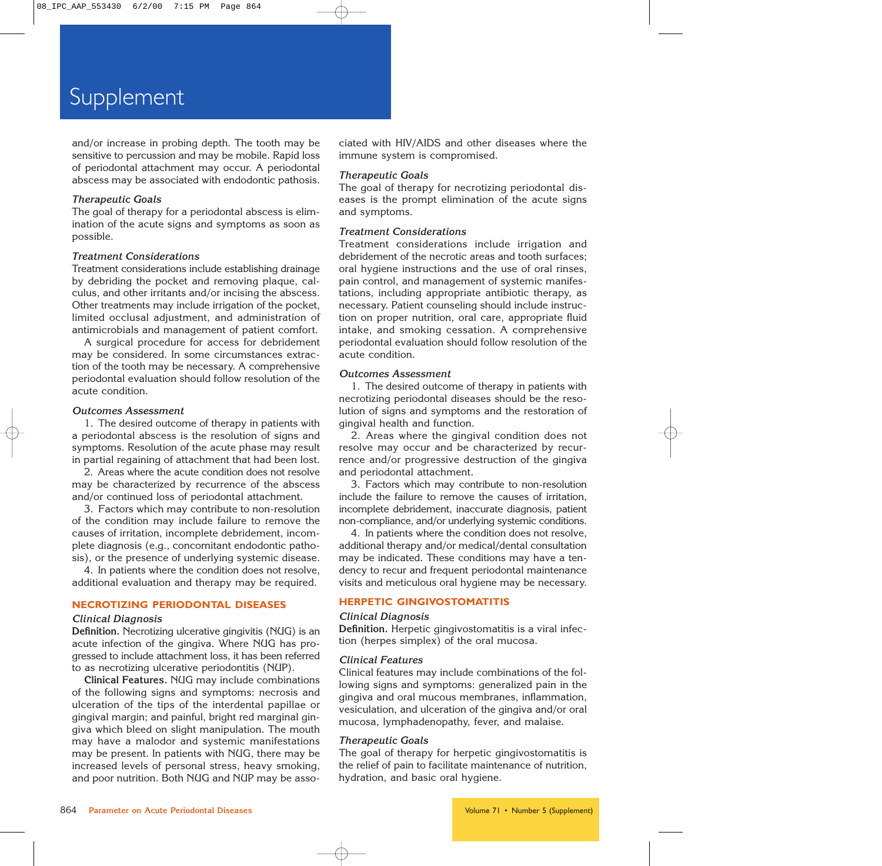and/or increase in probing depth. The tooth may be sensitive to percussion and may be mobile. Rapid loss of periodontal attachment may occur. A periodontal abscess may be associated with endodontic pathosis.

*Therapeutic Goals*

The goal of therapy for a periodontal abscess is elimination of the acute signs and symptoms as soon as possible.

*Treatment Considerations*

Treatment considerations include establishing drainage by debriding the pocket and removing plaque, calculus, and other irritants and/or incising the abscess. Other treatments may include irrigation of the pocket, limited occlusal adjustment, and administration of antimicrobials and management of patient comfort.

A surgical procedure for access for debridement may be considered. In some circumstances extraction of the tooth may be necessary. A comprehensive periodontal evaluation should follow resolution of the acute condition.

*Outcomes Assessment*

1. The desired outcome of therapy in patients with a periodontal abscess is the resolution of signs and symptoms. Resolution of the acute phase may result in partial regaining of attachment that had been lost.
2. Areas where the acute condition does not resolve may be characterized by recurrence of the abscess and/or continued loss of periodontal attachment.
3. Factors which may contribute to non-resolution of the condition may include failure to remove the causes of irritation, incomplete debridement, incomplete diagnosis (e.g., concomitant endodontic pathosis), or the presence of underlying systemic disease.
4. In patients where the condition does not resolve, additional evaluation and therapy may be required.

## NECROTIZING PERIODONTAL DISEASES

*Clinical Diagnosis*

**Definition.** Necrotizing ulcerative gingivitis (NUG) is an acute infection of the gingiva. Where NUG has progressed to include attachment loss, it has been referred to as necrotizing ulcerative periodontitis (NUP).

**Clinical Features.** NUG may include combinations of the following signs and symptoms: necrosis and ulceration of the tips of the interdental papillae or gingival margin; and painful, bright red marginal gingiva which bleed on slight manipulation. The mouth may have a malodor and systemic manifestations may be present. In patients with NUG, there may be increased levels of personal stress, heavy smoking, and poor nutrition. Both NUG and NUP may be associated with HIV/AIDS and other diseases where the immune system is compromised.

*Therapeutic Goals*

The goal of therapy for necrotizing periodontal diseases is the prompt elimination of the acute signs and symptoms.

*Treatment Considerations*

Treatment considerations include irrigation and debridement of the necrotic areas and tooth surfaces; oral hygiene instructions and the use of oral rinses, pain control, and management of systemic manifestations, including appropriate antibiotic therapy, as necessary. Patient counseling should include instruction on proper nutrition, oral care, appropriate fluid intake, and smoking cessation. A comprehensive periodontal evaluation should follow resolution of the acute condition.

*Outcomes Assessment*

1. The desired outcome of therapy in patients with necrotizing periodontal diseases should be the resolution of signs and symptoms and the restoration of gingival health and function.
2. Areas where the gingival condition does not resolve may occur and be characterized by recurrence and/or progressive destruction of the gingiva and periodontal attachment.
3. Factors which may contribute to non-resolution include the failure to remove the causes of irritation, incomplete debridement, inaccurate diagnosis, patient non-compliance, and/or underlying systemic conditions.
4. In patients where the condition does not resolve, additional therapy and/or medical/dental consultation may be indicated. These conditions may have a tendency to recur and frequent periodontal maintenance visits and meticulous oral hygiene may be necessary.

## HERPETIC GINGIVOSTOMATITIS

*Clinical Diagnosis*

**Definition.** Herpetic gingivostomatitis is a viral infection (herpes simplex) of the oral mucosa.

*Clinical Features*

Clinical features may include combinations of the following signs and symptoms: generalized pain in the gingiva and oral mucous membranes, inflammation, vesiculation, and ulceration of the gingiva and/or oral mucosa, lymphadenopathy, fever, and malaise.

*Therapeutic Goals*

The goal of therapy for herpetic gingivostomatitis is the relief of pain to facilitate maintenance of nutrition, hydration, and basic oral hygiene.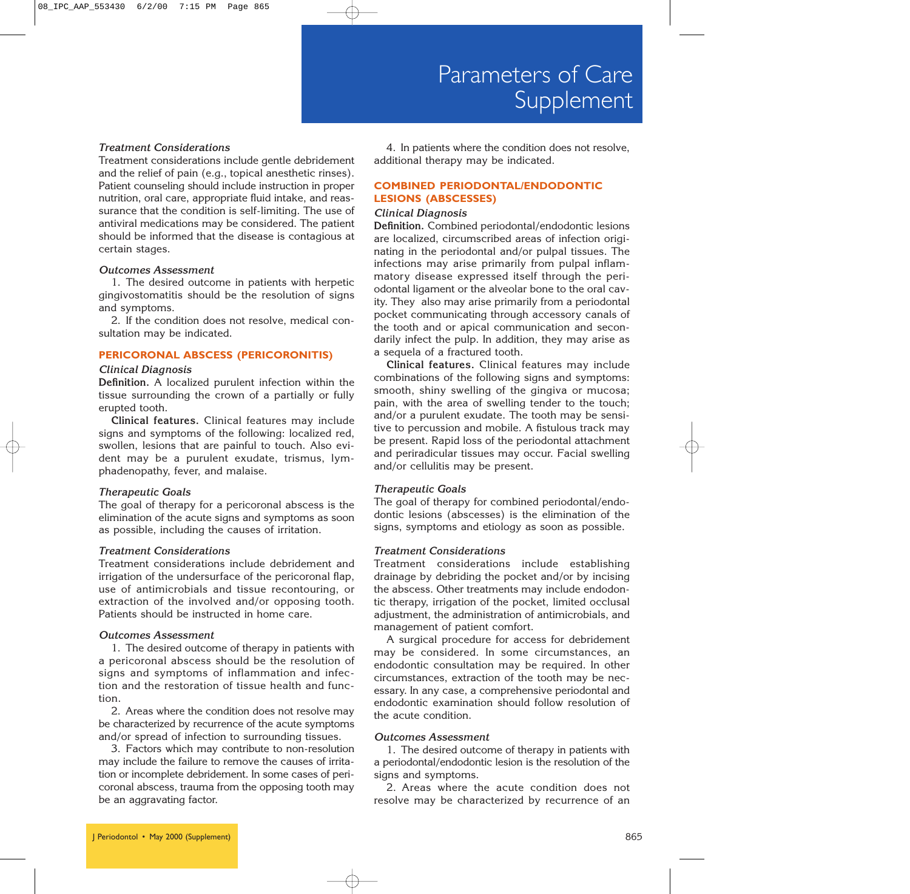### *Treatment Considerations*

Treatment considerations include gentle debridement and the relief of pain (e.g., topical anesthetic rinses). Patient counseling should include instruction in proper nutrition, oral care, appropriate fluid intake, and reassurance that the condition is self-limiting. The use of antiviral medications may be considered. The patient should be informed that the disease is contagious at certain stages.

### *Outcomes Assessment*

1. The desired outcome in patients with herpetic gingivostomatitis should be the resolution of signs and symptoms.

2. If the condition does not resolve, medical consultation may be indicated.

## PERICORONAL ABSCESS (PERICORONITIS)

### *Clinical Diagnosis*

**Definition.** A localized purulent infection within the tissue surrounding the crown of a partially or fully erupted tooth.

**Clinical features.** Clinical features may include signs and symptoms of the following: localized red, swollen, lesions that are painful to touch. Also evident may be a purulent exudate, trismus, lymphadenopathy, fever, and malaise.

### *Therapeutic Goals*

The goal of therapy for a pericoronal abscess is the elimination of the acute signs and symptoms as soon as possible, including the causes of irritation.

### *Treatment Considerations*

Treatment considerations include debridement and irrigation of the undersurface of the pericoronal flap, use of antimicrobials and tissue recontouring, or extraction of the involved and/or opposing tooth. Patients should be instructed in home care.

### *Outcomes Assessment*

1. The desired outcome of therapy in patients with a pericoronal abscess should be the resolution of signs and symptoms of inflammation and infection and the restoration of tissue health and function.

2. Areas where the condition does not resolve may be characterized by recurrence of the acute symptoms and/or spread of infection to surrounding tissues.

3. Factors which may contribute to non-resolution may include the failure to remove the causes of irritation or incomplete debridement. In some cases of pericoronal abscess, trauma from the opposing tooth may be an aggravating factor.

4. In patients where the condition does not resolve, additional therapy may be indicated.

## COMBINED PERIODONTAL/ENDODONTIC LESIONS (ABSCESSES)

### *Clinical Diagnosis*

**Definition.** Combined periodontal/endodontic lesions are localized, circumscribed areas of infection originating in the periodontal and/or pulpal tissues. The infections may arise primarily from pulpal inflammatory disease expressed itself through the periodontal ligament or the alveolar bone to the oral cavity. They also may arise primarily from a periodontal pocket communicating through accessory canals of the tooth and or apical communication and secondarily infect the pulp. In addition, they may arise as a sequela of a fractured tooth.

**Clinical features.** Clinical features may include combinations of the following signs and symptoms: smooth, shiny swelling of the gingiva or mucosa; pain, with the area of swelling tender to the touch; and/or a purulent exudate. The tooth may be sensitive to percussion and mobile. A fistulous track may be present. Rapid loss of the periodontal attachment and periradicular tissues may occur. Facial swelling and/or cellulitis may be present.

### *Therapeutic Goals*

The goal of therapy for combined periodontal/endodontic lesions (abscesses) is the elimination of the signs, symptoms and etiology as soon as possible.

### *Treatment Considerations*

Treatment considerations include establishing drainage by debriding the pocket and/or by incising the abscess. Other treatments may include endodontic therapy, irrigation of the pocket, limited occlusal adjustment, the administration of antimicrobials, and management of patient comfort.

A surgical procedure for access for debridement may be considered. In some circumstances, an endodontic consultation may be required. In other circumstances, extraction of the tooth may be necessary. In any case, a comprehensive periodontal and endodontic examination should follow resolution of the acute condition.

### *Outcomes Assessment*

1. The desired outcome of therapy in patients with a periodontal/endodontic lesion is the resolution of the signs and symptoms.

2. Areas where the acute condition does not resolve may be characterized by recurrence of an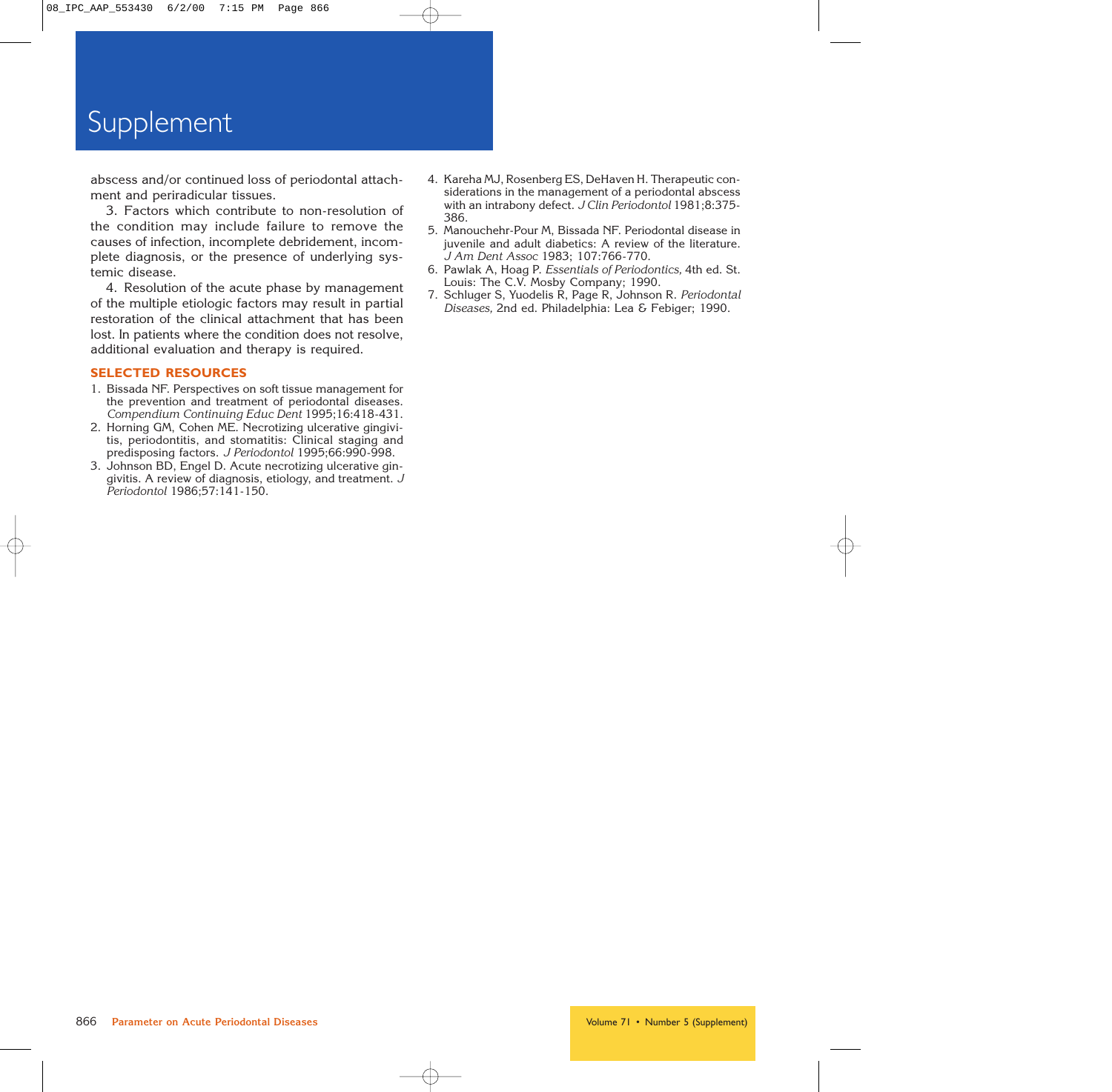abscess and/or continued loss of periodontal attachment and periradicular tissues.

3. Factors which contribute to non-resolution of the condition may include failure to remove the causes of infection, incomplete debridement, incomplete diagnosis, or the presence of underlying systemic disease.

4. Resolution of the acute phase by management of the multiple etiologic factors may result in partial restoration of the clinical attachment that has been lost. In patients where the condition does not resolve, additional evaluation and therapy is required.

## SELECTED RESOURCES

1. Bissada NF. Perspectives on soft tissue management for the prevention and treatment of periodontal diseases. *Compendium Continuing Educ Dent* 1995;16:418-431.
2. Horning GM, Cohen ME. Necrotizing ulcerative gingivitis, periodontitis, and stomatitis: Clinical staging and predisposing factors. *J Periodontol* 1995;66:990-998.
3. Johnson BD, Engel D. Acute necrotizing ulcerative gingivitis. A review of diagnosis, etiology, and treatment. *J Periodontol* 1986;57:141-150.
4. Kareha MJ, Rosenberg ES, DeHaven H. Therapeutic considerations in the management of a periodontal abscess with an intrabony defect. *J Clin Periodontol* 1981;8:375-386.
5. Manouchehr-Pour M, Bissada NF. Periodontal disease in juvenile and adult diabetics: A review of the literature. *J Am Dent Assoc* 1983; 107:766-770.
6. Pawlak A, Hoag P. *Essentials of Periodontics,* 4th ed. St. Louis: The C.V. Mosby Company; 1990.
7. Schluger S, Yuodelis R, Page R, Johnson R. *Periodontal Diseases,* 2nd ed. Philadelphia: Lea & Febiger; 1990.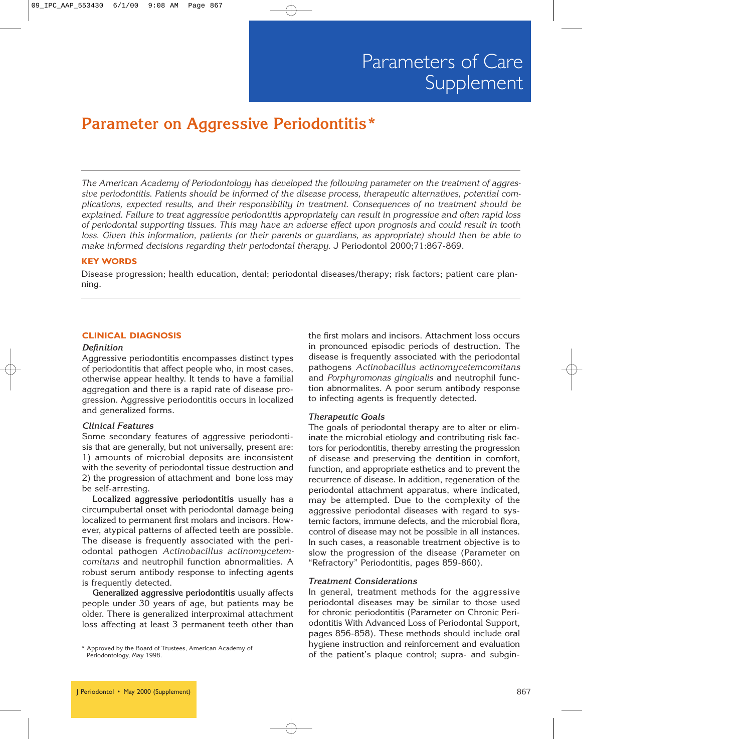Parameters of Care Supplement

# Parameter on Aggressive Periodontitis*

*The American Academy of Periodontology has developed the following parameter on the treatment of aggressive periodontitis. Patients should be informed of the disease process, therapeutic alternatives, potential complications, expected results, and their responsibility in treatment. Consequences of no treatment should be explained. Failure to treat aggressive periodontitis appropriately can result in progressive and often rapid loss of periodontal supporting tissues. This may have an adverse effect upon prognosis and could result in tooth loss. Given this information, patients (or their parents or guardians, as appropriate) should then be able to make informed decisions regarding their periodontal therapy.* J Periodontol 2000;71:867-869.

**KEY WORDS**

Disease progression; health education, dental; periodontal diseases/therapy; risk factors; patient care planning.

## CLINICAL DIAGNOSIS

### *Definition*

Aggressive periodontitis encompasses distinct types of periodontitis that affect people who, in most cases, otherwise appear healthy. It tends to have a familial aggregation and there is a rapid rate of disease progression. Aggressive periodontitis occurs in localized and generalized forms.

### *Clinical Features*

Some secondary features of aggressive periodontitis that are generally, but not universally, present are: 1) amounts of microbial deposits are inconsistent with the severity of periodontal tissue destruction and 2) the progression of attachment and bone loss may be self-arresting.

**Localized aggressive periodontitis** usually has a circumpubertal onset with periodontal damage being localized to permanent first molars and incisors. However, atypical patterns of affected teeth are possible. The disease is frequently associated with the periodontal pathogen *Actinobacillus actinomycetemcomitans* and neutrophil function abnormalities. A robust serum antibody response to infecting agents is frequently detected.

**Generalized aggressive periodontitis** usually affects people under 30 years of age, but patients may be older. There is generalized interproximal attachment loss affecting at least 3 permanent teeth other than the first molars and incisors. Attachment loss occurs in pronounced episodic periods of destruction. The disease is frequently associated with the periodontal pathogens *Actinobacillus actinomycetemcomitans* and *Porphyromonas gingivalis* and neutrophil function abnormalites. A poor serum antibody response to infecting agents is frequently detected.

### *Therapeutic Goals*

The goals of periodontal therapy are to alter or eliminate the microbial etiology and contributing risk factors for periodontitis, thereby arresting the progression of disease and preserving the dentition in comfort, function, and appropriate esthetics and to prevent the recurrence of disease. In addition, regeneration of the periodontal attachment apparatus, where indicated, may be attempted. Due to the complexity of the aggressive periodontal diseases with regard to systemic factors, immune defects, and the microbial flora, control of disease may not be possible in all instances. In such cases, a reasonable treatment objective is to slow the progression of the disease (Parameter on "Refractory" Periodontitis, pages 859-860).

### *Treatment Considerations*

In general, treatment methods for the aggressive periodontal diseases may be similar to those used for chronic periodontitis (Parameter on Chronic Periodontitis With Advanced Loss of Periodontal Support, pages 856-858). These methods should include oral hygiene instruction and reinforcement and evaluation of the patient's plaque control; supra- and subgin-

\* Approved by the Board of Trustees, American Academy of Periodontology, May 1998.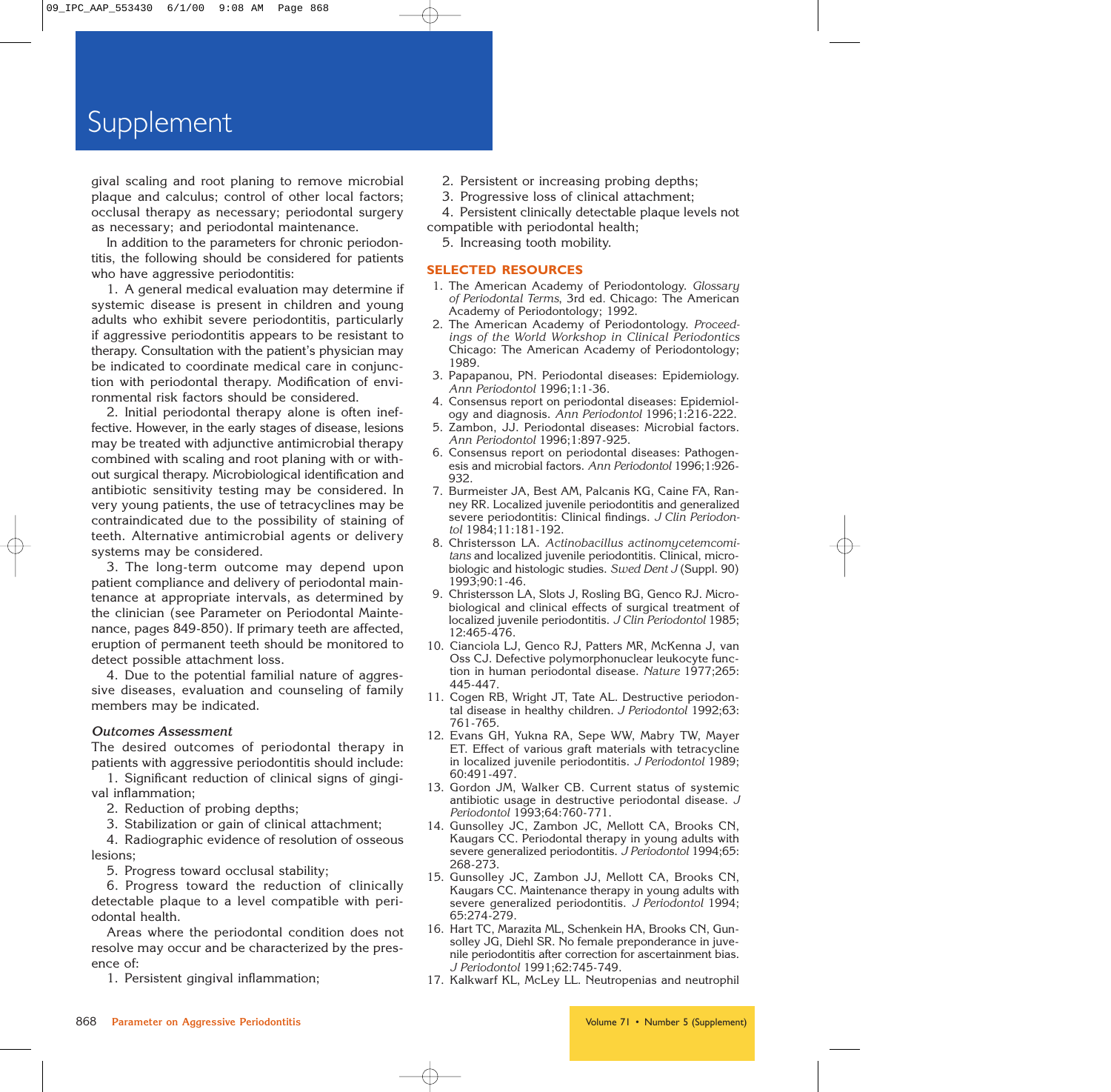gival scaling and root planing to remove microbial plaque and calculus; control of other local factors; occlusal therapy as necessary; periodontal surgery as necessary; and periodontal maintenance.

In addition to the parameters for chronic periodontitis, the following should be considered for patients who have aggressive periodontitis:

1. A general medical evaluation may determine if systemic disease is present in children and young adults who exhibit severe periodontitis, particularly if aggressive periodontitis appears to be resistant to therapy. Consultation with the patient's physician may be indicated to coordinate medical care in conjunction with periodontal therapy. Modification of environmental risk factors should be considered.

2. Initial periodontal therapy alone is often ineffective. However, in the early stages of disease, lesions may be treated with adjunctive antimicrobial therapy combined with scaling and root planing with or without surgical therapy. Microbiological identification and antibiotic sensitivity testing may be considered. In very young patients, the use of tetracyclines may be contraindicated due to the possibility of staining of teeth. Alternative antimicrobial agents or delivery systems may be considered.

3. The long-term outcome may depend upon patient compliance and delivery of periodontal maintenance at appropriate intervals, as determined by the clinician (see Parameter on Periodontal Maintenance, pages 849-850). If primary teeth are affected, eruption of permanent teeth should be monitored to detect possible attachment loss.

4. Due to the potential familial nature of aggressive diseases, evaluation and counseling of family members may be indicated.

### *Outcomes Assessment*

The desired outcomes of periodontal therapy in patients with aggressive periodontitis should include:

1. Significant reduction of clinical signs of gingival inflammation;
2. Reduction of probing depths;
3. Stabilization or gain of clinical attachment;
4. Radiographic evidence of resolution of osseous lesions;
5. Progress toward occlusal stability;
6. Progress toward the reduction of clinically detectable plaque to a level compatible with periodontal health.

Areas where the periodontal condition does not resolve may occur and be characterized by the presence of:

1. Persistent gingival inflammation;
2. Persistent or increasing probing depths;
3. Progressive loss of clinical attachment;
4. Persistent clinically detectable plaque levels not compatible with periodontal health;
5. Increasing tooth mobility.

## SELECTED RESOURCES

1. The American Academy of Periodontology. *Glossary of Periodontal Terms,* 3rd ed. Chicago: The American Academy of Periodontology; 1992.
2. The American Academy of Periodontology. *Proceedings of the World Workshop in Clinical Periodontics* Chicago: The American Academy of Periodontology; 1989.
3. Papapanou, PN. Periodontal diseases: Epidemiology. *Ann Periodontol* 1996;1:1-36.
4. Consensus report on periodontal diseases: Epidemiology and diagnosis. *Ann Periodontol* 1996;1:216-222.
5. Zambon, JJ. Periodontal diseases: Microbial factors. *Ann Periodontol* 1996;1:897-925.
6. Consensus report on periodontal diseases: Pathogenesis and microbial factors. *Ann Periodontol* 1996;1:926-932.
7. Burmeister JA, Best AM, Palcanis KG, Caine FA, Ranney RR. Localized juvenile periodontitis and generalized severe periodontitis: Clinical findings. *J Clin Periodontol* 1984;11:181-192.
8. Christersson LA. *Actinobacillus actinomycetemcomitans* and localized juvenile periodontitis. Clinical, microbiologic and histologic studies. *Swed Dent J* (Suppl. 90) 1993;90:1-46.
9. Christersson LA, Slots J, Rosling BG, Genco RJ. Microbiological and clinical effects of surgical treatment of localized juvenile periodontitis. *J Clin Periodontol* 1985; 12:465-476.
10. Cianciola LJ, Genco RJ, Patters MR, McKenna J, van Oss CJ. Defective polymorphonuclear leukocyte function in human periodontal disease. *Nature* 1977;265: 445-447.
11. Cogen RB, Wright JT, Tate AL. Destructive periodontal disease in healthy children. *J Periodontol* 1992;63: 761-765.
12. Evans GH, Yukna RA, Sepe WW, Mabry TW, Mayer ET. Effect of various graft materials with tetracycline in localized juvenile periodontitis. *J Periodontol* 1989; 60:491-497.
13. Gordon JM, Walker CB. Current status of systemic antibiotic usage in destructive periodontal disease. *J Periodontol* 1993;64:760-771.
14. Gunsolley JC, Zambon JC, Mellott CA, Brooks CN, Kaugars CC. Periodontal therapy in young adults with severe generalized periodontitis. *J Periodontol* 1994;65: 268-273.
15. Gunsolley JC, Zambon JJ, Mellott CA, Brooks CN, Kaugars CC. Maintenance therapy in young adults with severe generalized periodontitis. *J Periodontol* 1994; 65:274-279.
16. Hart TC, Marazita ML, Schenkein HA, Brooks CN, Gunsolley JG, Diehl SR. No female preponderance in juvenile periodontitis after correction for ascertainment bias. *J Periodontol* 1991;62:745-749.
17. Kalkwarf KL, McLey LL. Neutropenias and neutrophil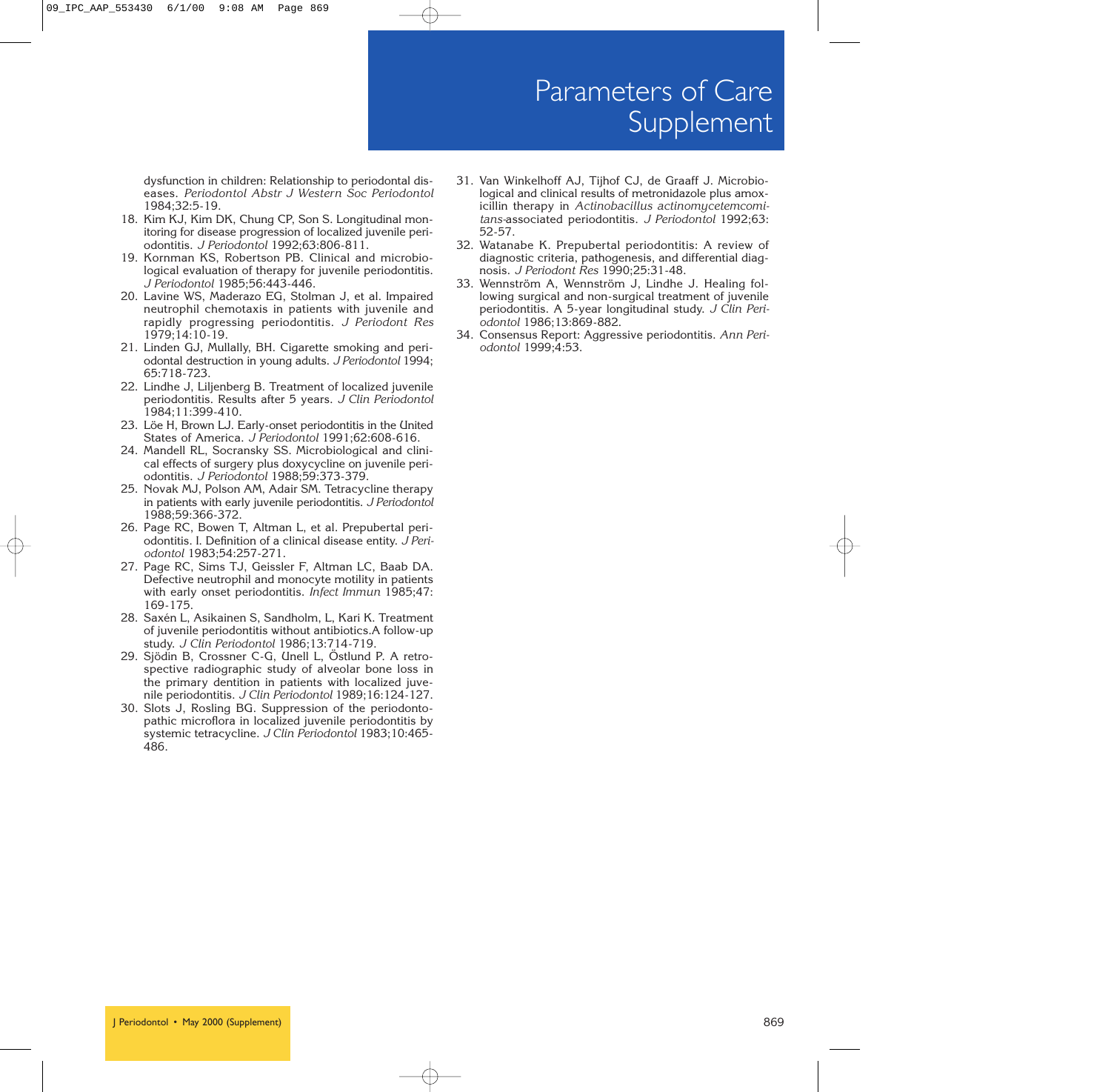dysfunction in children: Relationship to periodontal diseases. *Periodontol Abstr J Western Soc Periodontol* 1984;32:5-19.

18. Kim KJ, Kim DK, Chung CP, Son S. Longitudinal monitoring for disease progression of localized juvenile periodontitis. *J Periodontol* 1992;63:806-811.
19. Kornman KS, Robertson PB. Clinical and microbiological evaluation of therapy for juvenile periodontitis. *J Periodontol* 1985;56:443-446.
20. Lavine WS, Maderazo EG, Stolman J, et al. Impaired neutrophil chemotaxis in patients with juvenile and rapidly progressing periodontitis. *J Periodont Res* 1979;14:10-19.
21. Linden GJ, Mullally, BH. Cigarette smoking and periodontal destruction in young adults. *J Periodontol* 1994; 65:718-723.
22. Lindhe J, Liljenberg B. Treatment of localized juvenile periodontitis. Results after 5 years. *J Clin Periodontol* 1984;11:399-410.
23. Löe H, Brown LJ. Early-onset periodontitis in the United States of America. *J Periodontol* 1991;62:608-616.
24. Mandell RL, Socransky SS. Microbiological and clinical effects of surgery plus doxycycline on juvenile periodontitis. *J Periodontol* 1988;59:373-379.
25. Novak MJ, Polson AM, Adair SM. Tetracycline therapy in patients with early juvenile periodontitis. *J Periodontol* 1988;59:366-372.
26. Page RC, Bowen T, Altman L, et al. Prepubertal periodontitis. I. Definition of a clinical disease entity. *J Periodontol* 1983;54:257-271.
27. Page RC, Sims TJ, Geissler F, Altman LC, Baab DA. Defective neutrophil and monocyte motility in patients with early onset periodontitis. *Infect Immun* 1985;47: 169-175.
28. Saxén L, Asikainen S, Sandholm, L, Kari K. Treatment of juvenile periodontitis without antibiotics.A follow-up study. *J Clin Periodontol* 1986;13:714-719.
29. Sjödin B, Crossner C-G, Unell L, Östlund P. A retrospective radiographic study of alveolar bone loss in the primary dentition in patients with localized juvenile periodontitis. *J Clin Periodontol* 1989;16:124-127.
30. Slots J, Rosling BG. Suppression of the periodontopathic microflora in localized juvenile periodontitis by systemic tetracycline. *J Clin Periodontol* 1983;10:465-486.
31. Van Winkelhoff AJ, Tijhof CJ, de Graaff J. Microbiological and clinical results of metronidazole plus amoxicillin therapy in *Actinobacillus actinomycetemcomitans*-associated periodontitis. *J Periodontol* 1992;63: 52-57.
32. Watanabe K. Prepubertal periodontitis: A review of diagnostic criteria, pathogenesis, and differential diagnosis. *J Periodont Res* 1990;25:31-48.
33. Wennström A, Wennström J, Lindhe J. Healing following surgical and non-surgical treatment of juvenile periodontitis. A 5-year longitudinal study. *J Clin Periodontol* 1986;13:869-882.
34. Consensus Report: Aggressive periodontitis. *Ann Periodontol* 1999;4:53.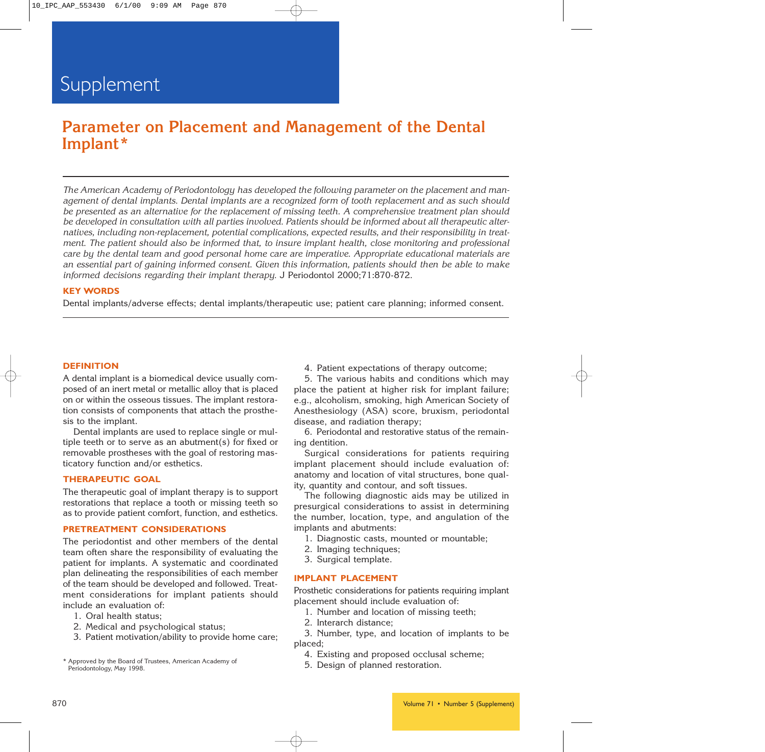Supplement

# Parameter on Placement and Management of the Dental Implant*

*The American Academy of Periodontology has developed the following parameter on the placement and management of dental implants. Dental implants are a recognized form of tooth replacement and as such should be presented as an alternative for the replacement of missing teeth. A comprehensive treatment plan should be developed in consultation with all parties involved. Patients should be informed about all therapeutic alternatives, including non-replacement, potential complications, expected results, and their responsibility in treatment. The patient should also be informed that, to insure implant health, close monitoring and professional care by the dental team and good personal home care are imperative. Appropriate educational materials are an essential part of gaining informed consent. Given this information, patients should then be able to make informed decisions regarding their implant therapy.* J Periodontol 2000;71:870-872.

**KEY WORDS**

Dental implants/adverse effects; dental implants/therapeutic use; patient care planning; informed consent.

## DEFINITION

A dental implant is a biomedical device usually composed of an inert metal or metallic alloy that is placed on or within the osseous tissues. The implant restoration consists of components that attach the prosthesis to the implant.

Dental implants are used to replace single or multiple teeth or to serve as an abutment(s) for fixed or removable prostheses with the goal of restoring masticatory function and/or esthetics.

## THERAPEUTIC GOAL

The therapeutic goal of implant therapy is to support restorations that replace a tooth or missing teeth so as to provide patient comfort, function, and esthetics.

## PRETREATMENT CONSIDERATIONS

The periodontist and other members of the dental team often share the responsibility of evaluating the patient for implants. A systematic and coordinated plan delineating the responsibilities of each member of the team should be developed and followed. Treatment considerations for implant patients should include an evaluation of:

1. Oral health status;
2. Medical and psychological status;
3. Patient motivation/ability to provide home care;
4. Patient expectations of therapy outcome;
5. The various habits and conditions which may place the patient at higher risk for implant failure; e.g., alcoholism, smoking, high American Society of Anesthesiology (ASA) score, bruxism, periodontal disease, and radiation therapy;
6. Periodontal and restorative status of the remaining dentition.

Surgical considerations for patients requiring implant placement should include evaluation of: anatomy and location of vital structures, bone quality, quantity and contour, and soft tissues.

The following diagnostic aids may be utilized in presurgical considerations to assist in determining the number, location, type, and angulation of the implants and abutments:

1. Diagnostic casts, mounted or mountable;
2. Imaging techniques;
3. Surgical template.

## IMPLANT PLACEMENT

Prosthetic considerations for patients requiring implant placement should include evaluation of:

1. Number and location of missing teeth;
2. Interarch distance;
3. Number, type, and location of implants to be placed;
4. Existing and proposed occlusal scheme;
5. Design of planned restoration.

\* Approved by the Board of Trustees, American Academy of Periodontology, May 1998.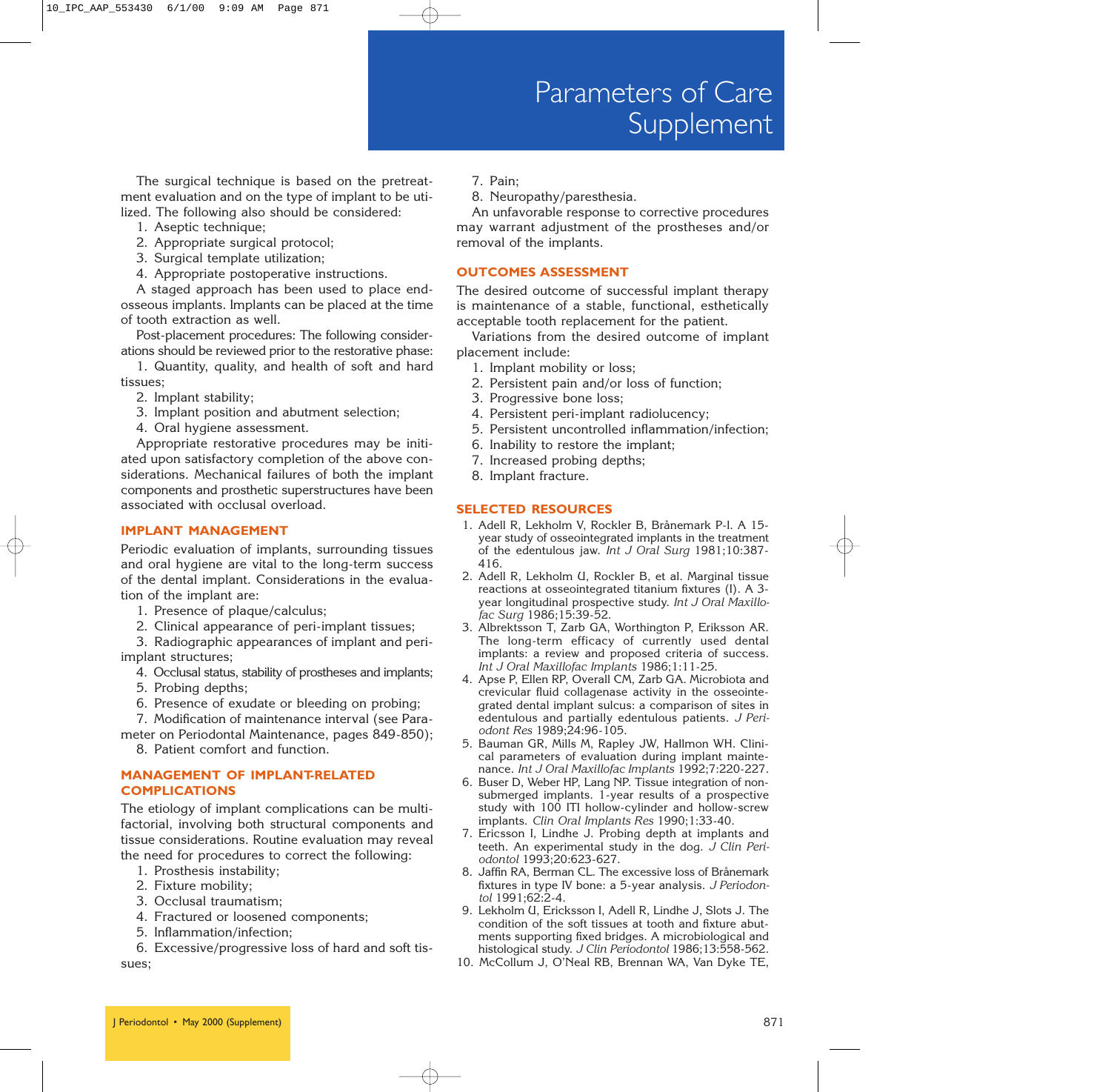The surgical technique is based on the pretreatment evaluation and on the type of implant to be utilized. The following also should be considered:

1. Aseptic technique;
2. Appropriate surgical protocol;
3. Surgical template utilization;
4. Appropriate postoperative instructions.

A staged approach has been used to place endosseous implants. Implants can be placed at the time of tooth extraction as well.

Post-placement procedures: The following considerations should be reviewed prior to the restorative phase:

1. Quantity, quality, and health of soft and hard tissues;
2. Implant stability;
3. Implant position and abutment selection;
4. Oral hygiene assessment.

Appropriate restorative procedures may be initiated upon satisfactory completion of the above considerations. Mechanical failures of both the implant components and prosthetic superstructures have been associated with occlusal overload.

## IMPLANT MANAGEMENT

Periodic evaluation of implants, surrounding tissues and oral hygiene are vital to the long-term success of the dental implant. Considerations in the evaluation of the implant are:

1. Presence of plaque/calculus;
2. Clinical appearance of peri-implant tissues;
3. Radiographic appearances of implant and peri-implant structures;
4. Occlusal status, stability of prostheses and implants;
5. Probing depths;
6. Presence of exudate or bleeding on probing;
7. Modification of maintenance interval (see Parameter on Periodontal Maintenance, pages 849-850);
8. Patient comfort and function.

## MANAGEMENT OF IMPLANT-RELATED COMPLICATIONS

The etiology of implant complications can be multifactorial, involving both structural components and tissue considerations. Routine evaluation may reveal the need for procedures to correct the following:

1. Prosthesis instability;
2. Fixture mobility;
3. Occlusal traumatism;
4. Fractured or loosened components;
5. Inflammation/infection;
6. Excessive/progressive loss of hard and soft tissues;
7. Pain;
8. Neuropathy/paresthesia.

An unfavorable response to corrective procedures may warrant adjustment of the prostheses and/or removal of the implants.

## OUTCOMES ASSESSMENT

The desired outcome of successful implant therapy is maintenance of a stable, functional, esthetically acceptable tooth replacement for the patient.

Variations from the desired outcome of implant placement include:

1. Implant mobility or loss;
2. Persistent pain and/or loss of function;
3. Progressive bone loss;
4. Persistent peri-implant radiolucency;
5. Persistent uncontrolled inflammation/infection;
6. Inability to restore the implant;
7. Increased probing depths;
8. Implant fracture.

## SELECTED RESOURCES

1. Adell R, Lekholm V, Rockler B, Brånemark P-I. A 15-year study of osseointegrated implants in the treatment of the edentulous jaw. *Int J Oral Surg* 1981;10:387-416.
2. Adell R, Lekholm U, Rockler B, et al. Marginal tissue reactions at osseointegrated titanium fixtures (I). A 3-year longitudinal prospective study. *Int J Oral Maxillofac Surg* 1986;15:39-52.
3. Albrektsson T, Zarb GA, Worthington P, Eriksson AR. The long-term efficacy of currently used dental implants: a review and proposed criteria of success. *Int J Oral Maxillofac Implants* 1986;1:11-25.
4. Apse P, Ellen RP, Overall CM, Zarb GA. Microbiota and crevicular fluid collagenase activity in the osseointegrated dental implant sulcus: a comparison of sites in edentulous and partially edentulous patients. *J Periodont Res* 1989;24:96-105.
5. Bauman GR, Mills M, Rapley JW, Hallmon WH. Clinical parameters of evaluation during implant maintenance. *Int J Oral Maxillofac Implants* 1992;7:220-227.
6. Buser D, Weber HP, Lang NP. Tissue integration of non-submerged implants. 1-year results of a prospective study with 100 ITI hollow-cylinder and hollow-screw implants. *Clin Oral Implants Res* 1990;1:33-40.
7. Ericsson I, Lindhe J. Probing depth at implants and teeth. An experimental study in the dog. *J Clin Periodontol* 1993;20:623-627.
8. Jaffin RA, Berman CL. The excessive loss of Brånemark fixtures in type IV bone: a 5-year analysis. *J Periodontol* 1991;62:2-4.
9. Lekholm U, Ericksson I, Adell R, Lindhe J, Slots J. The condition of the soft tissues at tooth and fixture abutments supporting fixed bridges. A microbiological and histological study. *J Clin Periodontol* 1986;13:558-562.
10. McCollum J, O'Neal RB, Brennan WA, Van Dyke TE,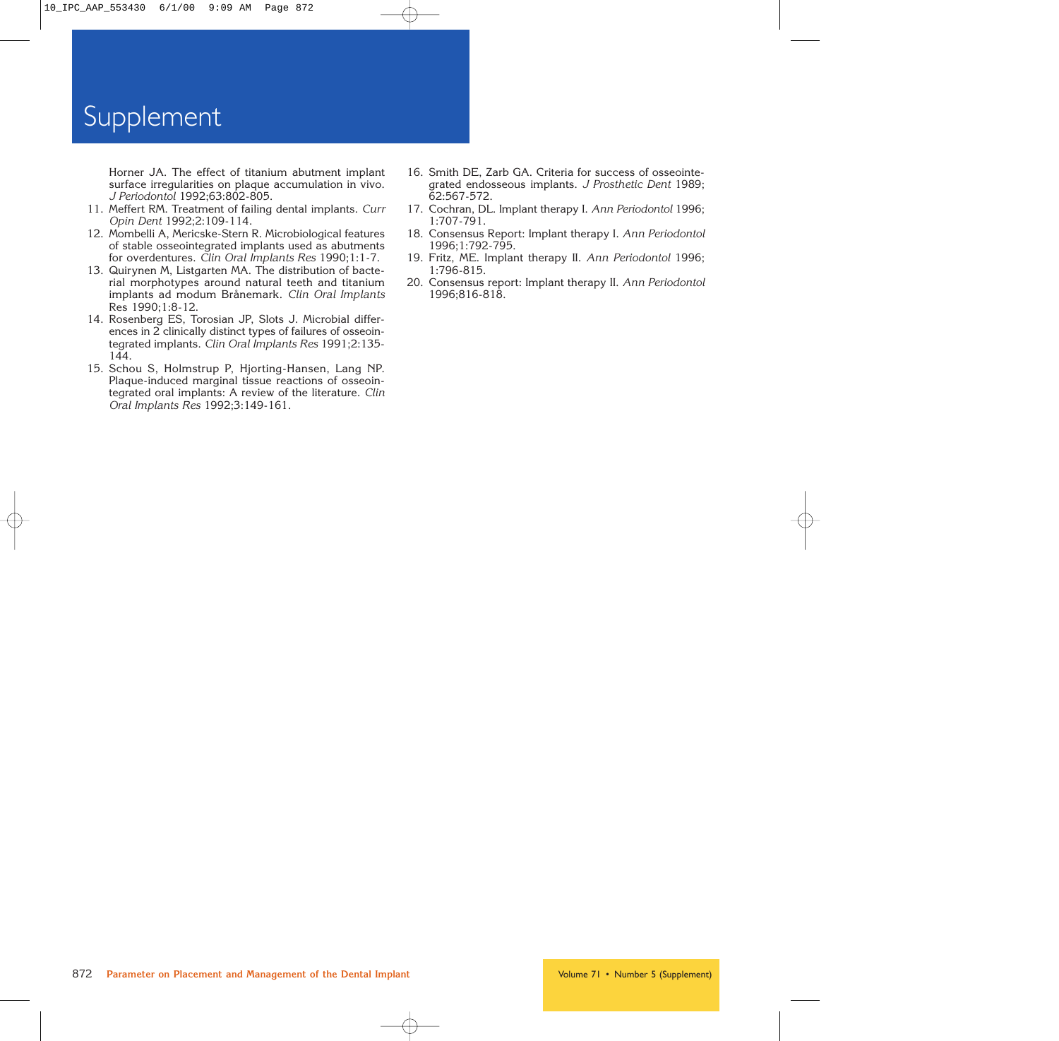Horner JA. The effect of titanium abutment implant surface irregularities on plaque accumulation in vivo. *J Periodontol* 1992;63:802-805.

11. Meffert RM. Treatment of failing dental implants. *Curr Opin Dent* 1992;2:109-114.
12. Mombelli A, Mericske-Stern R. Microbiological features of stable osseointegrated implants used as abutments for overdentures. *Clin Oral Implants Res* 1990;1:1-7.
13. Quirynen M, Listgarten MA. The distribution of bacterial morphotypes around natural teeth and titanium implants ad modum Brånemark. *Clin Oral Implants* Res 1990;1:8-12.
14. Rosenberg ES, Torosian JP, Slots J. Microbial differences in 2 clinically distinct types of failures of osseointegrated implants. *Clin Oral Implants Res* 1991;2:135-144.
15. Schou S, Holmstrup P, Hjorting-Hansen, Lang NP. Plaque-induced marginal tissue reactions of osseointegrated oral implants: A review of the literature. *Clin Oral Implants Res* 1992;3:149-161.
16. Smith DE, Zarb GA. Criteria for success of osseointegrated endosseous implants. *J Prosthetic Dent* 1989; 62:567-572.
17. Cochran, DL. Implant therapy I. *Ann Periodontol* 1996; 1:707-791.
18. Consensus Report: Implant therapy I. *Ann Periodontol* 1996;1:792-795.
19. Fritz, ME. Implant therapy II. *Ann Periodontol* 1996; 1:796-815.
20. Consensus report: Implant therapy II. *Ann Periodontol* 1996;816-818.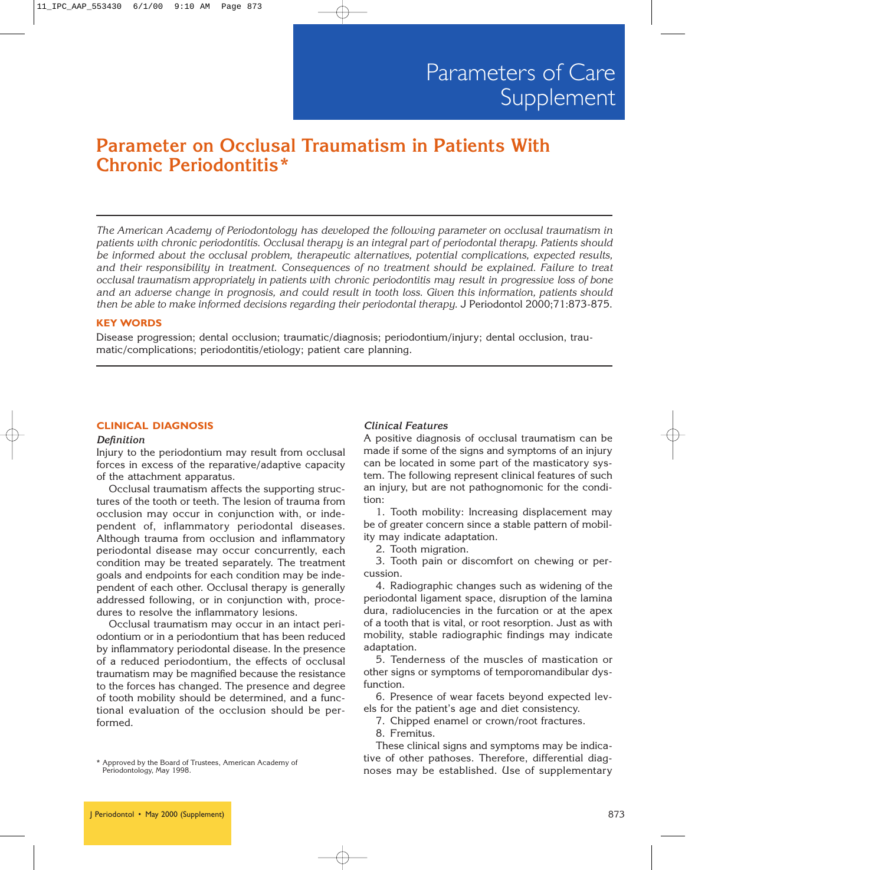# Parameters of Care Supplement

# Parameter on Occlusal Traumatism in Patients With Chronic Periodontitis*

*The American Academy of Periodontology has developed the following parameter on occlusal traumatism in patients with chronic periodontitis. Occlusal therapy is an integral part of periodontal therapy. Patients should be informed about the occlusal problem, therapeutic alternatives, potential complications, expected results, and their responsibility in treatment. Consequences of no treatment should be explained. Failure to treat occlusal traumatism appropriately in patients with chronic periodontitis may result in progressive loss of bone and an adverse change in prognosis, and could result in tooth loss. Given this information, patients should then be able to make informed decisions regarding their periodontal therapy.* J Periodontol 2000;71:873-875.

**KEY WORDS**

Disease progression; dental occlusion; traumatic/diagnosis; periodontium/injury; dental occlusion, traumatic/complications; periodontitis/etiology; patient care planning.

## CLINICAL DIAGNOSIS

### *Definition*

Injury to the periodontium may result from occlusal forces in excess of the reparative/adaptive capacity of the attachment apparatus.

Occlusal traumatism affects the supporting structures of the tooth or teeth. The lesion of trauma from occlusion may occur in conjunction with, or independent of, inflammatory periodontal diseases. Although trauma from occlusion and inflammatory periodontal disease may occur concurrently, each condition may be treated separately. The treatment goals and endpoints for each condition may be independent of each other. Occlusal therapy is generally addressed following, or in conjunction with, procedures to resolve the inflammatory lesions.

Occlusal traumatism may occur in an intact periodontium or in a periodontium that has been reduced by inflammatory periodontal disease. In the presence of a reduced periodontium, the effects of occlusal traumatism may be magnified because the resistance to the forces has changed. The presence and degree of tooth mobility should be determined, and a functional evaluation of the occlusion should be performed.

### *Clinical Features*

A positive diagnosis of occlusal traumatism can be made if some of the signs and symptoms of an injury can be located in some part of the masticatory system. The following represent clinical features of such an injury, but are not pathognomonic for the condition:

1. Tooth mobility: Increasing displacement may be of greater concern since a stable pattern of mobility may indicate adaptation.
2. Tooth migration.
3. Tooth pain or discomfort on chewing or percussion.
4. Radiographic changes such as widening of the periodontal ligament space, disruption of the lamina dura, radiolucencies in the furcation or at the apex of a tooth that is vital, or root resorption. Just as with mobility, stable radiographic findings may indicate adaptation.
5. Tenderness of the muscles of mastication or other signs or symptoms of temporomandibular dysfunction.
6. Presence of wear facets beyond expected levels for the patient's age and diet consistency.
7. Chipped enamel or crown/root fractures.
8. Fremitus.

These clinical signs and symptoms may be indicative of other pathoses. Therefore, differential diagnoses may be established. Use of supplementary

\* Approved by the Board of Trustees, American Academy of Periodontology, May 1998.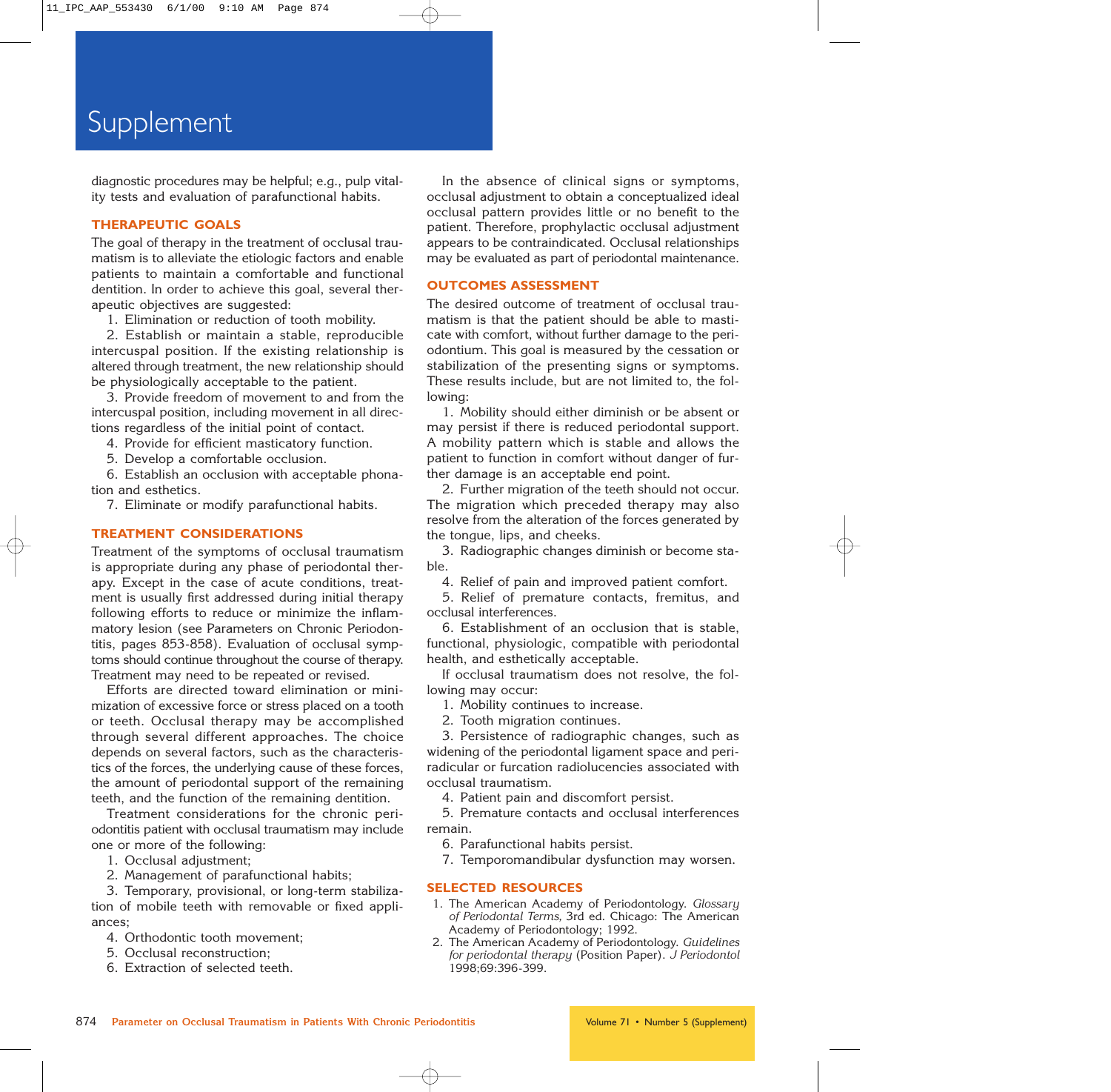diagnostic procedures may be helpful; e.g., pulp vitality tests and evaluation of parafunctional habits.

## THERAPEUTIC GOALS

The goal of therapy in the treatment of occlusal traumatism is to alleviate the etiologic factors and enable patients to maintain a comfortable and functional dentition. In order to achieve this goal, several therapeutic objectives are suggested:

1. Elimination or reduction of tooth mobility.
2. Establish or maintain a stable, reproducible intercuspal position. If the existing relationship is altered through treatment, the new relationship should be physiologically acceptable to the patient.
3. Provide freedom of movement to and from the intercuspal position, including movement in all directions regardless of the initial point of contact.
4. Provide for efficient masticatory function.
5. Develop a comfortable occlusion.
6. Establish an occlusion with acceptable phonation and esthetics.
7. Eliminate or modify parafunctional habits.

## TREATMENT CONSIDERATIONS

Treatment of the symptoms of occlusal traumatism is appropriate during any phase of periodontal therapy. Except in the case of acute conditions, treatment is usually first addressed during initial therapy following efforts to reduce or minimize the inflammatory lesion (see Parameters on Chronic Periodontitis, pages 853-858). Evaluation of occlusal symptoms should continue throughout the course of therapy. Treatment may need to be repeated or revised.

Efforts are directed toward elimination or minimization of excessive force or stress placed on a tooth or teeth. Occlusal therapy may be accomplished through several different approaches. The choice depends on several factors, such as the characteristics of the forces, the underlying cause of these forces, the amount of periodontal support of the remaining teeth, and the function of the remaining dentition.

Treatment considerations for the chronic periodontitis patient with occlusal traumatism may include one or more of the following:

1. Occlusal adjustment;
2. Management of parafunctional habits;
3. Temporary, provisional, or long-term stabilization of mobile teeth with removable or fixed appliances;
4. Orthodontic tooth movement;
5. Occlusal reconstruction;
6. Extraction of selected teeth.

In the absence of clinical signs or symptoms, occlusal adjustment to obtain a conceptualized ideal occlusal pattern provides little or no benefit to the patient. Therefore, prophylactic occlusal adjustment appears to be contraindicated. Occlusal relationships may be evaluated as part of periodontal maintenance.

## OUTCOMES ASSESSMENT

The desired outcome of treatment of occlusal traumatism is that the patient should be able to masticate with comfort, without further damage to the periodontium. This goal is measured by the cessation or stabilization of the presenting signs or symptoms. These results include, but are not limited to, the following:

1. Mobility should either diminish or be absent or may persist if there is reduced periodontal support. A mobility pattern which is stable and allows the patient to function in comfort without danger of further damage is an acceptable end point.
2. Further migration of the teeth should not occur. The migration which preceded therapy may also resolve from the alteration of the forces generated by the tongue, lips, and cheeks.
3. Radiographic changes diminish or become stable.
4. Relief of pain and improved patient comfort.
5. Relief of premature contacts, fremitus, and occlusal interferences.
6. Establishment of an occlusion that is stable, functional, physiologic, compatible with periodontal health, and esthetically acceptable.

If occlusal traumatism does not resolve, the following may occur:

1. Mobility continues to increase.
2. Tooth migration continues.
3. Persistence of radiographic changes, such as widening of the periodontal ligament space and periradicular or furcation radiolucencies associated with occlusal traumatism.
4. Patient pain and discomfort persist.
5. Premature contacts and occlusal interferences remain.
6. Parafunctional habits persist.
7. Temporomandibular dysfunction may worsen.

## SELECTED RESOURCES

1. The American Academy of Periodontology. *Glossary of Periodontal Terms,* 3rd ed. Chicago: The American Academy of Periodontology; 1992.
2. The American Academy of Periodontology. *Guidelines for periodontal therapy* (Position Paper). *J Periodontol* 1998;69:396-399.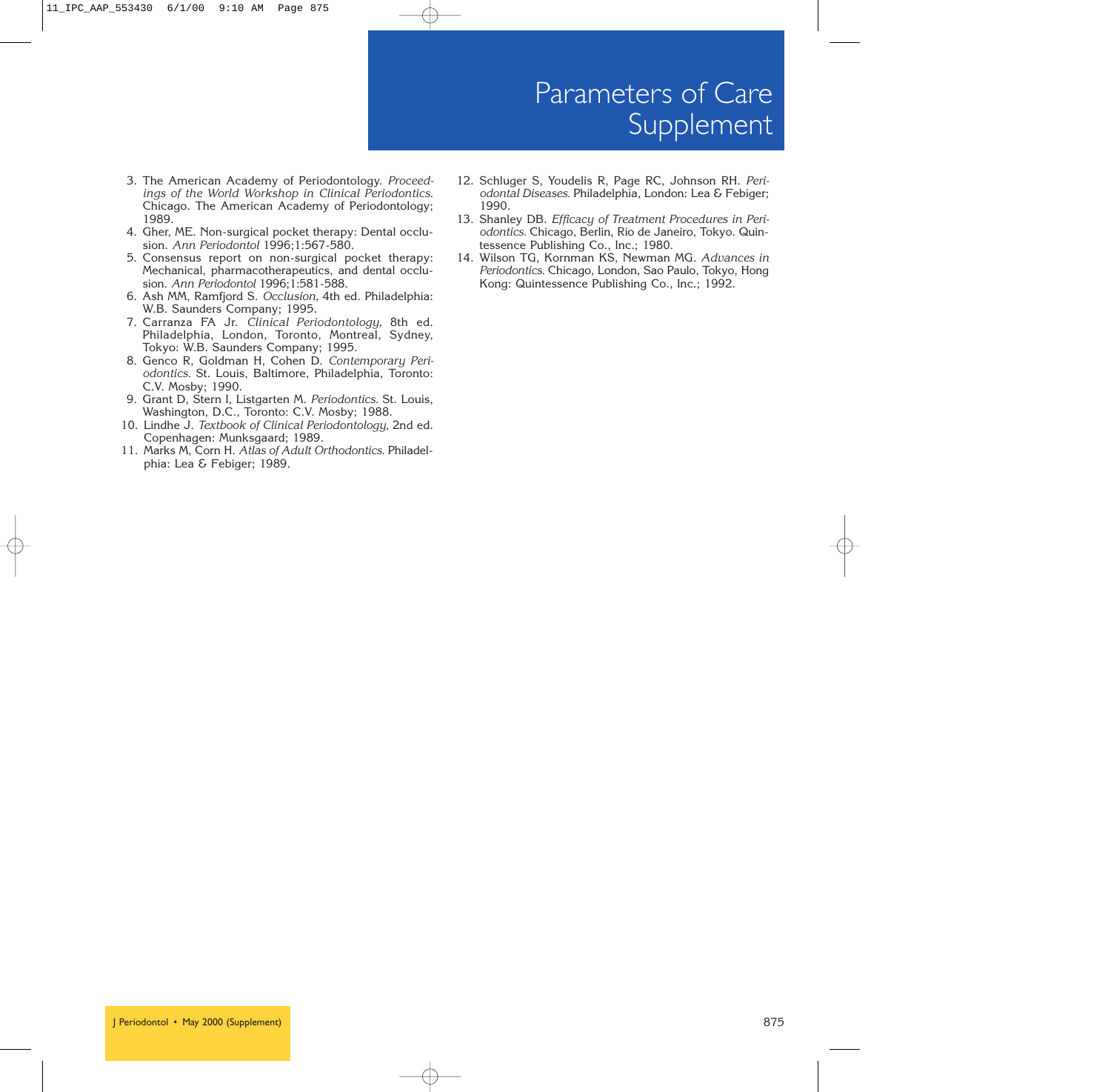3. The American Academy of Periodontology. *Proceedings of the World Workshop in Clinical Periodontics.* Chicago. The American Academy of Periodontology; 1989.
4. Gher, ME. Non-surgical pocket therapy: Dental occlusion. *Ann Periodontol* 1996;1:567-580.
5. Consensus report on non-surgical pocket therapy: Mechanical, pharmacotherapeutics, and dental occlusion. *Ann Periodontol* 1996;1:581-588.
6. Ash MM, Ramfjord S. *Occlusion,* 4th ed. Philadelphia: W.B. Saunders Company; 1995.
7. Carranza FA Jr. *Clinical Periodontology,* 8th ed. Philadelphia, London, Toronto, Montreal, Sydney, Tokyo: W.B. Saunders Company; 1995.
8. Genco R, Goldman H, Cohen D. *Contemporary Periodontics.* St. Louis, Baltimore, Philadelphia, Toronto: C.V. Mosby; 1990.
9. Grant D, Stern I, Listgarten M. *Periodontics.* St. Louis, Washington, D.C., Toronto: C.V. Mosby; 1988.
10. Lindhe J. *Textbook of Clinical Periodontology,* 2nd ed. Copenhagen: Munksgaard; 1989.
11. Marks M, Corn H. *Atlas of Adult Orthodontics.* Philadelphia: Lea & Febiger; 1989.
12. Schluger S, Youdelis R, Page RC, Johnson RH. *Periodontal Diseases.* Philadelphia, London: Lea & Febiger; 1990.
13. Shanley DB. *Efficacy of Treatment Procedures in Periodontics.* Chicago, Berlin, Rio de Janeiro, Tokyo. Quintessence Publishing Co., Inc.; 1980.
14. Wilson TG, Kornman KS, Newman MG. *Advances in Periodontics.* Chicago, London, Sao Paulo, Tokyo, Hong Kong: Quintessence Publishing Co., Inc.; 1992.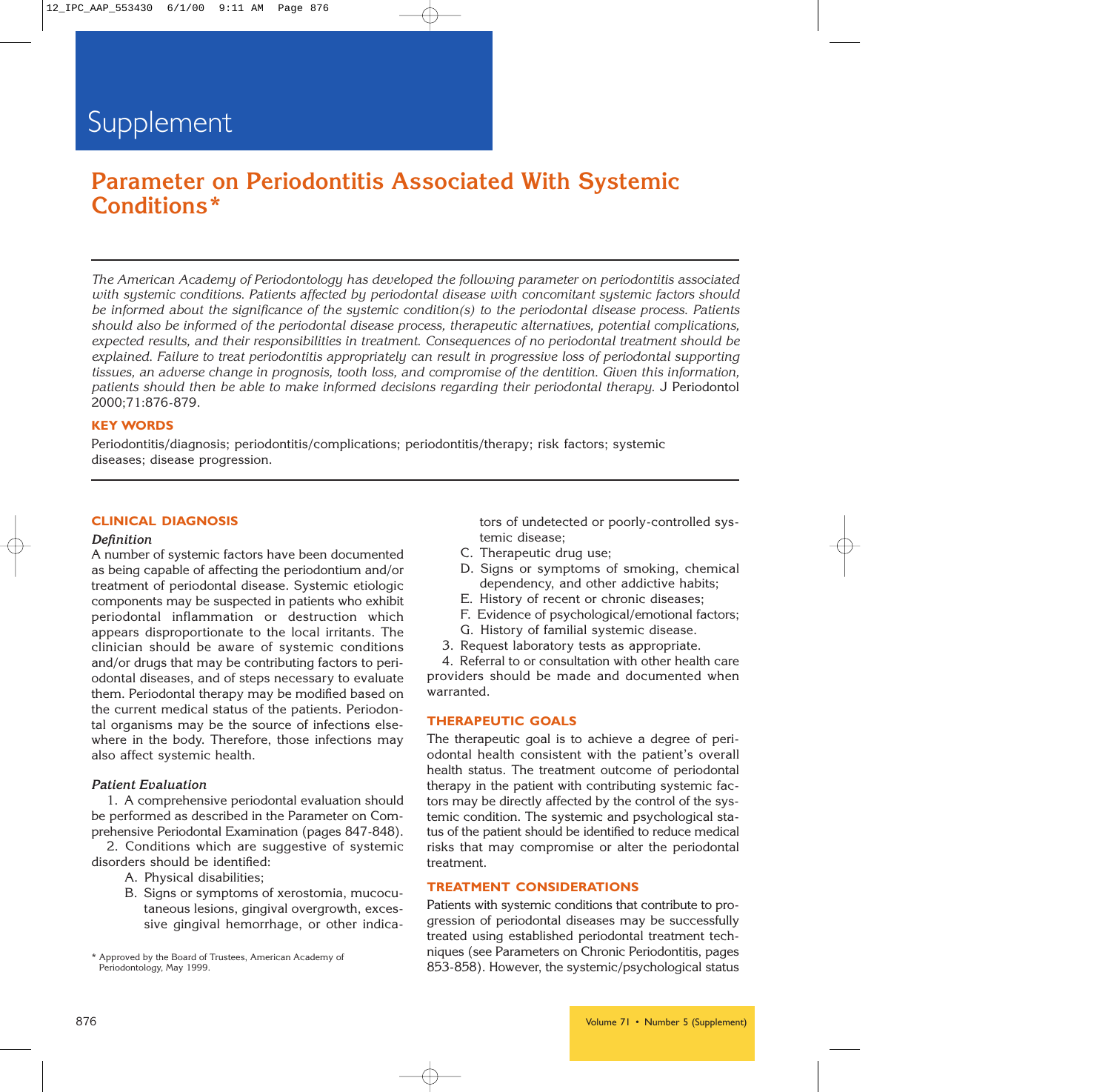Supplement

# Parameter on Periodontitis Associated With Systemic Conditions*

*The American Academy of Periodontology has developed the following parameter on periodontitis associated with systemic conditions. Patients affected by periodontal disease with concomitant systemic factors should be informed about the significance of the systemic condition(s) to the periodontal disease process. Patients should also be informed of the periodontal disease process, therapeutic alternatives, potential complications, expected results, and their responsibilities in treatment. Consequences of no periodontal treatment should be explained. Failure to treat periodontitis appropriately can result in progressive loss of periodontal supporting tissues, an adverse change in prognosis, tooth loss, and compromise of the dentition. Given this information, patients should then be able to make informed decisions regarding their periodontal therapy.* J Periodontol 2000;71:876-879.

**KEY WORDS**

Periodontitis/diagnosis; periodontitis/complications; periodontitis/therapy; risk factors; systemic diseases; disease progression.

## CLINICAL DIAGNOSIS

### *Definition*

A number of systemic factors have been documented as being capable of affecting the periodontium and/or treatment of periodontal disease. Systemic etiologic components may be suspected in patients who exhibit periodontal inflammation or destruction which appears disproportionate to the local irritants. The clinician should be aware of systemic conditions and/or drugs that may be contributing factors to periodontal diseases, and of steps necessary to evaluate them. Periodontal therapy may be modified based on the current medical status of the patients. Periodontal organisms may be the source of infections elsewhere in the body. Therefore, those infections may also affect systemic health.

### *Patient Evaluation*

1. A comprehensive periodontal evaluation should be performed as described in the Parameter on Comprehensive Periodontal Examination (pages 847-848).
2. Conditions which are suggestive of systemic disorders should be identified:
   - A. Physical disabilities;
   - B. Signs or symptoms of xerostomia, mucocutaneous lesions, gingival overgrowth, excessive gingival hemorrhage, or other indicators of undetected or poorly-controlled systemic disease;
   - C. Therapeutic drug use;
   - D. Signs or symptoms of smoking, chemical dependency, and other addictive habits;
   - E. History of recent or chronic diseases;
   - F. Evidence of psychological/emotional factors;
   - G. History of familial systemic disease.
3. Request laboratory tests as appropriate.
4. Referral to or consultation with other health care providers should be made and documented when warranted.

## THERAPEUTIC GOALS

The therapeutic goal is to achieve a degree of periodontal health consistent with the patient's overall health status. The treatment outcome of periodontal therapy in the patient with contributing systemic factors may be directly affected by the control of the systemic condition. The systemic and psychological status of the patient should be identified to reduce medical risks that may compromise or alter the periodontal treatment.

## TREATMENT CONSIDERATIONS

Patients with systemic conditions that contribute to progression of periodontal diseases may be successfully treated using established periodontal treatment techniques (see Parameters on Chronic Periodontitis, pages 853-858). However, the systemic/psychological status

\* Approved by the Board of Trustees, American Academy of Periodontology, May 1999.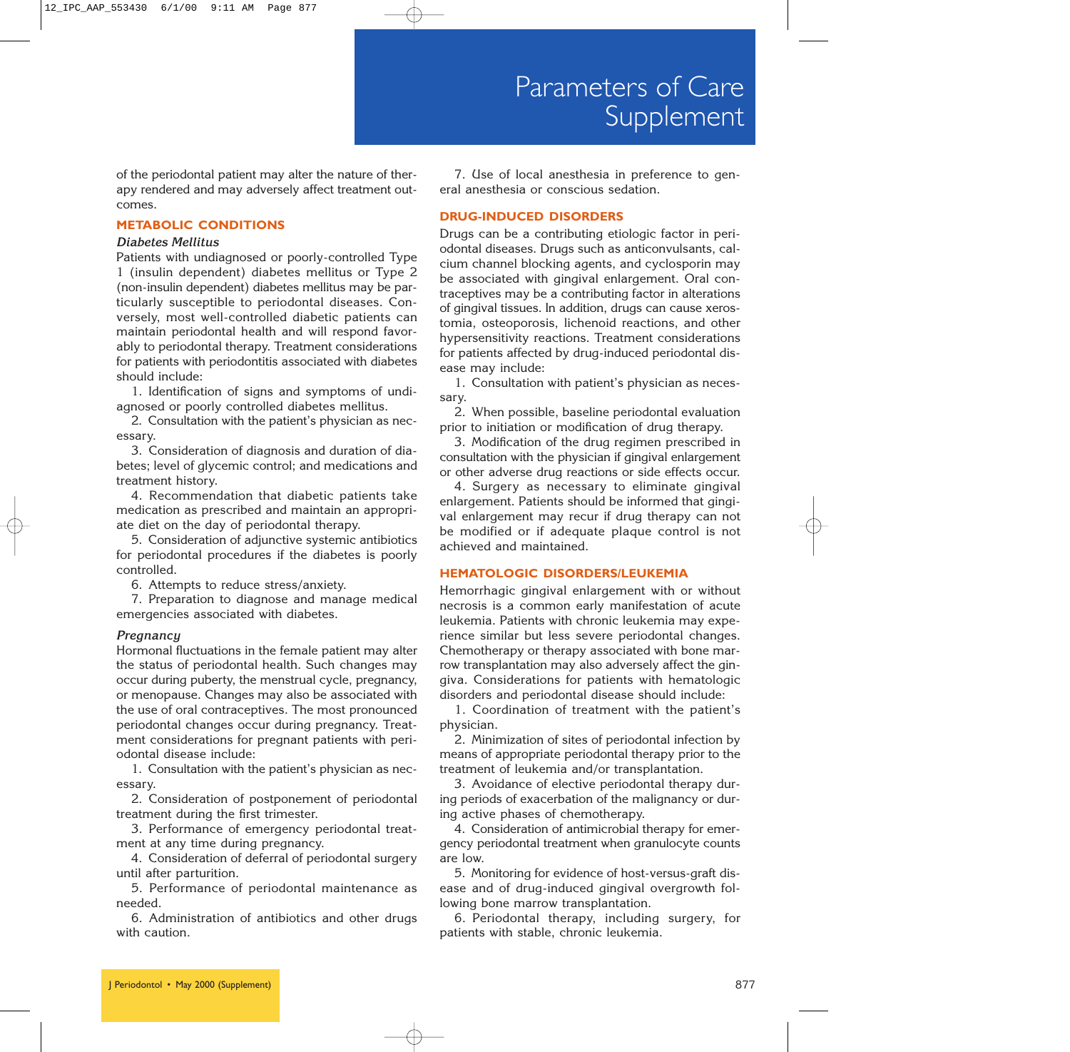of the periodontal patient may alter the nature of therapy rendered and may adversely affect treatment outcomes.

## METABOLIC CONDITIONS

### *Diabetes Mellitus*

Patients with undiagnosed or poorly-controlled Type 1 (insulin dependent) diabetes mellitus or Type 2 (non-insulin dependent) diabetes mellitus may be particularly susceptible to periodontal diseases. Conversely, most well-controlled diabetic patients can maintain periodontal health and will respond favorably to periodontal therapy. Treatment considerations for patients with periodontitis associated with diabetes should include:

1. Identification of signs and symptoms of undiagnosed or poorly controlled diabetes mellitus.
2. Consultation with the patient's physician as necessary.
3. Consideration of diagnosis and duration of diabetes; level of glycemic control; and medications and treatment history.
4. Recommendation that diabetic patients take medication as prescribed and maintain an appropriate diet on the day of periodontal therapy.
5. Consideration of adjunctive systemic antibiotics for periodontal procedures if the diabetes is poorly controlled.
6. Attempts to reduce stress/anxiety.
7. Preparation to diagnose and manage medical emergencies associated with diabetes.

### *Pregnancy*

Hormonal fluctuations in the female patient may alter the status of periodontal health. Such changes may occur during puberty, the menstrual cycle, pregnancy, or menopause. Changes may also be associated with the use of oral contraceptives. The most pronounced periodontal changes occur during pregnancy. Treatment considerations for pregnant patients with periodontal disease include:

1. Consultation with the patient's physician as necessary.
2. Consideration of postponement of periodontal treatment during the first trimester.
3. Performance of emergency periodontal treatment at any time during pregnancy.
4. Consideration of deferral of periodontal surgery until after parturition.
5. Performance of periodontal maintenance as needed.
6. Administration of antibiotics and other drugs with caution.
7. Use of local anesthesia in preference to general anesthesia or conscious sedation.

## DRUG-INDUCED DISORDERS

Drugs can be a contributing etiologic factor in periodontal diseases. Drugs such as anticonvulsants, calcium channel blocking agents, and cyclosporin may be associated with gingival enlargement. Oral contraceptives may be a contributing factor in alterations of gingival tissues. In addition, drugs can cause xerostomia, osteoporosis, lichenoid reactions, and other hypersensitivity reactions. Treatment considerations for patients affected by drug-induced periodontal disease may include:

1. Consultation with patient's physician as necessary.
2. When possible, baseline periodontal evaluation prior to initiation or modification of drug therapy.
3. Modification of the drug regimen prescribed in consultation with the physician if gingival enlargement or other adverse drug reactions or side effects occur.
4. Surgery as necessary to eliminate gingival enlargement. Patients should be informed that gingival enlargement may recur if drug therapy can not be modified or if adequate plaque control is not achieved and maintained.

## HEMATOLOGIC DISORDERS/LEUKEMIA

Hemorrhagic gingival enlargement with or without necrosis is a common early manifestation of acute leukemia. Patients with chronic leukemia may experience similar but less severe periodontal changes. Chemotherapy or therapy associated with bone marrow transplantation may also adversely affect the gingiva. Considerations for patients with hematologic disorders and periodontal disease should include:

1. Coordination of treatment with the patient's physician.
2. Minimization of sites of periodontal infection by means of appropriate periodontal therapy prior to the treatment of leukemia and/or transplantation.
3. Avoidance of elective periodontal therapy during periods of exacerbation of the malignancy or during active phases of chemotherapy.
4. Consideration of antimicrobial therapy for emergency periodontal treatment when granulocyte counts are low.
5. Monitoring for evidence of host-versus-graft disease and of drug-induced gingival overgrowth following bone marrow transplantation.
6. Periodontal therapy, including surgery, for patients with stable, chronic leukemia.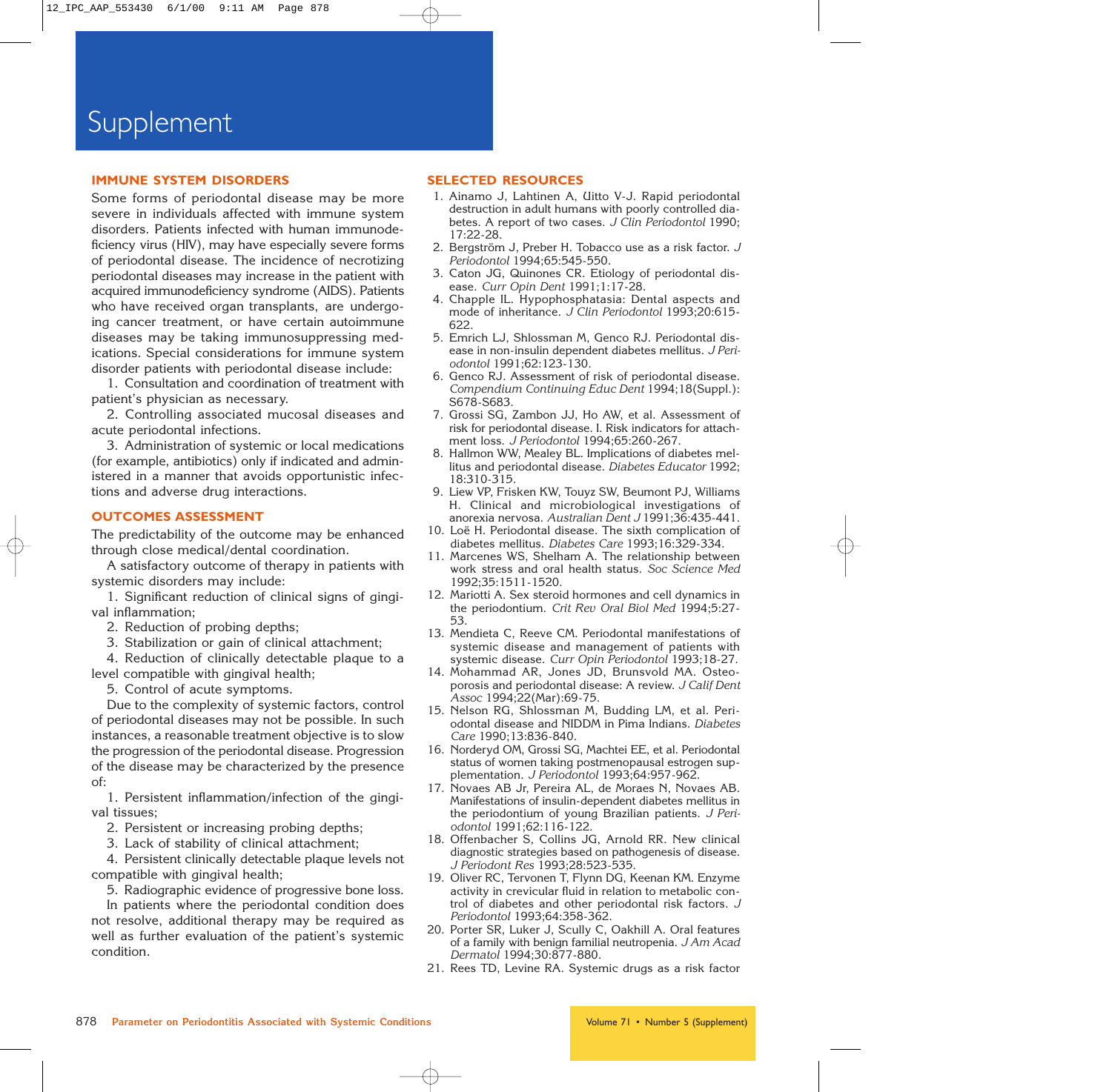# Supplement

## IMMUNE SYSTEM DISORDERS

Some forms of periodontal disease may be more severe in individuals affected with immune system disorders. Patients infected with human immunodeficiency virus (HIV), may have especially severe forms of periodontal disease. The incidence of necrotizing periodontal diseases may increase in the patient with acquired immunodeficiency syndrome (AIDS). Patients who have received organ transplants, are undergoing cancer treatment, or have certain autoimmune diseases may be taking immunosuppressing medications. Special considerations for immune system disorder patients with periodontal disease include:

1. Consultation and coordination of treatment with patient's physician as necessary.
2. Controlling associated mucosal diseases and acute periodontal infections.
3. Administration of systemic or local medications (for example, antibiotics) only if indicated and administered in a manner that avoids opportunistic infections and adverse drug interactions.

## OUTCOMES ASSESSMENT

The predictability of the outcome may be enhanced through close medical/dental coordination.

A satisfactory outcome of therapy in patients with systemic disorders may include:

1. Significant reduction of clinical signs of gingival inflammation;
2. Reduction of probing depths;
3. Stabilization or gain of clinical attachment;
4. Reduction of clinically detectable plaque to a level compatible with gingival health;
5. Control of acute symptoms.

Due to the complexity of systemic factors, control of periodontal diseases may not be possible. In such instances, a reasonable treatment objective is to slow the progression of the periodontal disease. Progression of the disease may be characterized by the presence of:

1. Persistent inflammation/infection of the gingival tissues;
2. Persistent or increasing probing depths;
3. Lack of stability of clinical attachment;
4. Persistent clinically detectable plaque levels not compatible with gingival health;
5. Radiographic evidence of progressive bone loss.

In patients where the periodontal condition does not resolve, additional therapy may be required as well as further evaluation of the patient's systemic condition.

## SELECTED RESOURCES

1. Ainamo J, Lahtinen A, Uitto V-J. Rapid periodontal destruction in adult humans with poorly controlled diabetes. A report of two cases. *J Clin Periodontol* 1990; 17:22-28.
2. Bergström J, Preber H. Tobacco use as a risk factor. *J Periodontol* 1994;65:545-550.
3. Caton JG, Quinones CR. Etiology of periodontal disease. *Curr Opin Dent* 1991;1:17-28.
4. Chapple ILl. Hypophosphatasia: Dental aspects and mode of inheritance. *J Clin Periodontol* 1993;20:615-622.
5. Emrich LJ, Shlossman M, Genco RJ. Periodontal disease in non-insulin dependent diabetes mellitus. *J Periodontol* 1991;62:123-130.
6. Genco RJ. Assessment of risk of periodontal disease. *Compendium Continuing Educ Dent* 1994;18(Suppl.): S678-S683.
7. Grossi SG, Zambon JJ, Ho AW, et al. Assessment of risk for periodontal disease. I. Risk indicators for attachment loss. *J Periodontol* 1994;65:260-267.
8. Hallmon WW, Mealey BL. Implications of diabetes mellitus and periodontal disease. *Diabetes Educator* 1992; 18:310-315.
9. Liew VP, Frisken KW, Touyz SW, Beumont PJ, Williams H. Clinical and microbiological investigations of anorexia nervosa. *Australian Dent J* 1991;36:435-441.
10. Loë H. Periodontal disease. The sixth complication of diabetes mellitus. *Diabetes Care* 1993;16:329-334.
11. Marcenes WS, Shelham A. The relationship between work stress and oral health status. *Soc Science Med* 1992;35:1511-1520.
12. Mariotti A. Sex steroid hormones and cell dynamics in the periodontium. *Crit Rev Oral Biol Med* 1994;5:27-53.
13. Mendieta C, Reeve CM. Periodontal manifestations of systemic disease and management of patients with systemic disease. *Curr Opin Periodontol* 1993;18-27.
14. Mohammad AR, Jones JD, Brunsvold MA. Osteoporosis and periodontal disease: A review. *J Calif Dent Assoc* 1994;22(Mar):69-75.
15. Nelson RG, Shlossman M, Budding LM, et al. Periodontal disease and NIDDM in Pima Indians. *Diabetes Care* 1990;13:836-840.
16. Norderyd OM, Grossi SG, Machtei EE, et al. Periodontal status of women taking postmenopausal estrogen supplementation. *J Periodontol* 1993;64:957-962.
17. Novaes AB Jr, Pereira AL, de Moraes N, Novaes AB. Manifestations of insulin-dependent diabetes mellitus in the periodontium of young Brazilian patients. *J Periodontol* 1991;62:116-122.
18. Offenbacher S, Collins JG, Arnold RR. New clinical diagnostic strategies based on pathogenesis of disease. *J Periodont Res* 1993;28:523-535.
19. Oliver RC, Tervonen T, Flynn DG, Keenan KM. Enzyme activity in crevicular fluid in relation to metabolic control of diabetes and other periodontal risk factors. *J Periodontol* 1993;64:358-362.
20. Porter SR, Luker J, Scully C, Oakhill A. Oral features of a family with benign familial neutropenia. *J Am Acad Dermatol* 1994;30:877-880.
21. Rees TD, Levine RA. Systemic drugs as a risk factor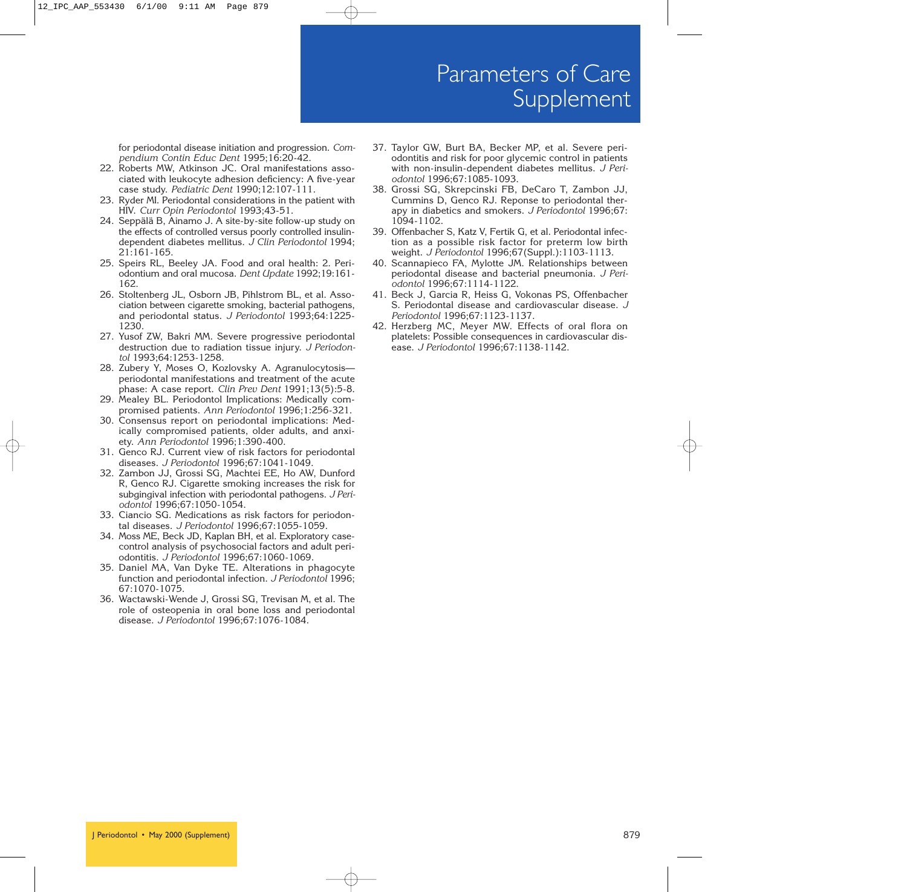for periodontal disease initiation and progression. *Compendium Contin Educ Dent* 1995;16:20-42.

22. Roberts MW, Atkinson JC. Oral manifestations associated with leukocyte adhesion deficiency: A five-year case study. *Pediatric Dent* 1990;12:107-111.
23. Ryder MI. Periodontal considerations in the patient with HIV. *Curr Opin Periodontol* 1993;43-51.
24. Seppälä B, Ainamo J. A site-by-site follow-up study on the effects of controlled versus poorly controlled insulin-dependent diabetes mellitus. *J Clin Periodontol* 1994; 21:161-165.
25. Speirs RL, Beeley JA. Food and oral health: 2. Periodontium and oral mucosa. *Dent Update* 1992;19:161-162.
26. Stoltenberg JL, Osborn JB, Pihlstrom BL, et al. Association between cigarette smoking, bacterial pathogens, and periodontal status. *J Periodontol* 1993;64:1225-1230.
27. Yusof ZW, Bakri MM. Severe progressive periodontal destruction due to radiation tissue injury. *J Periodontol* 1993;64:1253-1258.
28. Zubery Y, Moses O, Kozlovsky A. Agranulocytosis—periodontal manifestations and treatment of the acute phase: A case report. *Clin Prev Dent* 1991;13(5):5-8.
29. Mealey BL. Periodontol Implications: Medically compromised patients. *Ann Periodontol* 1996;1:256-321.
30. Consensus report on periodontal implications: Medically compromised patients, older adults, and anxiety. *Ann Periodontol* 1996;1:390-400.
31. Genco RJ. Current view of risk factors for periodontal diseases. *J Periodontol* 1996;67:1041-1049.
32. Zambon JJ, Grossi SG, Machtei EE, Ho AW, Dunford R, Genco RJ. Cigarette smoking increases the risk for subgingival infection with periodontal pathogens. *J Periodontol* 1996;67:1050-1054.
33. Ciancio SG. Medications as risk factors for periodontal diseases. *J Periodontol* 1996;67:1055-1059.
34. Moss ME, Beck JD, Kaplan BH, et al. Exploratory case-control analysis of psychosocial factors and adult periodontitis. *J Periodontol* 1996;67:1060-1069.
35. Daniel MA, Van Dyke TE. Alterations in phagocyte function and periodontal infection. *J Periodontol* 1996; 67:1070-1075.
36. Wactawski-Wende J, Grossi SG, Trevisan M, et al. The role of osteopenia in oral bone loss and periodontal disease. *J Periodontol* 1996;67:1076-1084.
37. Taylor GW, Burt BA, Becker MP, et al. Severe periodontitis and risk for poor glycemic control in patients with non-insulin-dependent diabetes mellitus. *J Periodontol* 1996;67:1085-1093.
38. Grossi SG, Skrepcinski FB, DeCaro T, Zambon JJ, Cummins D, Genco RJ. Reponse to periodontal therapy in diabetics and smokers. *J Periodontol* 1996;67: 1094-1102.
39. Offenbacher S, Katz V, Fertik G, et al. Periodontal infection as a possible risk factor for preterm low birth weight. *J Periodontol* 1996;67(Suppl.):1103-1113.
40. Scannapieco FA, Mylotte JM. Relationships between periodontal disease and bacterial pneumonia. *J Periodontol* 1996;67:1114-1122.
41. Beck J, Garcia R, Heiss G, Vokonas PS, Offenbacher S. Periodontal disease and cardiovascular disease. *J Periodontol* 1996;67:1123-1137.
42. Herzberg MC, Meyer MW. Effects of oral flora on platelets: Possible consequences in cardiovascular disease. *J Periodontol* 1996;67:1138-1142.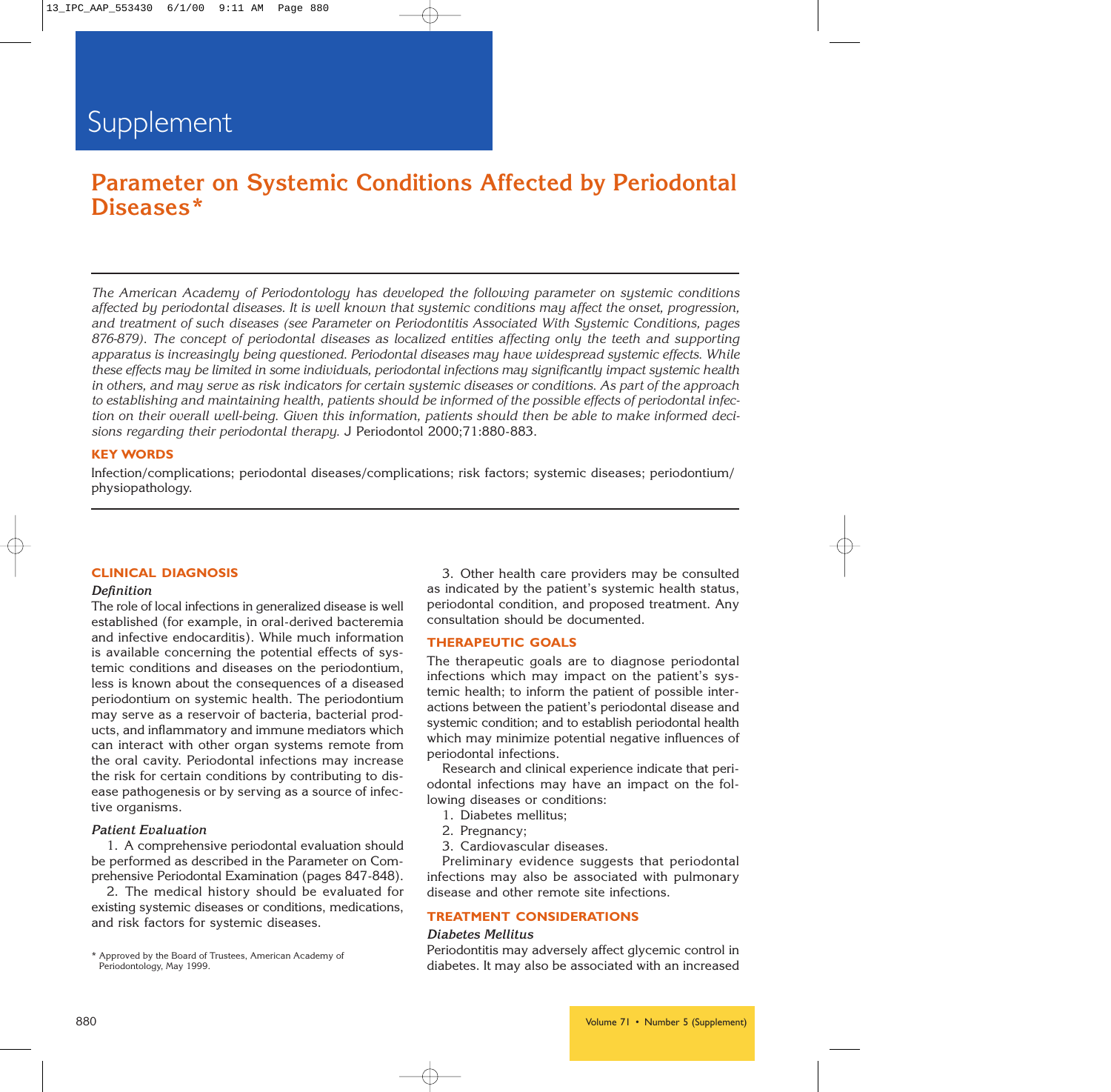# Supplement

## Parameter on Systemic Conditions Affected by Periodontal Diseases*

*The American Academy of Periodontology has developed the following parameter on systemic conditions affected by periodontal diseases. It is well known that systemic conditions may affect the onset, progression, and treatment of such diseases (see Parameter on Periodontitis Associated With Systemic Conditions, pages 876-879). The concept of periodontal diseases as localized entities affecting only the teeth and supporting apparatus is increasingly being questioned. Periodontal diseases may have widespread systemic effects. While these effects may be limited in some individuals, periodontal infections may significantly impact systemic health in others, and may serve as risk indicators for certain systemic diseases or conditions. As part of the approach to establishing and maintaining health, patients should be informed of the possible effects of periodontal infection on their overall well-being. Given this information, patients should then be able to make informed decisions regarding their periodontal therapy.* J Periodontol 2000;71:880-883.

### KEY WORDS

Infection/complications; periodontal diseases/complications; risk factors; systemic diseases; periodontium/physiopathology.

### CLINICAL DIAGNOSIS

#### *Definition*

The role of local infections in generalized disease is well established (for example, in oral-derived bacteremia and infective endocarditis). While much information is available concerning the potential effects of systemic conditions and diseases on the periodontium, less is known about the consequences of a diseased periodontium on systemic health. The periodontium may serve as a reservoir of bacteria, bacterial products, and inflammatory and immune mediators which can interact with other organ systems remote from the oral cavity. Periodontal infections may increase the risk for certain conditions by contributing to disease pathogenesis or by serving as a source of infective organisms.

#### *Patient Evaluation*

1. A comprehensive periodontal evaluation should be performed as described in the Parameter on Comprehensive Periodontal Examination (pages 847-848).
2. The medical history should be evaluated for existing systemic diseases or conditions, medications, and risk factors for systemic diseases.
3. Other health care providers may be consulted as indicated by the patient's systemic health status, periodontal condition, and proposed treatment. Any consultation should be documented.

### THERAPEUTIC GOALS

The therapeutic goals are to diagnose periodontal infections which may impact on the patient's systemic health; to inform the patient of possible interactions between the patient's periodontal disease and systemic condition; and to establish periodontal health which may minimize potential negative influences of periodontal infections.

Research and clinical experience indicate that periodontal infections may have an impact on the following diseases or conditions:

1. Diabetes mellitus;
2. Pregnancy;
3. Cardiovascular diseases.

Preliminary evidence suggests that periodontal infections may also be associated with pulmonary disease and other remote site infections.

### TREATMENT CONSIDERATIONS

#### *Diabetes Mellitus*

Periodontitis may adversely affect glycemic control in diabetes. It may also be associated with an increased

\* Approved by the Board of Trustees, American Academy of Periodontology, May 1999.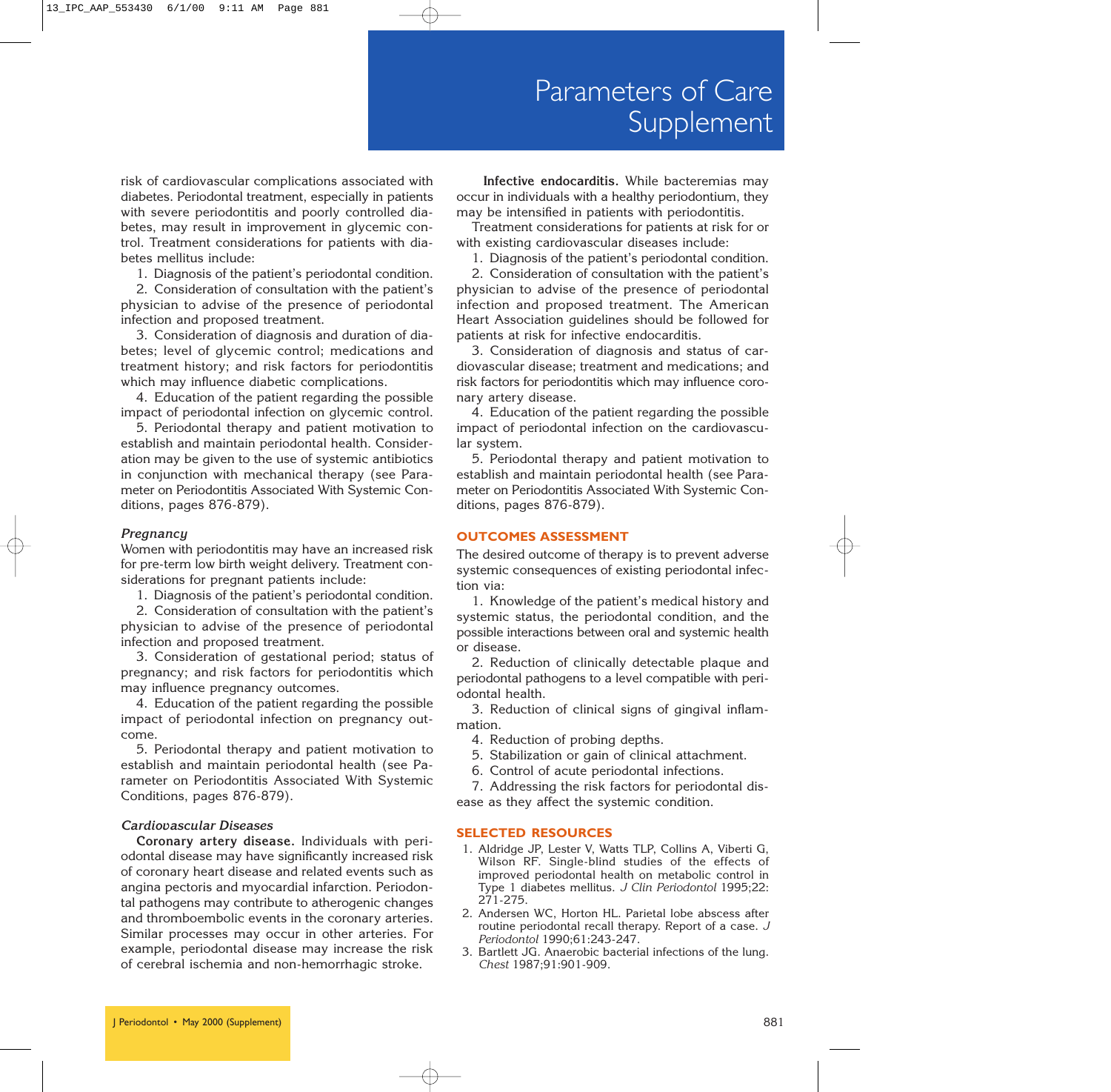risk of cardiovascular complications associated with diabetes. Periodontal treatment, especially in patients with severe periodontitis and poorly controlled diabetes, may result in improvement in glycemic control. Treatment considerations for patients with diabetes mellitus include:

1. Diagnosis of the patient's periodontal condition.
2. Consideration of consultation with the patient's physician to advise of the presence of periodontal infection and proposed treatment.
3. Consideration of diagnosis and duration of diabetes; level of glycemic control; medications and treatment history; and risk factors for periodontitis which may influence diabetic complications.
4. Education of the patient regarding the possible impact of periodontal infection on glycemic control.
5. Periodontal therapy and patient motivation to establish and maintain periodontal health. Consideration may be given to the use of systemic antibiotics in conjunction with mechanical therapy (see Parameter on Periodontitis Associated With Systemic Conditions, pages 876-879).

### *Pregnancy*

Women with periodontitis may have an increased risk for pre-term low birth weight delivery. Treatment considerations for pregnant patients include:

1. Diagnosis of the patient's periodontal condition.
2. Consideration of consultation with the patient's physician to advise of the presence of periodontal infection and proposed treatment.
3. Consideration of gestational period; status of pregnancy; and risk factors for periodontitis which may influence pregnancy outcomes.
4. Education of the patient regarding the possible impact of periodontal infection on pregnancy outcome.
5. Periodontal therapy and patient motivation to establish and maintain periodontal health (see Parameter on Periodontitis Associated With Systemic Conditions, pages 876-879).

### *Cardiovascular Diseases*

**Coronary artery disease.** Individuals with periodontal disease may have significantly increased risk of coronary heart disease and related events such as angina pectoris and myocardial infarction. Periodontal pathogens may contribute to atherogenic changes and thromboembolic events in the coronary arteries. Similar processes may occur in other arteries. For example, periodontal disease may increase the risk of cerebral ischemia and non-hemorrhagic stroke.

**Infective endocarditis.** While bacteremias may occur in individuals with a healthy periodontium, they may be intensified in patients with periodontitis.

Treatment considerations for patients at risk for or with existing cardiovascular diseases include:

1. Diagnosis of the patient's periodontal condition.
2. Consideration of consultation with the patient's physician to advise of the presence of periodontal infection and proposed treatment. The American Heart Association guidelines should be followed for patients at risk for infective endocarditis.
3. Consideration of diagnosis and status of cardiovascular disease; treatment and medications; and risk factors for periodontitis which may influence coronary artery disease.
4. Education of the patient regarding the possible impact of periodontal infection on the cardiovascular system.
5. Periodontal therapy and patient motivation to establish and maintain periodontal health (see Parameter on Periodontitis Associated With Systemic Conditions, pages 876-879).

## OUTCOMES ASSESSMENT

The desired outcome of therapy is to prevent adverse systemic consequences of existing periodontal infection via:

1. Knowledge of the patient's medical history and systemic status, the periodontal condition, and the possible interactions between oral and systemic health or disease.
2. Reduction of clinically detectable plaque and periodontal pathogens to a level compatible with periodontal health.
3. Reduction of clinical signs of gingival inflammation.
4. Reduction of probing depths.
5. Stabilization or gain of clinical attachment.
6. Control of acute periodontal infections.
7. Addressing the risk factors for periodontal disease as they affect the systemic condition.

## SELECTED RESOURCES

1. Aldridge JP, Lester V, Watts TLP, Collins A, Viberti G, Wilson RF. Single-blind studies of the effects of improved periodontal health on metabolic control in Type 1 diabetes mellitus. *J Clin Periodontol* 1995;22:271-275.
2. Andersen WC, Horton HL. Parietal lobe abscess after routine periodontal recall therapy. Report of a case. *J Periodontol* 1990;61:243-247.
3. Bartlett JG. Anaerobic bacterial infections of the lung. *Chest* 1987;91:901-909.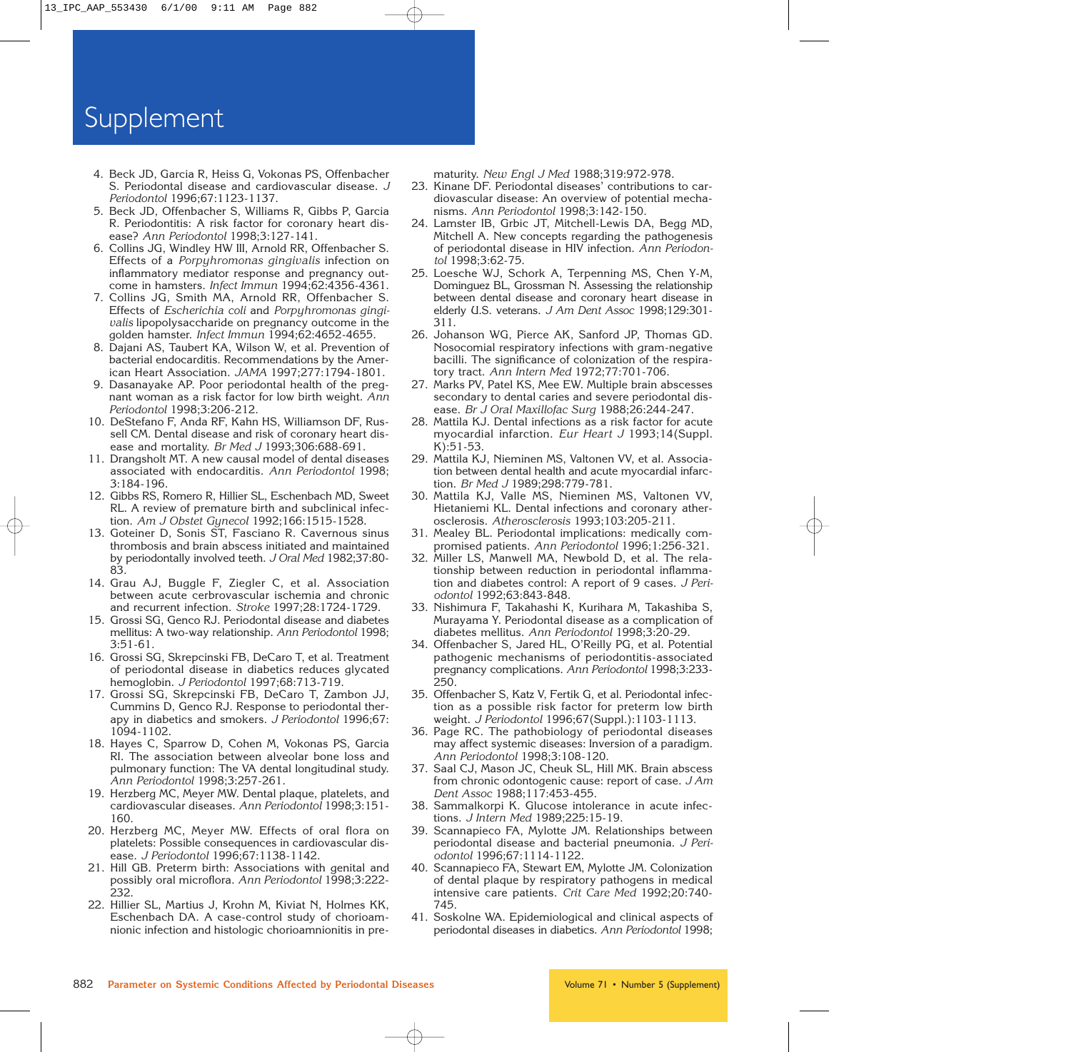4. Beck JD, Garcia R, Heiss G, Vokonas PS, Offenbacher S. Periodontal disease and cardiovascular disease. *J Periodontol* 1996;67:1123-1137.
5. Beck JD, Offenbacher S, Williams R, Gibbs P, Garcia R. Periodontitis: A risk factor for coronary heart disease? *Ann Periodontol* 1998;3:127-141.
6. Collins JG, Windley HW III, Arnold RR, Offenbacher S. Effects of a *Porpyhromonas gingivalis* infection on inflammatory mediator response and pregnancy outcome in hamsters. *Infect Immun* 1994;62:4356-4361.
7. Collins JG, Smith MA, Arnold RR, Offenbacher S. Effects of *Escherichia coli* and *Porpyhromonas gingivalis* lipopolysaccharide on pregnancy outcome in the golden hamster. *Infect Immun* 1994;62:4652-4655.
8. Dajani AS, Taubert KA, Wilson W, et al. Prevention of bacterial endocarditis. Recommendations by the American Heart Association. *JAMA* 1997;277:1794-1801.
9. Dasanayake AP. Poor periodontal health of the pregnant woman as a risk factor for low birth weight. *Ann Periodontol* 1998;3:206-212.
10. DeStefano F, Anda RF, Kahn HS, Williamson DF, Russell CM. Dental disease and risk of coronary heart disease and mortality. *Br Med J* 1993;306:688-691.
11. Drangsholt MT. A new causal model of dental diseases associated with endocarditis. *Ann Periodontol* 1998; 3:184-196.
12. Gibbs RS, Romero R, Hillier SL, Eschenbach MD, Sweet RL. A review of premature birth and subclinical infection. *Am J Obstet Gynecol* 1992;166:1515-1528.
13. Goteiner D, Sonis ST, Fasciano R. Cavernous sinus thrombosis and brain abscess initiated and maintained by periodontally involved teeth. *J Oral Med* 1982;37:80-83.
14. Grau AJ, Buggle F, Ziegler C, et al. Association between acute cerbrovascular ischemia and chronic and recurrent infection. *Stroke* 1997;28:1724-1729.
15. Grossi SG, Genco RJ. Periodontal disease and diabetes mellitus: A two-way relationship. *Ann Periodontol* 1998; 3:51-61.
16. Grossi SG, Skrepcinski FB, DeCaro T, et al. Treatment of periodontal disease in diabetics reduces glycated hemoglobin. *J Periodontol* 1997;68:713-719.
17. Grossi SG, Skrepcinski FB, DeCaro T, Zambon JJ, Cummins D, Genco RJ. Response to periodontal therapy in diabetics and smokers. *J Periodontol* 1996;67: 1094-1102.
18. Hayes C, Sparrow D, Cohen M, Vokonas PS, Garcia RI. The association between alveolar bone loss and pulmonary function: The VA dental longitudinal study. *Ann Periodontol* 1998;3:257-261.
19. Herzberg MC, Meyer MW. Dental plaque, platelets, and cardiovascular diseases. *Ann Periodontol* 1998;3:151-160.
20. Herzberg MC, Meyer MW. Effects of oral flora on platelets: Possible consequences in cardiovascular disease. *J Periodontol* 1996;67:1138-1142.
21. Hill GB. Preterm birth: Associations with genital and possibly oral microflora. *Ann Periodontol* 1998;3:222-232.
22. Hillier SL, Martius J, Krohn M, Kiviat N, Holmes KK, Eschenbach DA. A case-control study of chorioamnionic infection and histologic chorioamnionitis in prematurity. *New Engl J Med* 1988;319:972-978.
23. Kinane DF. Periodontal diseases' contributions to cardiovascular disease: An overview of potential mechanisms. *Ann Periodontol* 1998;3:142-150.
24. Lamster IB, Grbic JT, Mitchell-Lewis DA, Begg MD, Mitchell A. New concepts regarding the pathogenesis of periodontal disease in HIV infection. *Ann Periodontol* 1998;3:62-75.
25. Loesche WJ, Schork A, Terpenning MS, Chen Y-M, Dominguez BL, Grossman N. Assessing the relationship between dental disease and coronary heart disease in elderly U.S. veterans. *J Am Dent Assoc* 1998;129:301-311.
26. Johanson WG, Pierce AK, Sanford JP, Thomas GD. Nosocomial respiratory infections with gram-negative bacilli. The significance of colonization of the respiratory tract. *Ann Intern Med* 1972;77:701-706.
27. Marks PV, Patel KS, Mee EW. Multiple brain abscesses secondary to dental caries and severe periodontal disease. *Br J Oral Maxillofac Surg* 1988;26:244-247.
28. Mattila KJ. Dental infections as a risk factor for acute myocardial infarction. *Eur Heart J* 1993;14(Suppl. K):51-53.
29. Mattila KJ, Nieminen MS, Valtonen VV, et al. Association between dental health and acute myocardial infarction. *Br Med J* 1989;298:779-781.
30. Mattila KJ, Valle MS, Nieminen MS, Valtonen VV, Hietaniemi KL. Dental infections and coronary atherosclerosis. *Atherosclerosis* 1993;103:205-211.
31. Mealey BL. Periodontal implications: medically compromised patients. *Ann Periodontol* 1996;1:256-321.
32. Miller LS, Manwell MA, Newbold D, et al. The relationship between reduction in periodontal inflammation and diabetes control: A report of 9 cases. *J Periodontol* 1992;63:843-848.
33. Nishimura F, Takahashi K, Kurihara M, Takashiba S, Murayama Y. Periodontal disease as a complication of diabetes mellitus. *Ann Periodontol* 1998;3:20-29.
34. Offenbacher S, Jared HL, O'Reilly PG, et al. Potential pathogenic mechanisms of periodontitis-associated pregnancy complications. *Ann Periodontol* 1998;3:233-250.
35. Offenbacher S, Katz V, Fertik G, et al. Periodontal infection as a possible risk factor for preterm low birth weight. *J Periodontol* 1996;67(Suppl.):1103-1113.
36. Page RC. The pathobiology of periodontal diseases may affect systemic diseases: Inversion of a paradigm. *Ann Periodontol* 1998;3:108-120.
37. Saal CJ, Mason JC, Cheuk SL, Hill MK. Brain abscess from chronic odontogenic cause: report of case. *J Am Dent Assoc* 1988;117:453-455.
38. Sammalkorpi K. Glucose intolerance in acute infections. *J Intern Med* 1989;225:15-19.
39. Scannapieco FA, Mylotte JM. Relationships between periodontal disease and bacterial pneumonia. *J Periodontol* 1996;67:1114-1122.
40. Scannapieco FA, Stewart EM, Mylotte JM. Colonization of dental plaque by respiratory pathogens in medical intensive care patients. *Crit Care Med* 1992;20:740-745.
41. Soskolne WA. Epidemiological and clinical aspects of periodontal diseases in diabetics. *Ann Periodontol* 1998;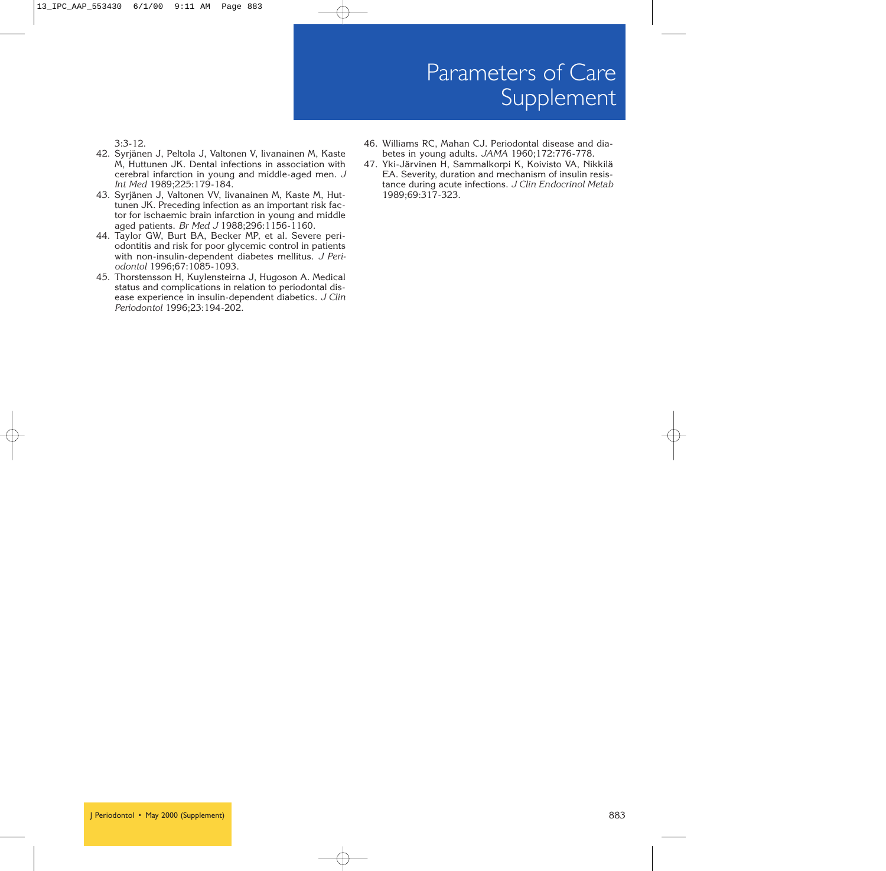3:3-12.

42. Syrjänen J, Peltola J, Valtonen V, Iivanainen M, Kaste M, Huttunen JK. Dental infections in association with cerebral infarction in young and middle-aged men. *J Int Med* 1989;225:179-184.
43. Syrjänen J, Valtonen VV, Iivanainen M, Kaste M, Huttunen JK. Preceding infection as an important risk factor for ischaemic brain infarction in young and middle aged patients. *Br Med J* 1988;296:1156-1160.
44. Taylor GW, Burt BA, Becker MP, et al. Severe periodontitis and risk for poor glycemic control in patients with non-insulin-dependent diabetes mellitus. *J Periodontol* 1996;67:1085-1093.
45. Thorstensson H, Kuylensteirna J, Hugoson A. Medical status and complications in relation to periodontal disease experience in insulin-dependent diabetics. *J Clin Periodontol* 1996;23:194-202.
46. Williams RC, Mahan CJ. Periodontal disease and diabetes in young adults. *JAMA* 1960;172:776-778.
47. Yki-Järvinen H, Sammalkorpi K, Koivisto VA, Nikkilä EA. Severity, duration and mechanism of insulin resistance during acute infections. *J Clin Endocrinol Metab* 1989;69:317-323.